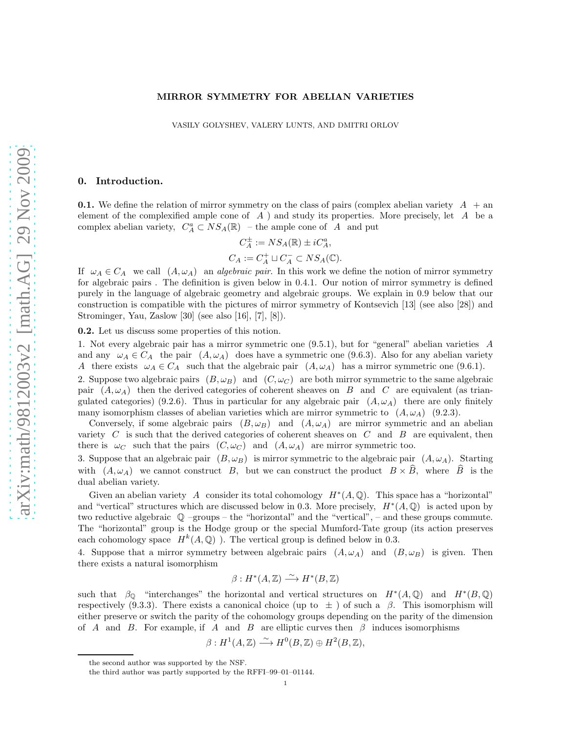# MIRROR SYMMETRY FOR ABELIAN VARIETIES

VASILY GOLYSHEV, VALERY LUNTS, AND DMITRI ORLOV

## 0. Introduction.

**0.1.** We define the relation of mirror symmetry on the class of pairs (complex abelian variety $A$ + an element of the complexified ample cone of $A$ ) and study its properties. More precisely, let $A$ be a complex abelian variety, $C_A^a \subset NS_A(\mathbb{R})$ – the ample cone of $A$ and put

$$C_A^{\pm} := NS_A(\mathbb{R}) \pm iC_A^a,$$
$$C_A := C_A^+ \sqcup C_A^- \subset NS_A(\mathbb{C}).$$

If $\omega_A \in C_A$ we call $(A, \omega_A)$ an *algebraic pair.* In this work we define the notion of mirror symmetry for algebraic pairs . The definition is given below in 0.4.1. Our notion of mirror symmetry is defined purely in the language of algebraic geometry and algebraic groups. We explain in 0.9 below that our construction is compatible with the pictures of mirror symmetry of Kontsevich [13] (see also [28]) and Strominger, Yau, Zaslow [30] (see also [16], [7], [8]).

**0.2.** Let us discuss some properties of this notion.

1. Not every algebraic pair has a mirror symmetric one (9.5.1), but for "general" abelian varieties $A$ and any $\omega_A \in C_A$ the pair $(A, \omega_A)$ does have a symmetric one (9.6.3). Also for any abelian variety $A$ there exists $\omega_A \in C_A$ such that the algebraic pair $(A, \omega_A)$ has a mirror symmetric one (9.6.1).

2. Suppose two algebraic pairs $(B, \omega_B)$ and $(C, \omega_C)$ are both mirror symmetric to the same algebraic pair $(A, \omega_A)$ then the derived categories of coherent sheaves on $B$ and $C$ are equivalent (as triangulated categories) (9.2.6). Thus in particular for any algebraic pair $(A, \omega_A)$ there are only finitely many isomorphism classes of abelian varieties which are mirror symmetric to $(A, \omega_A)$ (9.2.3).

Conversely, if some algebraic pairs $(B, \omega_B)$ and $(A, \omega_A)$ are mirror symmetric and an abelian variety $C$ is such that the derived categories of coherent sheaves on $C$ and $B$ are equivalent, then there is $\omega_C$ such that the pairs $(C, \omega_C)$ and $(A, \omega_A)$ are mirror symmetric too.

3. Suppose that an algebraic pair $(B, \omega_B)$ is mirror symmetric to the algebraic pair $(A, \omega_A)$. Starting with $(A, \omega_A)$ we cannot construct $B$, but we can construct the product $B \times \widehat{B}$, where $\widehat{B}$ is the dual abelian variety.

Given an abelian variety $A$ consider its total cohomology $H^*(A, \mathbb{Q})$. This space has a "horizontal" and "vertical" structures which are discussed below in 0.3. More precisely, $H^*(A, \mathbb{Q})$ is acted upon by two reductive algebraic $\mathbb{Q}$ –groups – the "horizontal" and the "vertical", – and these groups commute. The "horizontal" group is the Hodge group or the special Mumford-Tate group (its action preserves each cohomology space $H^k(A, \mathbb{Q})$ ). The vertical group is defined below in 0.3.

4. Suppose that a mirror symmetry between algebraic pairs $(A, \omega_A)$ and $(B, \omega_B)$ is given. Then there exists a natural isomorphism

$$\beta : H^*(A, \mathbb{Z}) \xrightarrow{\sim} H^*(B, \mathbb{Z})$$

such that $\beta_{\mathbb{Q}}$ "interchanges" the horizontal and vertical structures on $H^*(A, \mathbb{Q})$ and $H^*(B, \mathbb{Q})$ respectively (9.3.3). There exists a canonical choice (up to $\pm$ ) of such a $\beta$. This isomorphism will either preserve or switch the parity of the cohomology groups depending on the parity of the dimension of $A$ and $B$. For example, if $A$ and $B$ are elliptic curves then $\beta$ induces isomorphisms

$$\beta : H^1(A, \mathbb{Z}) \xrightarrow{\sim} H^0(B, \mathbb{Z}) \oplus H^2(B, \mathbb{Z}),$$

the second author was supported by the NSF.

the third author was partly supported by the RFFI–99–01–01144.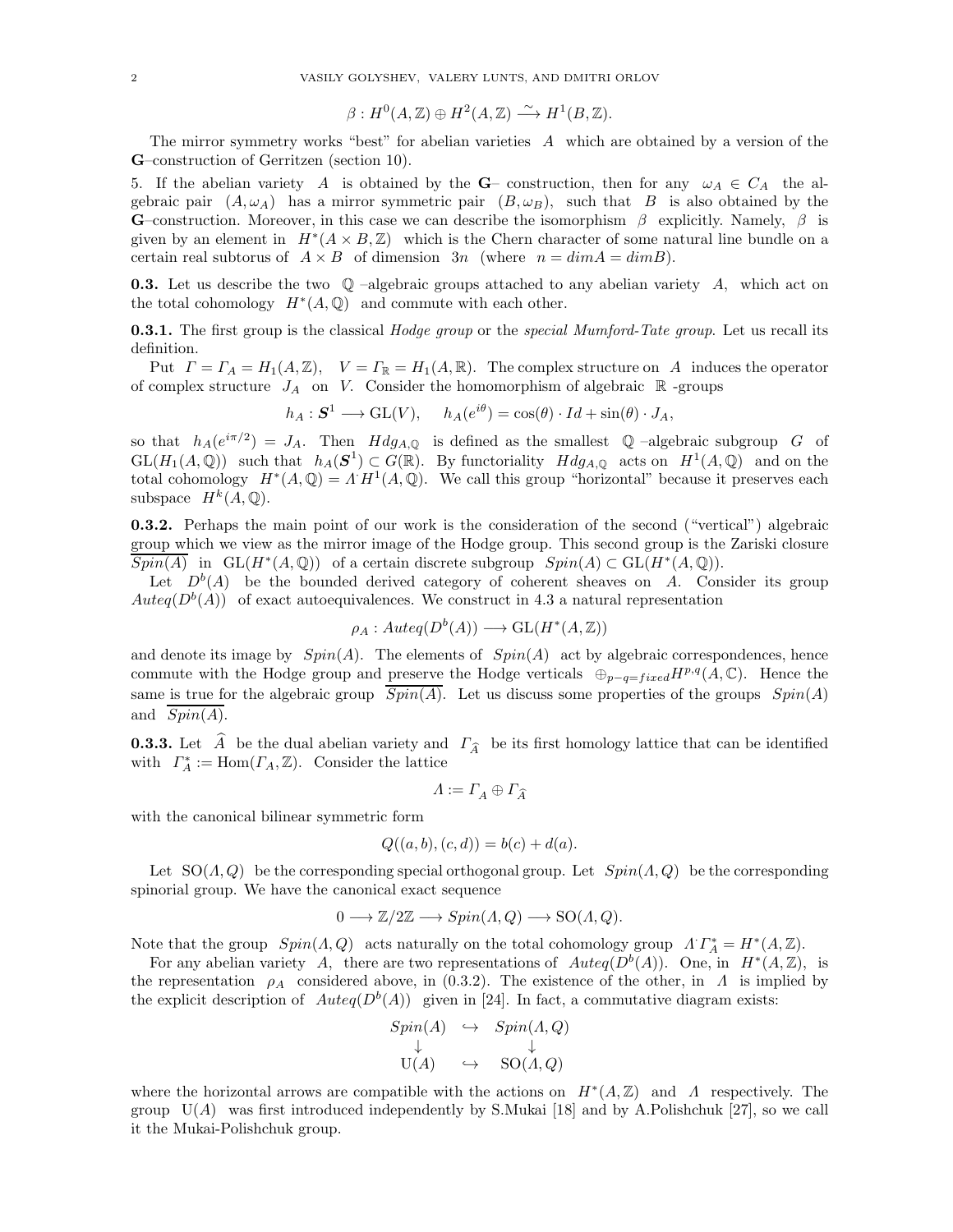$$\beta : H^0(A,\mathbb{Z}) \oplus H^2(A,\mathbb{Z}) \xrightarrow{\sim} H^1(B,\mathbb{Z}).$$

The mirror symmetry works "best" for abelian varieties $A$ which are obtained by a version of the **G**–construction of Gerritzen (section 10).

5. If the abelian variety $A$ is obtained by the **G**– construction, then for any $\omega_A \in C_A$ the algebraic pair $(A, \omega_A)$ has a mirror symmetric pair $(B, \omega_B)$, such that $B$ is also obtained by the **G**–construction. Moreover, in this case we can describe the isomorphism $\beta$ explicitly. Namely, $\beta$ is given by an element in $H^*(A \times B, \mathbb{Z})$ which is the Chern character of some natural line bundle on a certain real subtorus of $A \times B$ of dimension $3n$ (where $n = dim A = dim B$).

**0.3.** Let us describe the two $\mathbb{Q}$ –algebraic groups attached to any abelian variety $A$, which act on the total cohomology $H^*(A,\mathbb{Q})$ and commute with each other.

**0.3.1.** The first group is the classical *Hodge group* or the *special Mumford-Tate group*. Let us recall its definition.

Put $\Gamma = \Gamma_A = H_1(A,\mathbb{Z})$, $V = \Gamma_{\mathbb{R}} = H_1(A,\mathbb{R})$. The complex structure on $A$ induces the operator of complex structure $J_A$ on $V$. Consider the homomorphism of algebraic $\mathbb{R}$ -groups

$$h_A : \boldsymbol{S}^1 \longrightarrow \mathrm{GL}(V), \quad h_A(e^{i\theta}) = \cos(\theta)\cdot Id + \sin(\theta)\cdot J_A,$$

so that $h_A(e^{i\pi/2}) = J_A$. Then $Hdg_{A,\mathbb{Q}}$ is defined as the smallest $\mathbb{Q}$ –algebraic subgroup $G$ of $\mathrm{GL}(H_1(A,\mathbb{Q}))$ such that $h_A(\boldsymbol{S}^1) \subset G(\mathbb{R})$. By functoriality $Hdg_{A,\mathbb{Q}}$ acts on $H^1(A,\mathbb{Q})$ and on the total cohomology $H^*(A,\mathbb{Q}) = \Lambda^{\cdot} H^1(A,\mathbb{Q})$. We call this group "horizontal" because it preserves each subspace $H^k(A,\mathbb{Q})$.

**0.3.2.** Perhaps the main point of our work is the consideration of the second ("vertical") algebraic group which we view as the mirror image of the Hodge group. This second group is the Zariski closure $\overline{Spin(A)}$ in $\mathrm{GL}(H^*(A,\mathbb{Q}))$ of a certain discrete subgroup $Spin(A) \subset \mathrm{GL}(H^*(A,\mathbb{Q}))$.

Let $D^b(A)$ be the bounded derived category of coherent sheaves on $A$. Consider its group $Auteq(D^b(A))$ of exact autoequivalences. We construct in 4.3 a natural representation

$$\rho_A : Auteq(D^b(A)) \longrightarrow \mathrm{GL}(H^*(A,\mathbb{Z}))$$

and denote its image by $Spin(A)$. The elements of $Spin(A)$ act by algebraic correspondences, hence commute with the Hodge group and preserve the Hodge verticals $\oplus_{p-q=fixed} H^{p,q}(A,\mathbb{C})$. Hence the same is true for the algebraic group $\overline{Spin(A)}$. Let us discuss some properties of the groups $Spin(A)$ and $\overline{Spin(A)}$.

**0.3.3.** Let $\widehat{A}$ be the dual abelian variety and $\Gamma_{\widehat{A}}$ be its first homology lattice that can be identified with $\Gamma_A^* := \mathrm{Hom}(\Gamma_A, \mathbb{Z})$. Consider the lattice

$$\Lambda := \Gamma_A \oplus \Gamma_{\widehat{A}}$$

with the canonical bilinear symmetric form

$$Q((a,b),(c,d)) = b(c) + d(a).$$

Let $\mathrm{SO}(\Lambda, Q)$ be the corresponding special orthogonal group. Let $Spin(\Lambda, Q)$ be the corresponding spinorial group. We have the canonical exact sequence

$$0 \longrightarrow \mathbb{Z}/2\mathbb{Z} \longrightarrow Spin(\Lambda, Q) \longrightarrow \mathrm{SO}(\Lambda, Q).$$

Note that the group $Spin(\Lambda, Q)$ acts naturally on the total cohomology group $\Lambda^{\cdot}\Gamma_A^* = H^*(A,\mathbb{Z})$.

For any abelian variety $A$, there are two representations of $Auteq(D^b(A))$. One, in $H^*(A,\mathbb{Z})$, is the representation $\rho_A$ considered above, in (0.3.2). The existence of the other, in $\Lambda$ is implied by the explicit description of $Auteq(D^b(A))$ given in [24]. In fact, a commutative diagram exists:

$$\begin{array}{ccc} Spin(A) & \hookrightarrow & Spin(\Lambda, Q) \\ \downarrow & & \downarrow \\ \mathrm{U}(A) & \hookrightarrow & \mathrm{SO}(\Lambda, Q) \end{array}$$

where the horizontal arrows are compatible with the actions on $H^*(A,\mathbb{Z})$ and $\Lambda$ respectively. The group $\mathrm{U}(A)$ was first introduced independently by S.Mukai [18] and by A.Polishchuk [27], so we call it the Mukai-Polishchuk group.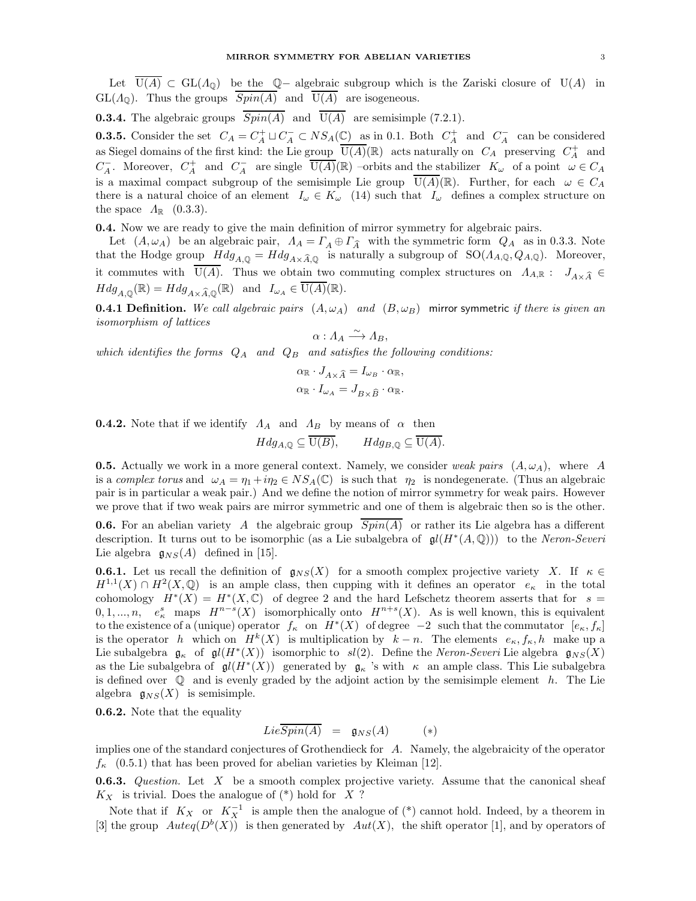Let $\overline{\mathrm{U}(A)} \subset \mathrm{GL}(\Lambda_{\mathbb{Q}})$ be the $\mathbb{Q}-$ algebraic subgroup which is the Zariski closure of $\mathrm{U}(A)$ in $\mathrm{GL}(\Lambda_{\mathbb{Q}})$. Thus the groups $\overline{Spin(A)}$ and $\overline{\mathrm{U}(A)}$ are isogeneous.

**0.3.4.** The algebraic groups $\overline{Spin(A)}$ and $\overline{\mathrm{U}(A)}$ are semisimple (7.2.1).

**0.3.5.** Consider the set $C_A = C_A^+ \sqcup C_A^- \subset NS_A(\mathbb{C})$ as in 0.1. Both $C_A^+$ and $C_A^-$ can be considered as Siegel domains of the first kind: the Lie group $\overline{\mathrm{U}(A)}(\mathbb{R})$ acts naturally on $C_A$ preserving $C_A^+$ and $C_A^-$. Moreover, $C_A^+$ and $C_A^-$ are single $\overline{\mathrm{U}(A)}(\mathbb{R})$ –orbits and the stabilizer $K_\omega$ of a point $\omega \in C_A$ is a maximal compact subgroup of the semisimple Lie group $\overline{\mathrm{U}(A)}(\mathbb{R})$. Further, for each $\omega \in C_A$ there is a natural choice of an element $I_\omega \in K_\omega$ (14) such that $I_\omega$ defines a complex structure on the space $\Lambda_{\mathbb{R}}$ (0.3.3).

**0.4.** Now we are ready to give the main definition of mirror symmetry for algebraic pairs.

Let $(A, \omega_A)$ be an algebraic pair, $\Lambda_A = \Gamma_A \oplus \Gamma_{\widehat{A}}$ with the symmetric form $Q_A$ as in 0.3.3. Note that the Hodge group $Hdg_{A,\mathbb{Q}} = Hdg_{A\times\widehat{A},\mathbb{Q}}$ is naturally a subgroup of $\mathrm{SO}(\Lambda_{A,\mathbb{Q}}, Q_{A,\mathbb{Q}})$. Moreover, it commutes with $\overline{\mathrm{U}(A)}$. Thus we obtain two commuting complex structures on $\Lambda_{A,\mathbb{R}}$ : $J_{A\times\widehat{A}} \in Hdg_{A,\mathbb{Q}}(\mathbb{R}) = Hdg_{A\times\widehat{A},\mathbb{Q}}(\mathbb{R})$ and $I_{\omega_A} \in \overline{\mathrm{U}(A)}(\mathbb{R})$.

**0.4.1 Definition.** *We call algebraic pairs $(A, \omega_A)$ and $(B, \omega_B)$* mirror symmetric *if there is given an isomorphism of lattices*

$$\alpha : \Lambda_A \xrightarrow{\sim} \Lambda_B,$$

*which identifies the forms $Q_A$ and $Q_B$ and satisfies the following conditions:*

$$\alpha_{\mathbb{R}} \cdot J_{A\times\widehat{A}} = I_{\omega_B} \cdot \alpha_{\mathbb{R}},$$
$$\alpha_{\mathbb{R}} \cdot I_{\omega_A} = J_{B\times\widehat{B}} \cdot \alpha_{\mathbb{R}}.$$

**0.4.2.** Note that if we identify $\Lambda_A$ and $\Lambda_B$ by means of $\alpha$ then

$$Hdg_{A,\mathbb{Q}} \subseteq \overline{\mathrm{U}(B)}, \qquad Hdg_{B,\mathbb{Q}} \subseteq \overline{\mathrm{U}(A)}.$$

**0.5.** Actually we work in a more general context. Namely, we consider *weak pairs* $(A, \omega_A)$, where $A$ is a *complex torus* and $\omega_A = \eta_1 + i\eta_2 \in NS_A(\mathbb{C})$ is such that $\eta_2$ is nondegenerate. (Thus an algebraic pair is in particular a weak pair.) And we define the notion of mirror symmetry for weak pairs. However we prove that if two weak pairs are mirror symmetric and one of them is algebraic then so is the other.

**0.6.** For an abelian variety $A$ the algebraic group $\overline{Spin(A)}$ or rather its Lie algebra has a different description. It turns out to be isomorphic (as a Lie subalgebra of $\mathfrak{gl}(H^*(A,\mathbb{Q}))$) to the *Neron-Severi* Lie algebra $\mathfrak{g}_{NS}(A)$ defined in [15].

**0.6.1.** Let us recall the definition of $\mathfrak{g}_{NS}(X)$ for a smooth complex projective variety $X$. If $\kappa \in H^{1,1}(X) \cap H^2(X,\mathbb{Q})$ is an ample class, then cupping with it defines an operator $e_\kappa$ in the total cohomology $H^*(X) = H^*(X,\mathbb{C})$ of degree 2 and the hard Lefschetz theorem asserts that for $s = 0, 1, ..., n$, $e_\kappa^s$ maps $H^{n-s}(X)$ isomorphically onto $H^{n+s}(X)$. As is well known, this is equivalent to the existence of a (unique) operator $f_\kappa$ on $H^*(X)$ of degree $-2$ such that the commutator $[e_\kappa, f_\kappa]$ is the operator $h$ which on $H^k(X)$ is multiplication by $k - n$. The elements $e_\kappa, f_\kappa, h$ make up a Lie subalgebra $\mathfrak{g}_\kappa$ of $\mathfrak{gl}(H^*(X))$ isomorphic to $sl(2)$. Define the *Neron-Severi* Lie algebra $\mathfrak{g}_{NS}(X)$ as the Lie subalgebra of $\mathfrak{gl}(H^*(X))$ generated by $\mathfrak{g}_\kappa$ 's with $\kappa$ an ample class. This Lie subalgebra is defined over $\mathbb{Q}$ and is evenly graded by the adjoint action by the semisimple element $h$. The Lie algebra $\mathfrak{g}_{NS}(X)$ is semisimple.

**0.6.2.** Note that the equality

$$Lie\overline{Spin(A)} \;\; = \;\; \mathfrak{g}_{NS}(A) \qquad\qquad (*)$$

implies one of the standard conjectures of Grothendieck for $A$. Namely, the algebraicity of the operator $f_\kappa$ (0.5.1) that has been proved for abelian varieties by Kleiman [12].

**0.6.3.** *Question.* Let $X$ be a smooth complex projective variety. Assume that the canonical sheaf $K_X$ is trivial. Does the analogue of (\*) hold for $X$ ?

Note that if $K_X$ or $K_X^{-1}$ is ample then the analogue of (\*) cannot hold. Indeed, by a theorem in [3] the group $Auteq(D^b(X))$ is then generated by $Aut(X)$, the shift operator [1], and by operators of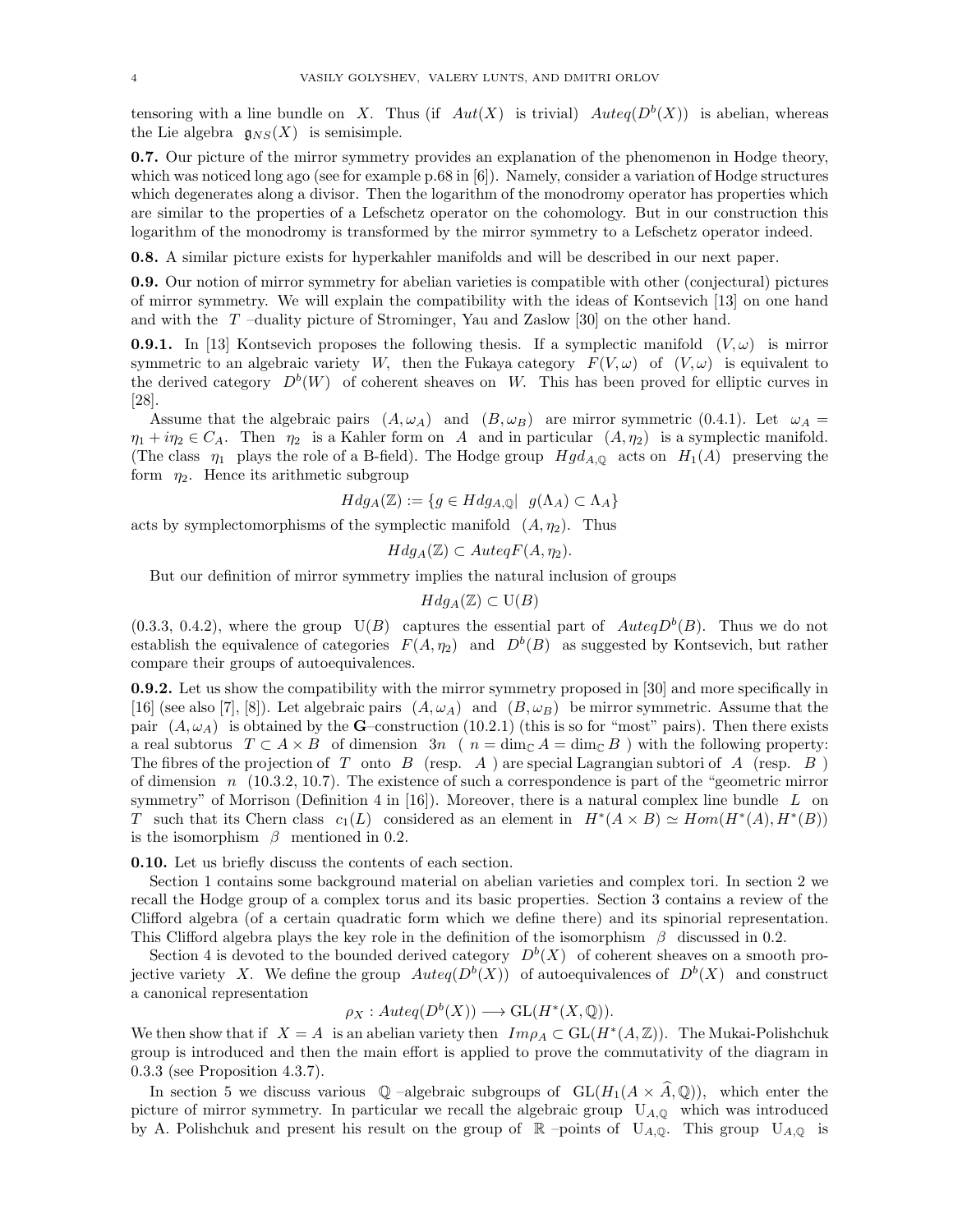tensoring with a line bundle on $X$. Thus (if $Aut(X)$ is trivial) $Auteq(D^b(X))$ is abelian, whereas the Lie algebra $\mathfrak{g}_{NS}(X)$ is semisimple.

**0.7.** Our picture of the mirror symmetry provides an explanation of the phenomenon in Hodge theory, which was noticed long ago (see for example p.68 in [6]). Namely, consider a variation of Hodge structures which degenerates along a divisor. Then the logarithm of the monodromy operator has properties which are similar to the properties of a Lefschetz operator on the cohomology. But in our construction this logarithm of the monodromy is transformed by the mirror symmetry to a Lefschetz operator indeed.

**0.8.** A similar picture exists for hyperkahler manifolds and will be described in our next paper.

**0.9.** Our notion of mirror symmetry for abelian varieties is compatible with other (conjectural) pictures of mirror symmetry. We will explain the compatibility with the ideas of Kontsevich [13] on one hand and with the $T$ –duality picture of Strominger, Yau and Zaslow [30] on the other hand.

**0.9.1.** In [13] Kontsevich proposes the following thesis. If a symplectic manifold $(V,\omega)$ is mirror symmetric to an algebraic variety $W$, then the Fukaya category $F(V,\omega)$ of $(V,\omega)$ is equivalent to the derived category $D^b(W)$ of coherent sheaves on $W$. This has been proved for elliptic curves in [28].

Assume that the algebraic pairs $(A,\omega_A)$ and $(B,\omega_B)$ are mirror symmetric (0.4.1). Let $\omega_A = \eta_1 + i\eta_2 \in C_A$. Then $\eta_2$ is a Kahler form on $A$ and in particular $(A,\eta_2)$ is a symplectic manifold. (The class $\eta_1$ plays the role of a B-field). The Hodge group $Hgd_{A,\mathbb{Q}}$ acts on $H_1(A)$ preserving the form $\eta_2$. Hence its arithmetic subgroup

$$Hdg_A(\mathbb{Z}) := \{g \in Hdg_{A,\mathbb{Q}} | \ \ g(\Lambda_A) \subset \Lambda_A\}$$

acts by symplectomorphisms of the symplectic manifold $(A,\eta_2)$. Thus

$$Hdg_A(\mathbb{Z}) \subset AuteqF(A,\eta_2).$$

But our definition of mirror symmetry implies the natural inclusion of groups

$$Hdg_A(\mathbb{Z}) \subset \mathrm{U}(B)$$

(0.3.3, 0.4.2), where the group $\mathrm{U}(B)$ captures the essential part of $AuteqD^b(B)$. Thus we do not establish the equivalence of categories $F(A,\eta_2)$ and $D^b(B)$ as suggested by Kontsevich, but rather compare their groups of autoequivalences.

**0.9.2.** Let us show the compatibility with the mirror symmetry proposed in [30] and more specifically in [16] (see also [7], [8]). Let algebraic pairs $(A,\omega_A)$ and $(B,\omega_B)$ be mirror symmetric. Assume that the pair $(A,\omega_A)$ is obtained by the **G**–construction (10.2.1) (this is so for "most" pairs). Then there exists a real subtorus $T \subset A \times B$ of dimension $3n$ ( $n = \dim_{\mathbb{C}} A = \dim_{\mathbb{C}} B$ ) with the following property: The fibres of the projection of $T$ onto $B$ (resp. $A$ ) are special Lagrangian subtori of $A$ (resp. $B$ ) of dimension $n$ (10.3.2, 10.7). The existence of such a correspondence is part of the "geometric mirror symmetry" of Morrison (Definition 4 in [16]). Moreover, there is a natural complex line bundle $L$ on $T$ such that its Chern class $c_1(L)$ considered as an element in $H^*(A \times B) \simeq Hom(H^*(A), H^*(B))$ is the isomorphism $\beta$ mentioned in 0.2.

**0.10.** Let us briefly discuss the contents of each section.

Section 1 contains some background material on abelian varieties and complex tori. In section 2 we recall the Hodge group of a complex torus and its basic properties. Section 3 contains a review of the Clifford algebra (of a certain quadratic form which we define there) and its spinorial representation. This Clifford algebra plays the key role in the definition of the isomorphism $\beta$ discussed in 0.2.

Section 4 is devoted to the bounded derived category $D^b(X)$ of coherent sheaves on a smooth projective variety $X$. We define the group $Auteq(D^b(X))$ of autoequivalences of $D^b(X)$ and construct a canonical representation

$$\rho_X : Auteq(D^b(X)) \longrightarrow \mathrm{GL}(H^*(X,\mathbb{Q})).$$

We then show that if $X = A$ is an abelian variety then $Im\rho_A \subset \mathrm{GL}(H^*(A,\mathbb{Z}))$. The Mukai-Polishchuk group is introduced and then the main effort is applied to prove the commutativity of the diagram in 0.3.3 (see Proposition 4.3.7).

In section 5 we discuss various $\mathbb{Q}$ –algebraic subgroups of $\mathrm{GL}(H_1(A \times \widehat{A},\mathbb{Q}))$, which enter the picture of mirror symmetry. In particular we recall the algebraic group $\mathrm{U}_{A,\mathbb{Q}}$ which was introduced by A. Polishchuk and present his result on the group of $\mathbb{R}$ –points of $\mathrm{U}_{A,\mathbb{Q}}$. This group $\mathrm{U}_{A,\mathbb{Q}}$ is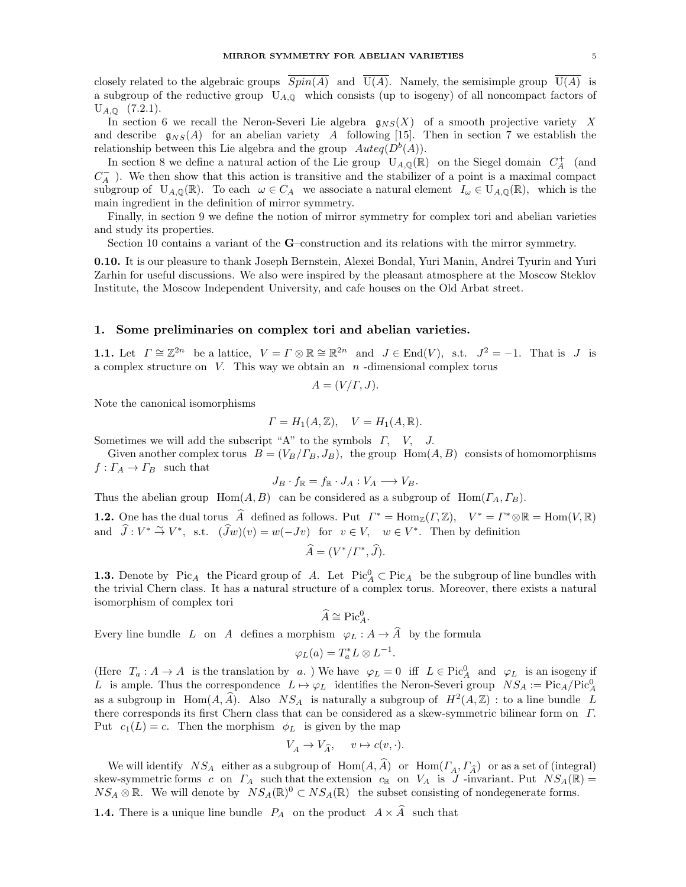closely related to the algebraic groups $\overline{Spin(A)}$ and $\overline{\mathrm{U}(A)}$. Namely, the semisimple group $\overline{\mathrm{U}(A)}$ is a subgroup of the reductive group $\mathrm{U}_{A,\mathbb{Q}}$ which consists (up to isogeny) of all noncompact factors of $\mathrm{U}_{A,\mathbb{Q}}$ (7.2.1).

In section 6 we recall the Neron-Severi Lie algebra $\mathfrak{g}_{NS}(X)$ of a smooth projective variety $X$ and describe $\mathfrak{g}_{NS}(A)$ for an abelian variety $A$ following [15]. Then in section 7 we establish the relationship between this Lie algebra and the group $Auteq(D^b(A))$.

In section 8 we define a natural action of the Lie group $\mathrm{U}_{A,\mathbb{Q}}(\mathbb{R})$ on the Siegel domain $C_A^+$ (and $C_A^-$ ). We then show that this action is transitive and the stabilizer of a point is a maximal compact subgroup of $\mathrm{U}_{A,\mathbb{Q}}(\mathbb{R})$. To each $\omega \in C_A$ we associate a natural element $I_\omega \in \mathrm{U}_{A,\mathbb{Q}}(\mathbb{R})$, which is the main ingredient in the definition of mirror symmetry.

Finally, in section 9 we define the notion of mirror symmetry for complex tori and abelian varieties and study its properties.

Section 10 contains a variant of the **G**–construction and its relations with the mirror symmetry.

**0.10.** It is our pleasure to thank Joseph Bernstein, Alexei Bondal, Yuri Manin, Andrei Tyurin and Yuri Zarhin for useful discussions. We also were inspired by the pleasant atmosphere at the Moscow Steklov Institute, the Moscow Independent University, and cafe houses on the Old Arbat street.

## 1. Some preliminaries on complex tori and abelian varieties.

**1.1.** Let $\Gamma \cong \mathbb{Z}^{2n}$ be a lattice, $V = \Gamma \otimes \mathbb{R} \cong \mathbb{R}^{2n}$ and $J \in \mathrm{End}(V)$, s.t. $J^2 = -1$. That is $J$ is a complex structure on $V$. This way we obtain an $n$ -dimensional complex torus

$$A = (V/\Gamma, J).$$

Note the canonical isomorphisms

$$\Gamma = H_1(A, \mathbb{Z}), \quad V = H_1(A, \mathbb{R}).$$

Sometimes we will add the subscript "A" to the symbols $\Gamma$, $V$, $J$.

Given another complex torus $B = (V_B/\Gamma_B, J_B)$, the group $\mathrm{Hom}(A, B)$ consists of homomorphisms $f : \Gamma_A \to \Gamma_B$ such that

$$J_B \cdot f_{\mathbb{R}} = f_{\mathbb{R}} \cdot J_A : V_A \longrightarrow V_B.$$

Thus the abelian group $\mathrm{Hom}(A, B)$ can be considered as a subgroup of $\mathrm{Hom}(\Gamma_A, \Gamma_B)$.

**1.2.** One has the dual torus $\widehat{A}$ defined as follows. Put $\Gamma^* = \mathrm{Hom}_{\mathbb{Z}}(\Gamma, \mathbb{Z})$, $V^* = \Gamma^* \otimes \mathbb{R} = \mathrm{Hom}(V, \mathbb{R})$ and $\widehat{J} : V^* \xrightarrow{\sim} V^*$, s.t. $(\widehat{J}w)(v) = w(-Jv)$ for $v \in V$, $w \in V^*$. Then by definition

$$\widehat{A} = (V^*/\Gamma^*, \widehat{J}).$$

**1.3.** Denote by $\mathrm{Pic}_A$ the Picard group of $A$. Let $\mathrm{Pic}_A^0 \subset \mathrm{Pic}_A$ be the subgroup of line bundles with the trivial Chern class. It has a natural structure of a complex torus. Moreover, there exists a natural isomorphism of complex tori

$$\widehat{A} \cong \mathrm{Pic}_A^0.$$

Every line bundle $L$ on $A$ defines a morphism $\varphi_L : A \to \widehat{A}$ by the formula

$$\varphi_L(a) = T_a^* L \otimes L^{-1}.$$

(Here $T_a : A \to A$ is the translation by $a$. ) We have $\varphi_L = 0$ iff $L \in \mathrm{Pic}_A^0$ and $\varphi_L$ is an isogeny if $L$ is ample. Thus the correspondence $L \mapsto \varphi_L$ identifies the Neron-Severi group $NS_A := \mathrm{Pic}_A/\mathrm{Pic}_A^0$ as a subgroup in $\mathrm{Hom}(A, \widehat{A})$. Also $NS_A$ is naturally a subgroup of $H^2(A, \mathbb{Z})$ : to a line bundle $L$ there corresponds its first Chern class that can be considered as a skew-symmetric bilinear form on $\Gamma$. Put $c_1(L) = c$. Then the morphism $\phi_L$ is given by the map

$$V_A \to V_{\widehat{A}}, \quad v \mapsto c(v, \cdot).$$

We will identify $NS_A$ either as a subgroup of $\mathrm{Hom}(A, \widehat{A})$ or $\mathrm{Hom}(\Gamma_A, \Gamma_{\widehat{A}})$ or as a set of (integral) skew-symmetric forms $c$ on $\Gamma_A$ such that the extension $c_{\mathbb{R}}$ on $V_A$ is $J$ -invariant. Put $NS_A(\mathbb{R}) = NS_A \otimes \mathbb{R}$. We will denote by $NS_A(\mathbb{R})^0 \subset NS_A(\mathbb{R})$ the subset consisting of nondegenerate forms.

**1.4.** There is a unique line bundle $P_A$ on the product $A \times \widehat{A}$ such that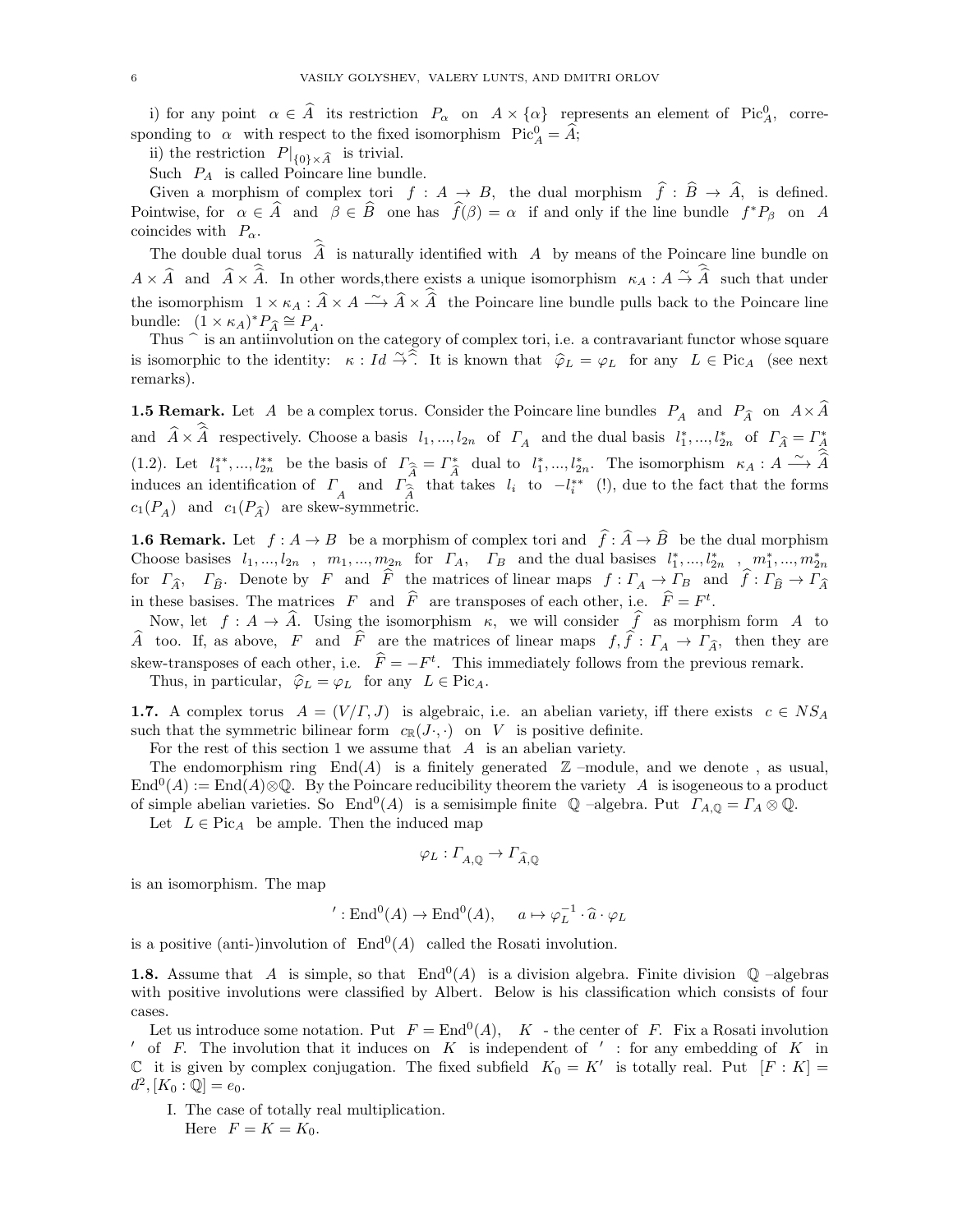i) for any point $\alpha \in \widehat{A}$ its restriction $P_\alpha$ on $A \times \{\alpha\}$ represents an element of $\mathrm{Pic}^0_A$, corresponding to $\alpha$ with respect to the fixed isomorphism $\mathrm{Pic}^0_A = \widehat{A}$;

ii) the restriction $P|_{\{0\}\times \widehat{A}}$ is trivial.

Such $P_A$ is called Poincare line bundle.

Given a morphism of complex tori $f : A \to B$, the dual morphism $\widehat{f} : \widehat{B} \to \widehat{A}$, is defined. Pointwise, for $\alpha \in \widehat{A}$ and $\beta \in \widehat{B}$ one has $\widehat{f}(\beta) = \alpha$ if and only if the line bundle $f^*P_\beta$ on $A$ coincides with $P_\alpha$.

The double dual torus $\widehat{\widehat{A}}$ is naturally identified with $A$ by means of the Poincare line bundle on $A \times \widehat{A}$ and $\widehat{A} \times \widehat{\widehat{A}}$. In other words,there exists a unique isomorphism $\kappa_A : A \tilde{\to} \widehat{\widehat{A}}$ such that under the isomorphism $1 \times \kappa_A : \widehat{A} \times A \xrightarrow{\sim} \widehat{A} \times \widehat{\widehat{A}}$ the Poincare line bundle pulls back to the Poincare line bundle: $(1 \times \kappa_A)^* P_{\widehat{A}} \cong P_A$.

Thus $\widehat{\ }$ is an antiinvolution on the category of complex tori, i.e. a contravariant functor whose square is isomorphic to the identity: $\kappa : Id \tilde{\to} \widehat{\widehat{\ }}$. It is known that $\widehat{\varphi}_L = \varphi_L$ for any $L \in \mathrm{Pic}_A$ (see next remarks).

**1.5 Remark.** Let $A$ be a complex torus. Consider the Poincare line bundles $P_A$ and $P_{\widehat{A}}$ on $A \times \widehat{A}$ and $\widehat{A} \times \widehat{\widehat{A}}$ respectively. Choose a basis $l_1, ..., l_{2n}$ of $\Gamma_A$ and the dual basis $l_1^*, ..., l_{2n}^*$ of $\Gamma_{\widehat{A}} = \Gamma_A^*$ (1.2). Let $l_1^{**}, ..., l_{2n}^{**}$ be the basis of $\Gamma_{\widehat{\widehat{A}}} = \Gamma_{\widehat{A}}^*$ dual to $l_1^*, ..., l_{2n}^*$. The isomorphism $\kappa_A : A \xrightarrow{\sim} \widehat{\widehat{A}}$ induces an identification of $\Gamma_A$ and $\Gamma_{\widehat{\widehat{A}}}$ that takes $l_i$ to $-l_i^{**}$ (!), due to the fact that the forms $c_1(P_A)$ and $c_1(P_{\widehat{A}})$ are skew-symmetric.

**1.6 Remark.** Let $f : A \to B$ be a morphism of complex tori and $\widehat{f} : \widehat{A} \to \widehat{B}$ be the dual morphism Choose basises $l_1, ..., l_{2n}$ , $m_1, ..., m_{2n}$ for $\Gamma_A$, $\Gamma_B$ and the dual basises $l_1^*, ..., l_{2n}^*$ , $m_1^*, ..., m_{2n}^*$ for $\Gamma_{\widehat{A}}$, $\Gamma_{\widehat{B}}$. Denote by $F$ and $\widehat{F}$ the matrices of linear maps $f : \Gamma_A \to \Gamma_B$ and $\widehat{f} : \Gamma_{\widehat{B}} \to \Gamma_{\widehat{A}}$ in these basises. The matrices $F$ and $\widehat{F}$ are transposes of each other, i.e. $\widehat{F} = F^t$.

Now, let $f : A \to \widehat{A}$. Using the isomorphism $\kappa$, we will consider $\widehat{f}$ as morphism form $A$ to $\widehat{A}$ too. If, as above, $F$ and $\widehat{F}$ are the matrices of linear maps $f, \widehat{f} : \Gamma_A \to \Gamma_{\widehat{A}}$, then they are skew-transposes of each other, i.e. $\widehat{F} = -F^t$. This immediately follows from the previous remark.

Thus, in particular, $\widehat{\varphi}_L = \varphi_L$ for any $L \in \mathrm{Pic}_A$.

**1.7.** A complex torus $A = (V/\Gamma, J)$ is algebraic, i.e. an abelian variety, iff there exists $c \in NS_A$ such that the symmetric bilinear form $c_{\mathbb{R}}(J\cdot, \cdot)$ on $V$ is positive definite.

For the rest of this section 1 we assume that $A$ is an abelian variety.

The endomorphism ring $\mathrm{End}(A)$ is a finitely generated $\mathbb{Z}$ –module, and we denote , as usual, $\mathrm{End}^0(A) := \mathrm{End}(A) \otimes \mathbb{Q}$. By the Poincare reducibility theorem the variety $A$ is isogeneous to a product of simple abelian varieties. So $\mathrm{End}^0(A)$ is a semisimple finite $\mathbb{Q}$ –algebra. Put $\Gamma_{A,\mathbb{Q}} = \Gamma_A \otimes \mathbb{Q}$.

Let $L \in \mathrm{Pic}_A$ be ample. Then the induced map

$$\varphi_L : \Gamma_{A,\mathbb{Q}} \to \Gamma_{\widehat{A},\mathbb{Q}}$$

is an isomorphism. The map

$$' : \mathrm{End}^0(A) \to \mathrm{End}^0(A), \qquad a \mapsto \varphi_L^{-1} \cdot \widehat{a} \cdot \varphi_L$$

is a positive (anti-)involution of $\mathrm{End}^0(A)$ called the Rosati involution.

**1.8.** Assume that $A$ is simple, so that $\mathrm{End}^0(A)$ is a division algebra. Finite division $\mathbb{Q}$ –algebras with positive involutions were classified by Albert. Below is his classification which consists of four cases.

Let us introduce some notation. Put $F = \mathrm{End}^0(A)$, $K$ - the center of $F$. Fix a Rosati involution $'$ of $F$. The involution that it induces on $K$ is independent of $'$ : for any embedding of $K$ in $\mathbb{C}$ it is given by complex conjugation. The fixed subfield $K_0 = K'$ is totally real. Put $[F : K] = d^2, [K_0 : \mathbb{Q}] = e_0$.

I. The case of totally real multiplication.
Here $F = K = K_0$.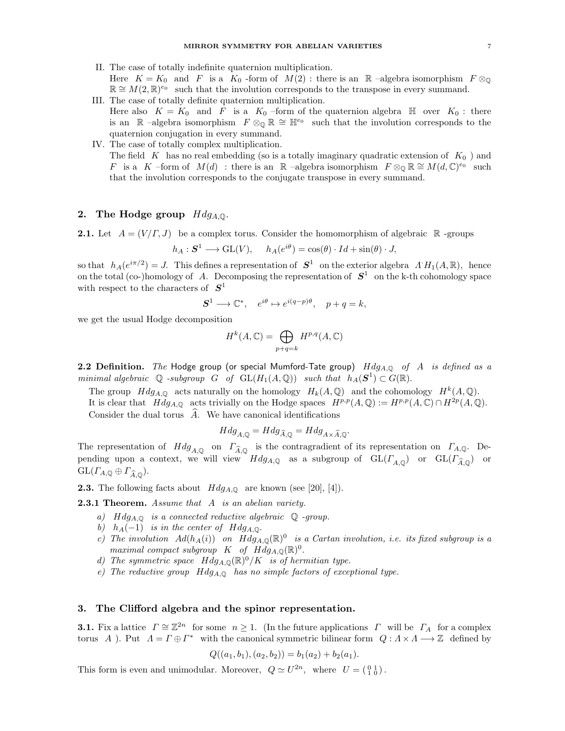II. The case of totally indefinite quaternion multiplication.
   Here $K = K_0$ and $F$ is a $K_0$ -form of $M(2)$ : there is an $\mathbb{R}$ –algebra isomorphism $F \otimes_{\mathbb{Q}} \mathbb{R} \cong M(2,\mathbb{R})^{e_0}$ such that the involution corresponds to the transpose in every summand.
III. The case of totally definite quaternion multiplication.
   Here also $K = K_0$ and $F$ is a $K_0$ –form of the quaternion algebra $\mathbb{H}$ over $K_0$ : there is an $\mathbb{R}$ –algebra isomorphism $F \otimes_{\mathbb{Q}} \mathbb{R} \cong \mathbb{H}^{e_0}$ such that the involution corresponds to the quaternion conjugation in every summand.
IV. The case of totally complex multiplication.
   The field $K$ has no real embedding (so is a totally imaginary quadratic extension of $K_0$ ) and $F$ is a $K$ –form of $M(d)$ : there is an $\mathbb{R}$ –algebra isomorphism $F \otimes_{\mathbb{Q}} \mathbb{R} \cong M(d,\mathbb{C})^{e_0}$ such that the involution corresponds to the conjugate transpose in every summand.

## 2. The Hodge group $Hdg_{A,\mathbb{Q}}$.

**2.1.** Let $A = (V/\Gamma, J)$ be a complex torus. Consider the homomorphism of algebraic $\mathbb{R}$ -groups

$$h_A : \boldsymbol{S}^1 \longrightarrow \mathrm{GL}(V), \qquad h_A(e^{i\theta}) = \cos(\theta) \cdot Id + \sin(\theta) \cdot J,$$

so that $h_A(e^{i\pi/2}) = J$. This defines a representation of $\boldsymbol{S}^1$ on the exterior algebra $\Lambda^{\cdot} H_1(A,\mathbb{R})$, hence on the total (co-)homology of $A$. Decomposing the representation of $\boldsymbol{S}^1$ on the k-th cohomology space with respect to the characters of $\boldsymbol{S}^1$

$$\boldsymbol{S}^1 \longrightarrow \mathbb{C}^*, \quad e^{i\theta} \mapsto e^{i(q-p)\theta}, \quad p+q=k,$$

we get the usual Hodge decomposition

$$H^k(A,\mathbb{C}) = \bigoplus_{p+q=k} H^{p,q}(A,\mathbb{C})$$

**2.2 Definition.** *The* Hodge group (or special Mumford-Tate group) $Hdg_{A,\mathbb{Q}}$ *of* $A$ *is defined as a minimal algebraic* $\mathbb{Q}$ *-subgroup* $G$ *of* $\mathrm{GL}(H_1(A,\mathbb{Q}))$ *such that* $h_A(\boldsymbol{S}^1) \subset G(\mathbb{R})$.

The group $Hdg_{A,\mathbb{Q}}$ acts naturally on the homology $H_k(A,\mathbb{Q})$ and the cohomology $H^k(A,\mathbb{Q})$.
It is clear that $Hdg_{A,\mathbb{Q}}$ acts trivially on the Hodge spaces $H^{p,p}(A,\mathbb{Q}) := H^{p,p}(A,\mathbb{C}) \cap H^{2p}(A,\mathbb{Q})$.
Consider the dual torus $\widehat{A}$. We have canonical identifications

$$Hdg_{A,\mathbb{Q}} = Hdg_{\widehat{A},\mathbb{Q}} = Hdg_{A\times\widehat{A},\mathbb{Q}}.$$

The representation of $Hdg_{A,\mathbb{Q}}$ on $\Gamma_{\widehat{A},\mathbb{Q}}$ is the contragradient of its representation on $\Gamma_{A,\mathbb{Q}}$. Depending upon a context, we will view $Hdg_{A,\mathbb{Q}}$ as a subgroup of $\mathrm{GL}(\Gamma_{A,\mathbb{Q}})$ or $\mathrm{GL}(\Gamma_{\widehat{A},\mathbb{Q}})$ or $\mathrm{GL}(\Gamma_{A,\mathbb{Q}} \oplus \Gamma_{\widehat{A},\mathbb{Q}})$.

**2.3.** The following facts about $Hdg_{A,\mathbb{Q}}$ are known (see [20], [4]).

**2.3.1 Theorem.** *Assume that* $A$ *is an abelian variety.*

*a)* $Hdg_{A,\mathbb{Q}}$ *is a connected reductive algebraic* $\mathbb{Q}$ *-group.*
*b)* $h_A(-1)$ *is in the center of* $Hdg_{A,\mathbb{Q}}$.
*c) The involution* $Ad(h_A(i))$ *on* $Hdg_{A,\mathbb{Q}}(\mathbb{R})^0$ *is a Cartan involution, i.e. its fixed subgroup is a maximal compact subgroup* $K$ *of* $Hdg_{A,\mathbb{Q}}(\mathbb{R})^0$.
*d) The symmetric space* $Hdg_{A,\mathbb{Q}}(\mathbb{R})^0/K$ *is of hermitian type.*
*e) The reductive group* $Hdg_{A,\mathbb{Q}}$ *has no simple factors of exceptional type.*

## 3. The Clifford algebra and the spinor representation.

**3.1.** Fix a lattice $\Gamma \cong \mathbb{Z}^{2n}$ for some $n \geq 1$. (In the future applications $\Gamma$ will be $\Gamma_A$ for a complex torus $A$ ). Put $\Lambda = \Gamma \oplus \Gamma^*$ with the canonical symmetric bilinear form $Q : \Lambda \times \Lambda \longrightarrow \mathbb{Z}$ defined by

$$Q((a_1,b_1),(a_2,b_2)) = b_1(a_2) + b_2(a_1).$$

This form is even and unimodular. Moreover, $Q \simeq U^{2n}$, where $U = \left(\begin{smallmatrix} 0 & 1 \\ 1 & 0 \end{smallmatrix}\right)$.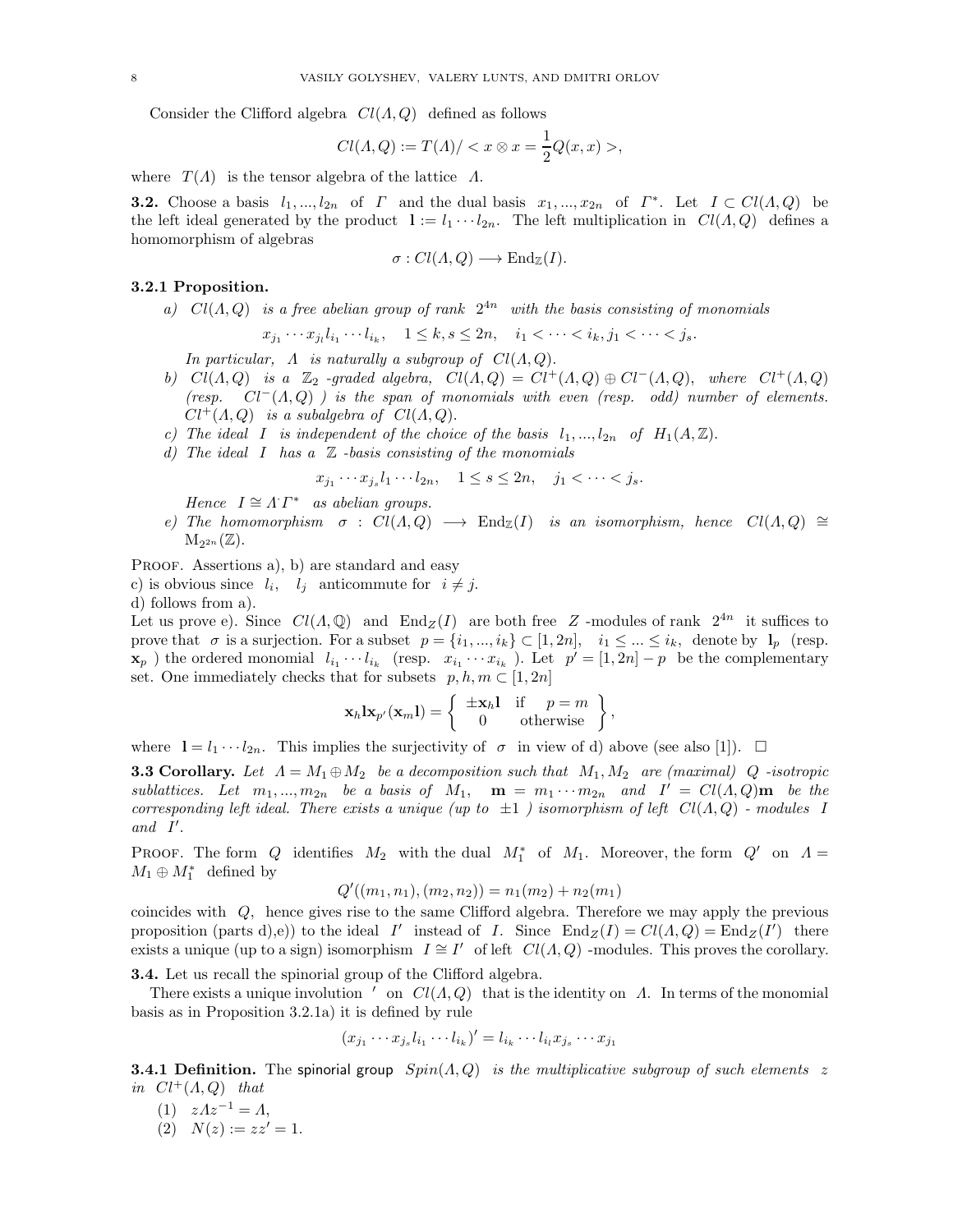Consider the Clifford algebra $Cl(\Lambda, Q)$ defined as follows

$$Cl(\Lambda, Q) := T(\Lambda)/ < x \otimes x = \frac{1}{2}Q(x,x) >,$$

where $T(\Lambda)$ is the tensor algebra of the lattice $\Lambda$.

**3.2.** Choose a basis $l_1, ..., l_{2n}$ of $\Gamma$ and the dual basis $x_1, ..., x_{2n}$ of $\Gamma^*$. Let $I \subset Cl(\Lambda, Q)$ be the left ideal generated by the product $\mathbf{l} := l_1 \cdots l_{2n}$. The left multiplication in $Cl(\Lambda, Q)$ defines a homomorphism of algebras

$$\sigma : Cl(\Lambda, Q) \longrightarrow \mathrm{End}_{\mathbb{Z}}(I).$$

**3.2.1 Proposition.**

a) *$Cl(\Lambda, Q)$ is a free abelian group of rank $2^{4n}$ with the basis consisting of monomials*

$$x_{j_1} \cdots x_{j_l} l_{i_1} \cdots l_{i_k}, \quad 1 \leq k, s \leq 2n, \quad i_1 < \cdots < i_k, j_1 < \cdots < j_s.$$

*In particular, $\Lambda$ is naturally a subgroup of $Cl(\Lambda, Q)$.*

b) *$Cl(\Lambda, Q)$ is a $\mathbb{Z}_2$ -graded algebra, $Cl(\Lambda, Q) = Cl^+(\Lambda, Q) \oplus Cl^-(\Lambda, Q)$, where $Cl^+(\Lambda, Q)$ (resp. $Cl^-(\Lambda, Q)$ ) is the span of monomials with even (resp. odd) number of elements. $Cl^+(\Lambda, Q)$ is a subalgebra of $Cl(\Lambda, Q)$.*

c) *The ideal $I$ is independent of the choice of the basis $l_1, ..., l_{2n}$ of $H_1(A, \mathbb{Z})$.*

d) *The ideal $I$ has a $\mathbb{Z}$ -basis consisting of the monomials*

$$x_{j_1} \cdots x_{j_s} l_1 \cdots l_{2n}, \quad 1 \leq s \leq 2n, \quad j_1 < \cdots < j_s.$$

*Hence $I \cong \Lambda^{\cdot}\Gamma^*$ as abelian groups.*

e) *The homomorphism $\sigma : Cl(\Lambda, Q) \longrightarrow \mathrm{End}_{\mathbb{Z}}(I)$ is an isomorphism, hence $Cl(\Lambda, Q) \cong \mathrm{M}_{2^{2n}}(\mathbb{Z})$.*

Proof. Assertions a), b) are standard and easy
c) is obvious since $l_i$, $l_j$ anticommute for $i \neq j$.
d) follows from a).
Let us prove e). Since $Cl(\Lambda, \mathbb{Q})$ and $\mathrm{End}_Z(I)$ are both free $Z$ -modules of rank $2^{4n}$ it suffices to prove that $\sigma$ is a surjection. For a subset $p = \{i_1, ..., i_k\} \subset [1, 2n]$, $i_1 \leq ... \leq i_k$, denote by $\mathbf{l}_p$ (resp. $\mathbf{x}_p$ ) the ordered monomial $l_{i_1} \cdots l_{i_k}$ (resp. $x_{i_1} \cdots x_{i_k}$ ). Let $p' = [1, 2n] - p$ be the complementary set. One immediately checks that for subsets $p, h, m \subset [1, 2n]$

$$\mathbf{x}_h \mathbf{l} \mathbf{x}_{p'} (\mathbf{x}_m \mathbf{l}) = \left\{ \begin{array}{cc} \pm \mathbf{x}_h \mathbf{l} & \text{if} \quad p = m \\ 0 & \text{otherwise} \end{array} \right\},$$

where $\mathbf{l} = l_1 \cdots l_{2n}$. This implies the surjectivity of $\sigma$ in view of d) above (see also [1]). $\square$

**3.3 Corollary.** *Let $\Lambda = M_1 \oplus M_2$ be a decomposition such that $M_1, M_2$ are (maximal) $Q$ -isotropic sublattices. Let $m_1, ..., m_{2n}$ be a basis of $M_1$, $\mathbf{m} = m_1 \cdots m_{2n}$ and $I' = Cl(\Lambda, Q)\mathbf{m}$ be the corresponding left ideal. There exists a unique (up to $\pm 1$ ) isomorphism of left $Cl(\Lambda, Q)$ - modules $I$ and $I'$.*

Proof. The form $Q$ identifies $M_2$ with the dual $M_1^*$ of $M_1$. Moreover, the form $Q'$ on $\Lambda = M_1 \oplus M_1^*$ defined by

$$Q'((m_1, n_1), (m_2, n_2)) = n_1(m_2) + n_2(m_1)$$

coincides with $Q$, hence gives rise to the same Clifford algebra. Therefore we may apply the previous proposition (parts d),e)) to the ideal $I'$ instead of $I$. Since $\mathrm{End}_Z(I) = Cl(\Lambda, Q) = \mathrm{End}_Z(I')$ there exists a unique (up to a sign) isomorphism $I \cong I'$ of left $Cl(\Lambda, Q)$ -modules. This proves the corollary.

**3.4.** Let us recall the spinorial group of the Clifford algebra.

There exists a unique involution $'$ on $Cl(\Lambda, Q)$ that is the identity on $\Lambda$. In terms of the monomial basis as in Proposition 3.2.1a) it is defined by rule

$$(x_{j_1} \cdots x_{j_s} l_{i_1} \cdots l_{i_k})' = l_{i_k} \cdots l_{i_l} x_{j_s} \cdots x_{j_1}$$

**3.4.1 Definition.** The spinorial group *$Spin(\Lambda, Q)$ is the multiplicative subgroup of such elements $z$ in $Cl^+(\Lambda, Q)$ that*

(1) $z\Lambda z^{-1} = \Lambda$,
(2) $N(z) := zz' = 1$.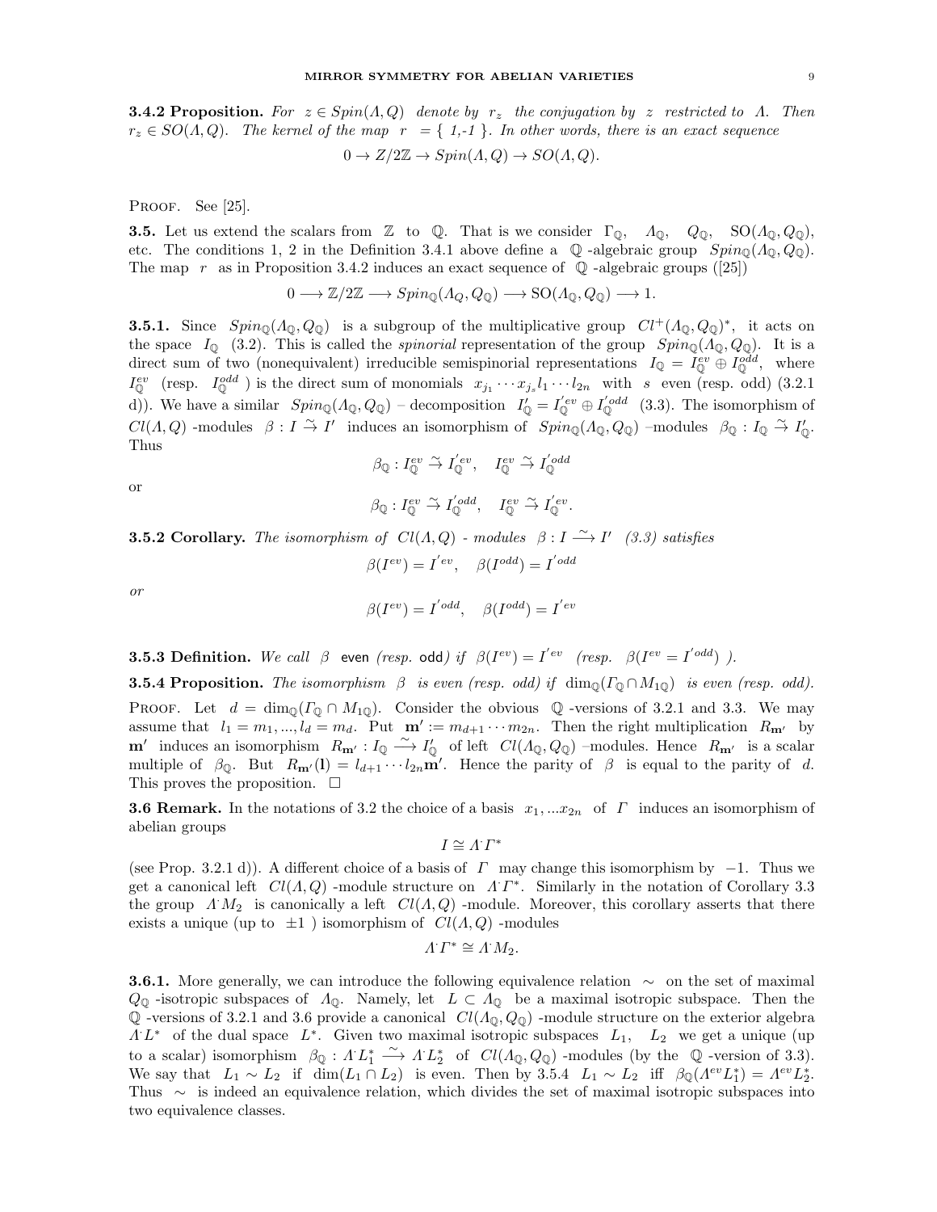**3.4.2 Proposition.** *For $z \in Spin(\Lambda, Q)$ denote by $r_z$ the conjugation by $z$ restricted to $\Lambda$. Then $r_z \in SO(\Lambda, Q)$. The kernel of the map $r$ $= \{$ 1,-1 $\}$. In other words, there is an exact sequence*

$$0 \to Z/2\mathbb{Z} \to Spin(\Lambda, Q) \to SO(\Lambda, Q).$$

Proof. See [25].

**3.5.** Let us extend the scalars from $\mathbb{Z}$ to $\mathbb{Q}$. That is we consider $\Gamma_{\mathbb{Q}}$, $\Lambda_{\mathbb{Q}}$, $Q_{\mathbb{Q}}$, $\mathrm{SO}(\Lambda_{\mathbb{Q}}, Q_{\mathbb{Q}})$, etc. The conditions 1, 2 in the Definition 3.4.1 above define a $\mathbb{Q}$ -algebraic group $Spin_{\mathbb{Q}}(\Lambda_{\mathbb{Q}}, Q_{\mathbb{Q}})$. The map $r$ as in Proposition 3.4.2 induces an exact sequence of $\mathbb{Q}$ -algebraic groups ([25])

$$0 \longrightarrow \mathbb{Z}/2\mathbb{Z} \longrightarrow Spin_{\mathbb{Q}}(\Lambda_Q, Q_{\mathbb{Q}}) \longrightarrow \mathrm{SO}(\Lambda_{\mathbb{Q}}, Q_{\mathbb{Q}}) \longrightarrow 1.$$

**3.5.1.** Since $Spin_{\mathbb{Q}}(\Lambda_{\mathbb{Q}}, Q_{\mathbb{Q}})$ is a subgroup of the multiplicative group $Cl^+(\Lambda_{\mathbb{Q}}, Q_{\mathbb{Q}})^*$, it acts on the space $I_{\mathbb{Q}}$ (3.2). This is called the *spinorial* representation of the group $Spin_{\mathbb{Q}}(\Lambda_{\mathbb{Q}}, Q_{\mathbb{Q}})$. It is a direct sum of two (nonequivalent) irreducible semispinorial representations $I_{\mathbb{Q}} = I^{ev}_{\mathbb{Q}} \oplus I^{odd}_{\mathbb{Q}}$, where $I^{ev}_{\mathbb{Q}}$ (resp. $I^{odd}_{\mathbb{Q}}$ ) is the direct sum of monomials $x_{j_1} \cdots x_{j_s} l_1 \cdots l_{2n}$ with $s$ even (resp. odd) (3.2.1 d)). We have a similar $Spin_{\mathbb{Q}}(\Lambda_{\mathbb{Q}}, Q_{\mathbb{Q}})$ – decomposition $I'_{\mathbb{Q}} = I'^{ev}_{\mathbb{Q}} \oplus I'^{odd}_{\mathbb{Q}}$ (3.3). The isomorphism of $Cl(\Lambda, Q)$ -modules $\beta : I \tilde{\to} I'$ induces an isomorphism of $Spin_{\mathbb{Q}}(\Lambda_{\mathbb{Q}}, Q_{\mathbb{Q}})$ –modules $\beta_{\mathbb{Q}} : I_{\mathbb{Q}} \tilde{\to} I'_{\mathbb{Q}}$. Thus

$$\beta_{\mathbb{Q}} : I^{ev}_{\mathbb{Q}} \tilde{\to} I'^{ev}_{\mathbb{Q}}, \quad I^{ev}_{\mathbb{Q}} \tilde{\to} I'^{odd}_{\mathbb{Q}}$$

or

$$\beta_{\mathbb{Q}} : I^{ev}_{\mathbb{Q}} \tilde{\to} I'^{odd}_{\mathbb{Q}}, \quad I^{ev}_{\mathbb{Q}} \tilde{\to} I'^{ev}_{\mathbb{Q}}.$$

**3.5.2 Corollary.** *The isomorphism of $Cl(\Lambda, Q)$ - modules $\beta : I \xrightarrow{\sim} I'$ (3.3) satisfies*

$$\beta(I^{ev}) = I^{'ev}, \quad \beta(I^{odd}) = I^{'odd}$$

*or*

$$\beta(I^{ev}) = I^{'odd}, \quad \beta(I^{odd}) = I^{'ev}$$

**3.5.3 Definition.** *We call $\beta$ even (resp. odd) if $\beta(I^{ev}) = I^{'ev}$ (resp. $\beta(I^{ev} = I^{'odd})$ ).*

**3.5.4 Proposition.** *The isomorphism $\beta$ is even (resp. odd) if $\dim_{\mathbb{Q}}(\Gamma_{\mathbb{Q}} \cap M_{1\mathbb{Q}})$ is even (resp. odd).*

Proof. Let $d = \dim_{\mathbb{Q}}(\Gamma_{\mathbb{Q}} \cap M_{1\mathbb{Q}})$. Consider the obvious $\mathbb{Q}$ -versions of 3.2.1 and 3.3. We may assume that $l_1 = m_1, ..., l_d = m_d$. Put $\mathbf{m}' := m_{d+1} \cdots m_{2n}$. Then the right multiplication $R_{\mathbf{m}'}$ by $\mathbf{m}'$ induces an isomorphism $R_{\mathbf{m}'} : I_{\mathbb{Q}} \xrightarrow{\sim} I'_{\mathbb{Q}}$ of left $Cl(\Lambda_{\mathbb{Q}}, Q_{\mathbb{Q}})$ –modules. Hence $R_{\mathbf{m}'}$ is a scalar multiple of $\beta_{\mathbb{Q}}$. But $R_{\mathbf{m}'}(\mathbf{l}) = l_{d+1} \cdots l_{2n}\mathbf{m}'$. Hence the parity of $\beta$ is equal to the parity of $d$. This proves the proposition. $\square$

**3.6 Remark.** In the notations of 3.2 the choice of a basis $x_1, ...x_{2n}$ of $\Gamma$ induces an isomorphism of abelian groups

$$I \cong \Lambda^{\cdot} \Gamma^*$$

(see Prop. 3.2.1 d)). A different choice of a basis of $\Gamma$ may change this isomorphism by $-1$. Thus we get a canonical left $Cl(\Lambda, Q)$ -module structure on $\Lambda^{\cdot} \Gamma^*$. Similarly in the notation of Corollary 3.3 the group $\Lambda^{\cdot} M_2$ is canonically a left $Cl(\Lambda, Q)$ -module. Moreover, this corollary asserts that there exists a unique (up to $\pm 1$ ) isomorphism of $Cl(\Lambda, Q)$ -modules

$$\Lambda^{\cdot} \Gamma^* \cong \Lambda^{\cdot} M_2.$$

**3.6.1.** More generally, we can introduce the following equivalence relation $\sim$ on the set of maximal $Q_{\mathbb{Q}}$ -isotropic subspaces of $\Lambda_{\mathbb{Q}}$. Namely, let $L \subset \Lambda_{\mathbb{Q}}$ be a maximal isotropic subspace. Then the $\mathbb{Q}$ -versions of 3.2.1 and 3.6 provide a canonical $Cl(\Lambda_{\mathbb{Q}}, Q_{\mathbb{Q}})$ -module structure on the exterior algebra $\Lambda^{\cdot} L^*$ of the dual space $L^*$. Given two maximal isotropic subspaces $L_1$, $L_2$ we get a unique (up to a scalar) isomorphism $\beta_{\mathbb{Q}} : \Lambda^{\cdot} L_1^* \xrightarrow{\sim} \Lambda^{\cdot} L_2^*$ of $Cl(\Lambda_{\mathbb{Q}}, Q_{\mathbb{Q}})$ -modules (by the $\mathbb{Q}$ -version of 3.3). We say that $L_1 \sim L_2$ if $\dim(L_1 \cap L_2)$ is even. Then by 3.5.4 $L_1 \sim L_2$ iff $\beta_{\mathbb{Q}}(\Lambda^{ev} L_1^*) = \Lambda^{ev} L_2^*$. Thus $\sim$ is indeed an equivalence relation, which divides the set of maximal isotropic subspaces into two equivalence classes.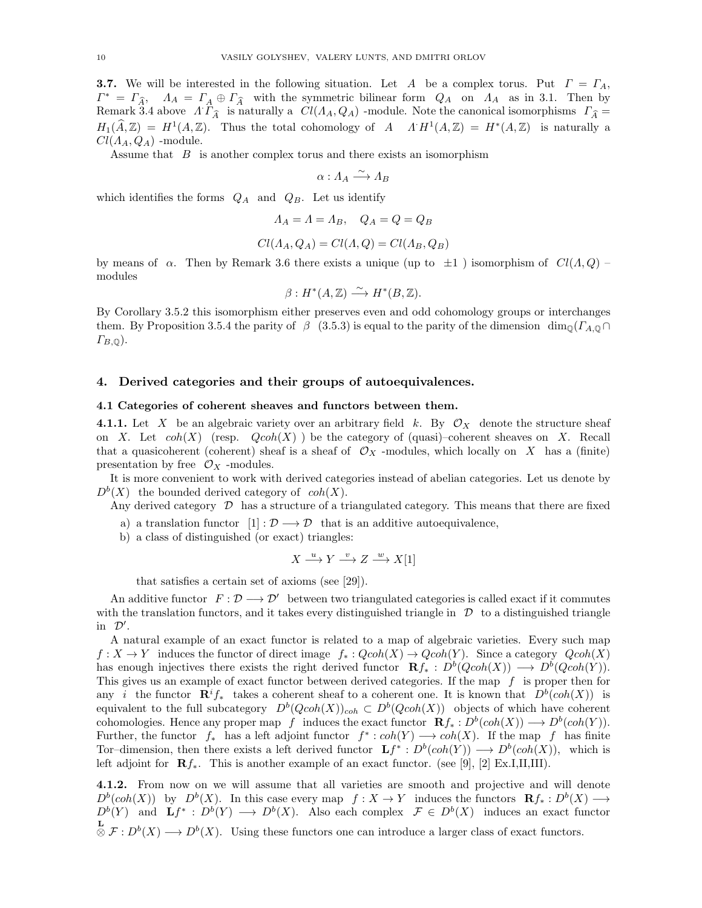**3.7.** We will be interested in the following situation. Let $A$ be a complex torus. Put $\Gamma = \Gamma_A$, $\Gamma^* = \Gamma_{\widehat{A}}$, $\Lambda_A = \Gamma_A \oplus \Gamma_{\widehat{A}}$ with the symmetric bilinear form $Q_A$ on $\Lambda_A$ as in 3.1. Then by Remark 3.4 above $\Lambda^{\cdot}\Gamma_{\widehat{A}}$ is naturally a $Cl(\Lambda_A, Q_A)$ -module. Note the canonical isomorphisms $\Gamma_{\widehat{A}} = H_1(\widehat{A}, \mathbb{Z}) = H^1(A, \mathbb{Z})$. Thus the total cohomology of $A$ $\Lambda^{\cdot} H^1(A, \mathbb{Z}) = H^*(A, \mathbb{Z})$ is naturally a $Cl(\Lambda_A, Q_A)$ -module.

Assume that $B$ is another complex torus and there exists an isomorphism

$$\alpha : \Lambda_A \xrightarrow{\sim} \Lambda_B$$

which identifies the forms $Q_A$ and $Q_B$. Let us identify

$$\Lambda_A = \Lambda = \Lambda_B, \quad Q_A = Q = Q_B$$

$$Cl(\Lambda_A, Q_A) = Cl(\Lambda, Q) = Cl(\Lambda_B, Q_B)$$

by means of $\alpha$. Then by Remark 3.6 there exists a unique (up to $\pm 1$ ) isomorphism of $Cl(\Lambda, Q)$ – modules

$$\beta : H^*(A, \mathbb{Z}) \xrightarrow{\sim} H^*(B, \mathbb{Z}).$$

By Corollary 3.5.2 this isomorphism either preserves even and odd cohomology groups or interchanges them. By Proposition 3.5.4 the parity of $\beta$ (3.5.3) is equal to the parity of the dimension $\dim_{\mathbb{Q}}(\Gamma_{A,\mathbb{Q}} \cap \Gamma_{B,\mathbb{Q}})$.

## 4. Derived categories and their groups of autoequivalences.

### 4.1 Categories of coherent sheaves and functors between them.

**4.1.1.** Let $X$ be an algebraic variety over an arbitrary field $k$. By $\mathcal{O}_X$ denote the structure sheaf on $X$. Let $coh(X)$ (resp. $Qcoh(X)$ ) be the category of (quasi)–coherent sheaves on $X$. Recall that a quasicoherent (coherent) sheaf is a sheaf of $\mathcal{O}_X$ -modules, which locally on $X$ has a (finite) presentation by free $\mathcal{O}_X$ -modules.

It is more convenient to work with derived categories instead of abelian categories. Let us denote by $D^b(X)$ the bounded derived category of $coh(X)$.

Any derived category $\mathcal{D}$ has a structure of a triangulated category. This means that there are fixed

a) a translation functor $[1] : \mathcal{D} \longrightarrow \mathcal{D}$ that is an additive autoequivalence,

b) a class of distinguished (or exact) triangles:

$$X \xrightarrow{u} Y \xrightarrow{v} Z \xrightarrow{w} X[1]$$

that satisfies a certain set of axioms (see [29]).

An additive functor $F : \mathcal{D} \longrightarrow \mathcal{D}'$ between two triangulated categories is called exact if it commutes with the translation functors, and it takes every distinguished triangle in $\mathcal{D}$ to a distinguished triangle in $\mathcal{D}'$.

A natural example of an exact functor is related to a map of algebraic varieties. Every such map $f : X \to Y$ induces the functor of direct image $f_* : Qcoh(X) \to Qcoh(Y)$. Since a category $Qcoh(X)$ has enough injectives there exists the right derived functor $\mathbf{R}f_* : D^b(Qcoh(X)) \longrightarrow D^b(Qcoh(Y))$. This gives us an example of exact functor between derived categories. If the map $f$ is proper then for any $i$ the functor $\mathbf{R}^i f_*$ takes a coherent sheaf to a coherent one. It is known that $D^b(coh(X))$ is equivalent to the full subcategory $D^b(Qcoh(X))_{coh} \subset D^b(Qcoh(X))$ objects of which have coherent cohomologies. Hence any proper map $f$ induces the exact functor $\mathbf{R}f_* : D^b(coh(X)) \longrightarrow D^b(coh(Y))$. Further, the functor $f_*$ has a left adjoint functor $f^* : coh(Y) \longrightarrow coh(X)$. If the map $f$ has finite Tor–dimension, then there exists a left derived functor $\mathbf{L}f^* : D^b(coh(Y)) \longrightarrow D^b(coh(X))$, which is left adjoint for $\mathbf{R}f_*$. This is another example of an exact functor. (see [9], [2] Ex.I,II,III).

**4.1.2.** From now on we will assume that all varieties are smooth and projective and will denote $D^b(coh(X))$ by $D^b(X)$. In this case every map $f : X \to Y$ induces the functors $\mathbf{R}f_* : D^b(X) \longrightarrow D^b(Y)$ and $\mathbf{L}f^* : D^b(Y) \longrightarrow D^b(X)$. Also each complex $\mathcal{F} \in D^b(X)$ induces an exact functor $\overset{\mathbf{L}}{\otimes} \mathcal{F} : D^b(X) \longrightarrow D^b(X)$. Using these functors one can introduce a larger class of exact functors.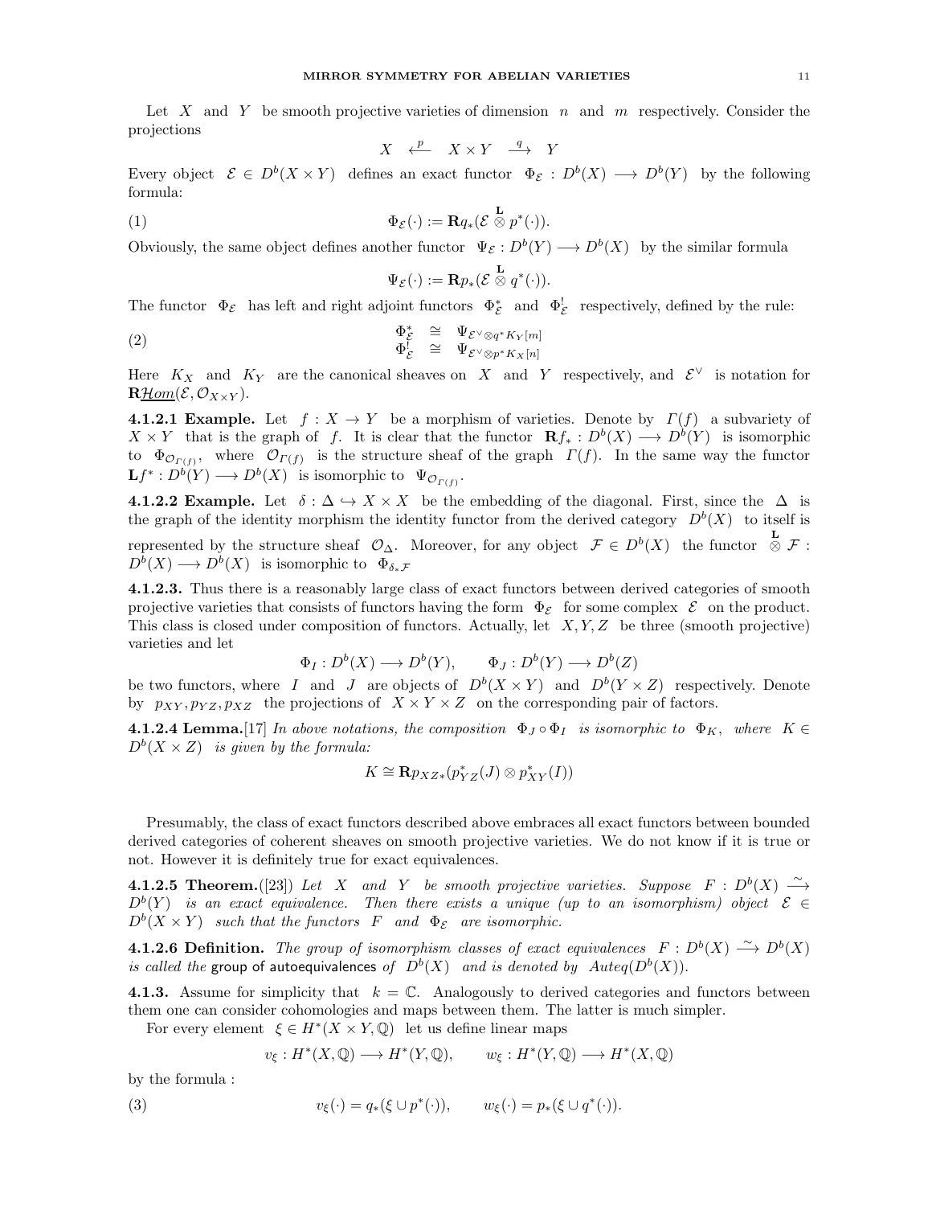Let $X$ and $Y$ be smooth projective varieties of dimension $n$ and $m$ respectively. Consider the projections

$$X \xleftarrow{\ p\ } X \times Y \xrightarrow{\ q\ } Y$$

Every object $\mathcal{E} \in D^b(X \times Y)$ defines an exact functor $\Phi_{\mathcal{E}} : D^b(X) \longrightarrow D^b(Y)$ by the following formula:

$$\Phi_{\mathcal{E}}(\cdot) := \mathbf{R}q_*(\mathcal{E} \overset{\mathbf{L}}{\otimes} p^*(\cdot)). \tag{1}$$

Obviously, the same object defines another functor $\Psi_{\mathcal{E}} : D^b(Y) \longrightarrow D^b(X)$ by the similar formula

$$\Psi_{\mathcal{E}}(\cdot) := \mathbf{R}p_*(\mathcal{E} \overset{\mathbf{L}}{\otimes} q^*(\cdot)).$$

The functor $\Phi_{\mathcal{E}}$ has left and right adjoint functors $\Phi^*_{\mathcal{E}}$ and $\Phi^!_{\mathcal{E}}$ respectively, defined by the rule:

$$\begin{array}{lcl} \Phi^*_{\mathcal{E}} & \cong & \Psi_{\mathcal{E}^\vee \otimes q^* K_Y[m]} \\ \Phi^!_{\mathcal{E}} & \cong & \Psi_{\mathcal{E}^\vee \otimes p^* K_X[n]} \end{array} \tag{2}$$

Here $K_X$ and $K_Y$ are the canonical sheaves on $X$ and $Y$ respectively, and $\mathcal{E}^\vee$ is notation for $\mathbf{R}\mathcal{H}om(\mathcal{E}, \mathcal{O}_{X \times Y})$.

**4.1.2.1 Example.** Let $f : X \to Y$ be a morphism of varieties. Denote by $\Gamma(f)$ a subvariety of $X \times Y$ that is the graph of $f$. It is clear that the functor $\mathbf{R}f_* : D^b(X) \longrightarrow D^b(Y)$ is isomorphic to $\Phi_{\mathcal{O}_{\Gamma(f)}}$, where $\mathcal{O}_{\Gamma(f)}$ is the structure sheaf of the graph $\Gamma(f)$. In the same way the functor $\mathbf{L}f^* : D^b(Y) \longrightarrow D^b(X)$ is isomorphic to $\Psi_{\mathcal{O}_{\Gamma(f)}}$.

**4.1.2.2 Example.** Let $\delta : \Delta \hookrightarrow X \times X$ be the embedding of the diagonal. First, since the $\Delta$ is the graph of the identity morphism the identity functor from the derived category $D^b(X)$ to itself is represented by the structure sheaf $\mathcal{O}_\Delta$. Moreover, for any object $\mathcal{F} \in D^b(X)$ the functor $\overset{\mathbf{L}}{\otimes} \mathcal{F} : D^b(X) \longrightarrow D^b(X)$ is isomorphic to $\Phi_{\delta_* \mathcal{F}}$

**4.1.2.3.** Thus there is a reasonably large class of exact functors between derived categories of smooth projective varieties that consists of functors having the form $\Phi_{\mathcal{E}}$ for some complex $\mathcal{E}$ on the product. This class is closed under composition of functors. Actually, let $X, Y, Z$ be three (smooth projective) varieties and let

$$\Phi_I : D^b(X) \longrightarrow D^b(Y), \qquad \Phi_J : D^b(Y) \longrightarrow D^b(Z)$$

be two functors, where $I$ and $J$ are objects of $D^b(X \times Y)$ and $D^b(Y \times Z)$ respectively. Denote by $p_{XY}, p_{YZ}, p_{XZ}$ the projections of $X \times Y \times Z$ on the corresponding pair of factors.

**4.1.2.4 Lemma.**[17] *In above notations, the composition $\Phi_J \circ \Phi_I$ is isomorphic to $\Phi_K$, where $K \in D^b(X \times Z)$ is given by the formula:*

$$K \cong \mathbf{R}p_{XZ*}(p^*_{YZ}(J) \otimes p^*_{XY}(I))$$

Presumably, the class of exact functors described above embraces all exact functors between bounded derived categories of coherent sheaves on smooth projective varieties. We do not know if it is true or not. However it is definitely true for exact equivalences.

**4.1.2.5 Theorem.**([23]) *Let $X$ and $Y$ be smooth projective varieties. Suppose $F : D^b(X) \xrightarrow{\sim} D^b(Y)$ is an exact equivalence. Then there exists a unique (up to an isomorphism) object $\mathcal{E} \in D^b(X \times Y)$ such that the functors $F$ and $\Phi_{\mathcal{E}}$ are isomorphic.*

**4.1.2.6 Definition.** *The group of isomorphism classes of exact equivalences $F : D^b(X) \xrightarrow{\sim} D^b(X)$ is called the* group of autoequivalences *of $D^b(X)$ and is denoted by $Auteq(D^b(X))$.*

**4.1.3.** Assume for simplicity that $k = \mathbb{C}$. Analogously to derived categories and functors between them one can consider cohomologies and maps between them. The latter is much simpler.

For every element $\xi \in H^*(X \times Y, \mathbb{Q})$ let us define linear maps

$$v_\xi : H^*(X, \mathbb{Q}) \longrightarrow H^*(Y, \mathbb{Q}), \qquad w_\xi : H^*(Y, \mathbb{Q}) \longrightarrow H^*(X, \mathbb{Q})$$

by the formula :

$$v_\xi(\cdot) = q_*(\xi \cup p^*(\cdot)), \qquad w_\xi(\cdot) = p_*(\xi \cup q^*(\cdot)). \tag{3}$$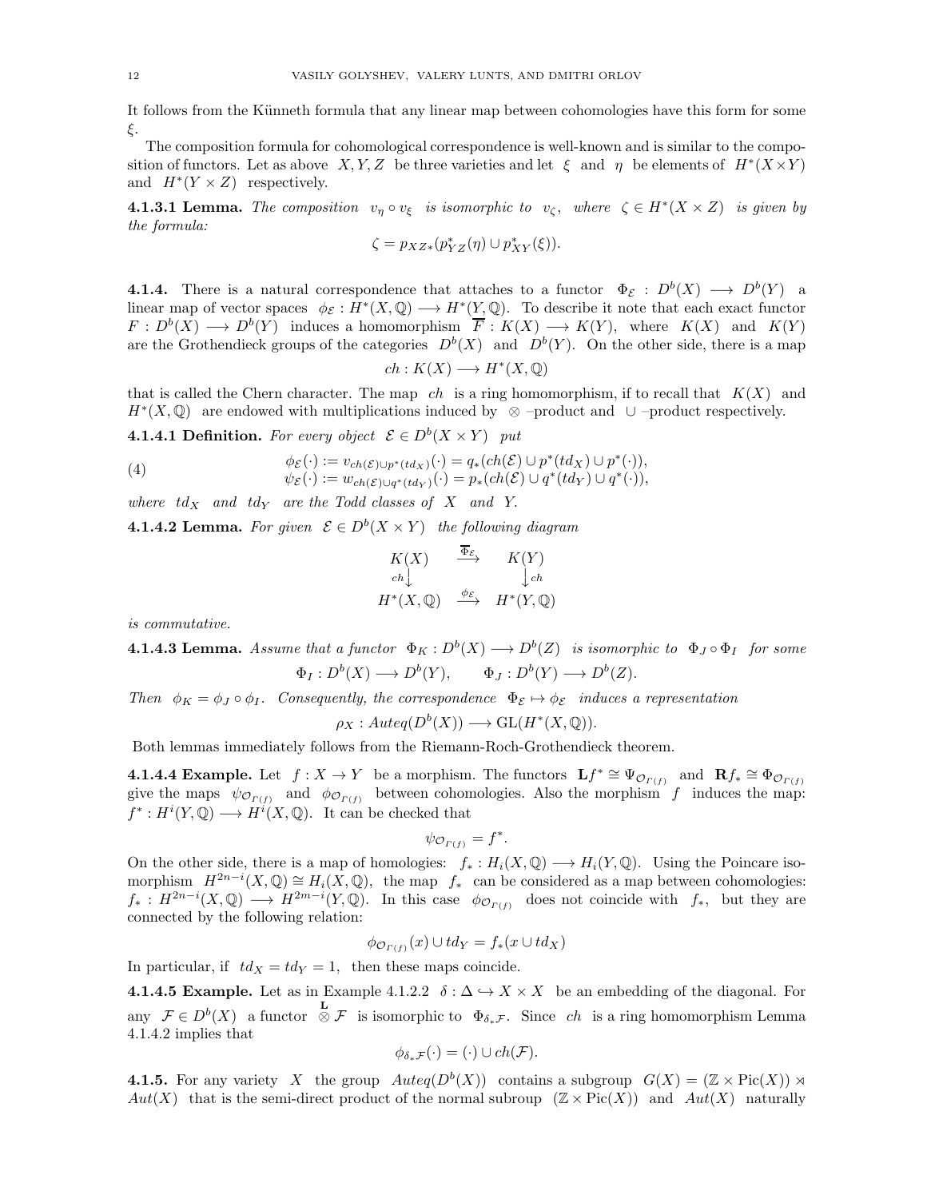It follows from the Künneth formula that any linear map between cohomologies have this form for some $\xi$.

The composition formula for cohomological correspondence is well-known and is similar to the composition of functors. Let as above $X, Y, Z$ be three varieties and let $\xi$ and $\eta$ be elements of $H^*(X\times Y)$ and $H^*(Y\times Z)$ respectively.

**4.1.3.1 Lemma.** *The composition $v_\eta \circ v_\xi$ is isomorphic to $v_\zeta$, where $\zeta \in H^*(X\times Z)$ is given by the formula:*

$$\zeta = p_{XZ*}(p_{YZ}^*(\eta) \cup p_{XY}^*(\xi)).$$

**4.1.4.** There is a natural correspondence that attaches to a functor $\Phi_{\mathcal{E}} : D^b(X) \longrightarrow D^b(Y)$ a linear map of vector spaces $\phi_{\mathcal{E}} : H^*(X, \mathbb{Q}) \longrightarrow H^*(Y, \mathbb{Q})$. To describe it note that each exact functor $F : D^b(X) \longrightarrow D^b(Y)$ induces a homomorphism $\overline{F} : K(X) \longrightarrow K(Y)$, where $K(X)$ and $K(Y)$ are the Grothendieck groups of the categories $D^b(X)$ and $D^b(Y)$. On the other side, there is a map

$$ch : K(X) \longrightarrow H^*(X, \mathbb{Q})$$

that is called the Chern character. The map $ch$ is a ring homomorphism, if to recall that $K(X)$ and $H^*(X, \mathbb{Q})$ are endowed with multiplications induced by $\otimes$ –product and $\cup$ –product respectively.

**4.1.4.1 Definition.** *For every object $\mathcal{E} \in D^b(X\times Y)$ put*

$$\begin{array}{ll} \phi_{\mathcal{E}}(\cdot) := v_{ch(\mathcal{E})\cup p^*(td_X)}(\cdot) = q_*(ch(\mathcal{E}) \cup p^*(td_X) \cup p^*(\cdot)), \\ \psi_{\mathcal{E}}(\cdot) := w_{ch(\mathcal{E})\cup q^*(td_Y)}(\cdot) = p_*(ch(\mathcal{E}) \cup q^*(td_Y) \cup q^*(\cdot)), \end{array} \tag{4}$$

*where $td_X$ and $td_Y$ are the Todd classes of $X$ and $Y$.*

**4.1.4.2 Lemma.** *For given $\mathcal{E} \in D^b(X\times Y)$ the following diagram*

$$\begin{array}{ccc} K(X) & \xrightarrow{\overline{\Phi}_{\mathcal{E}}} & K(Y) \\ {\scriptstyle ch}\downarrow & & \downarrow{\scriptstyle ch} \\ H^*(X, \mathbb{Q}) & \xrightarrow{\phi_{\mathcal{E}}} & H^*(Y, \mathbb{Q}) \end{array}$$

*is commutative.*

**4.1.4.3 Lemma.** *Assume that a functor $\Phi_K : D^b(X) \longrightarrow D^b(Z)$ is isomorphic to $\Phi_J \circ \Phi_I$ for some*

$$\Phi_I : D^b(X) \longrightarrow D^b(Y), \qquad \Phi_J : D^b(Y) \longrightarrow D^b(Z).$$

*Then $\phi_K = \phi_J \circ \phi_I$. Consequently, the correspondence $\Phi_{\mathcal{E}} \mapsto \phi_{\mathcal{E}}$ induces a representation*

$$\rho_X : Auteq(D^b(X)) \longrightarrow \mathrm{GL}(H^*(X, \mathbb{Q})).$$

Both lemmas immediately follows from the Riemann-Roch-Grothendieck theorem.

**4.1.4.4 Example.** Let $f : X \to Y$ be a morphism. The functors $\mathbf{L}f^* \cong \Psi_{\mathcal{O}_{\Gamma(f)}}$ and $\mathbf{R}f_* \cong \Phi_{\mathcal{O}_{\Gamma(f)}}$ give the maps $\psi_{\mathcal{O}_{\Gamma(f)}}$ and $\phi_{\mathcal{O}_{\Gamma(f)}}$ between cohomologies. Also the morphism $f$ induces the map: $f^* : H^i(Y, \mathbb{Q}) \longrightarrow H^i(X, \mathbb{Q})$. It can be checked that

$$\psi_{\mathcal{O}_{\Gamma(f)}} = f^*.$$

On the other side, there is a map of homologies: $f_* : H_i(X, \mathbb{Q}) \longrightarrow H_i(Y, \mathbb{Q})$. Using the Poincare isomorphism $H^{2n-i}(X, \mathbb{Q}) \cong H_i(X, \mathbb{Q})$, the map $f_*$ can be considered as a map between cohomologies: $f_* : H^{2n-i}(X, \mathbb{Q}) \longrightarrow H^{2m-i}(Y, \mathbb{Q})$. In this case $\phi_{\mathcal{O}_{\Gamma(f)}}$ does not coincide with $f_*$, but they are connected by the following relation:

$$\phi_{\mathcal{O}_{\Gamma(f)}}(x) \cup td_Y = f_*(x \cup td_X)$$

In particular, if $td_X = td_Y = 1$, then these maps coincide.

**4.1.4.5 Example.** Let as in Example 4.1.2.2 $\delta : \Delta \hookrightarrow X\times X$ be an embedding of the diagonal. For any $\mathcal{F} \in D^b(X)$ a functor $\overset{\mathbf{L}}{\otimes} \mathcal{F}$ is isomorphic to $\Phi_{\delta_*\mathcal{F}}$. Since $ch$ is a ring homomorphism Lemma 4.1.4.2 implies that

$$\phi_{\delta_*\mathcal{F}}(\cdot) = (\cdot) \cup ch(\mathcal{F}).$$

**4.1.5.** For any variety $X$ the group $Auteq(D^b(X))$ contains a subgroup $G(X) = (\mathbb{Z}\times \mathrm{Pic}(X)) \rtimes Aut(X)$ that is the semi-direct product of the normal subroup $(\mathbb{Z}\times \mathrm{Pic}(X))$ and $Aut(X)$ naturally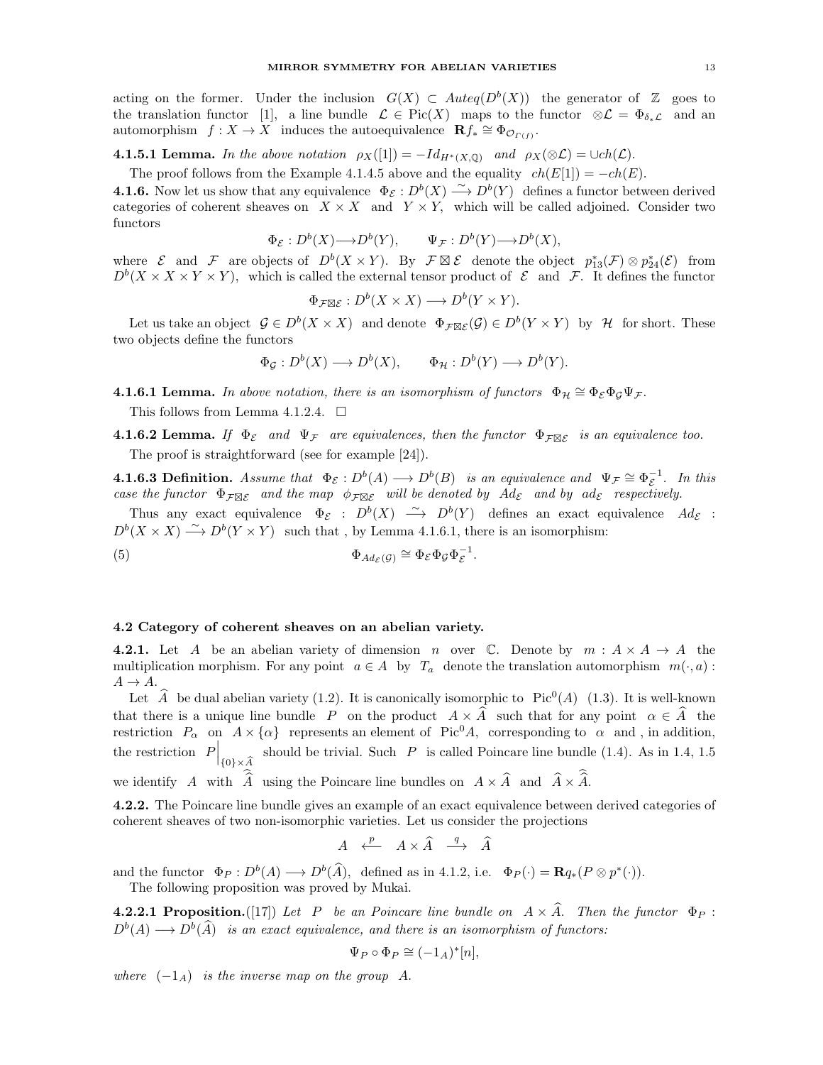acting on the former. Under the inclusion $G(X) \subset Auteq(D^b(X))$ the generator of $\mathbb{Z}$ goes to the translation functor $[1]$, a line bundle $\mathcal{L} \in \mathrm{Pic}(X)$ maps to the functor $\otimes\mathcal{L} = \Phi_{\delta_*\mathcal{L}}$ and an automorphism $f : X \to X$ induces the autoequivalence $\mathbf{R}f_* \cong \Phi_{\mathcal{O}_{\Gamma(f)}}$.

**4.1.5.1 Lemma.** *In the above notation* $\rho_X([1]) = -Id_{H^*(X,\mathbb{Q})}$ *and* $\rho_X(\otimes\mathcal{L}) = \cup ch(\mathcal{L})$.

The proof follows from the Example 4.1.4.5 above and the equality $ch(E[1]) = -ch(E)$.

**4.1.6.** Now let us show that any equivalence $\Phi_{\mathcal{E}} : D^b(X) \xrightarrow{\sim} D^b(Y)$ defines a functor between derived categories of coherent sheaves on $X \times X$ and $Y \times Y$, which will be called adjoined. Consider two functors

$$\Phi_{\mathcal{E}} : D^b(X) \longrightarrow D^b(Y), \qquad \Psi_{\mathcal{F}} : D^b(Y) \longrightarrow D^b(X),$$

where $\mathcal{E}$ and $\mathcal{F}$ are objects of $D^b(X \times Y)$. By $\mathcal{F} \boxtimes \mathcal{E}$ denote the object $p_{13}^*(\mathcal{F}) \otimes p_{24}^*(\mathcal{E})$ from $D^b(X \times X \times Y \times Y)$, which is called the external tensor product of $\mathcal{E}$ and $\mathcal{F}$. It defines the functor

$$\Phi_{\mathcal{F}\boxtimes\mathcal{E}} : D^b(X \times X) \longrightarrow D^b(Y \times Y).$$

Let us take an object $\mathcal{G} \in D^b(X \times X)$ and denote $\Phi_{\mathcal{F}\boxtimes\mathcal{E}}(\mathcal{G}) \in D^b(Y \times Y)$ by $\mathcal{H}$ for short. These two objects define the functors

$$\Phi_{\mathcal{G}} : D^b(X) \longrightarrow D^b(X), \qquad \Phi_{\mathcal{H}} : D^b(Y) \longrightarrow D^b(Y).$$

**4.1.6.1 Lemma.** *In above notation, there is an isomorphism of functors* $\Phi_{\mathcal{H}} \cong \Phi_{\mathcal{E}}\Phi_{\mathcal{G}}\Psi_{\mathcal{F}}$.

This follows from Lemma 4.1.2.4. $\square$

**4.1.6.2 Lemma.** *If* $\Phi_{\mathcal{E}}$ *and* $\Psi_{\mathcal{F}}$ *are equivalences, then the functor* $\Phi_{\mathcal{F}\boxtimes\mathcal{E}}$ *is an equivalence too.*

The proof is straightforward (see for example [24]).

**4.1.6.3 Definition.** *Assume that* $\Phi_{\mathcal{E}} : D^b(A) \longrightarrow D^b(B)$ *is an equivalence and* $\Psi_{\mathcal{F}} \cong \Phi_{\mathcal{E}}^{-1}$. *In this case the functor* $\Phi_{\mathcal{F}\boxtimes\mathcal{E}}$ *and the map* $\phi_{\mathcal{F}\boxtimes\mathcal{E}}$ *will be denoted by* $Ad_{\mathcal{E}}$ *and by* $ad_{\mathcal{E}}$ *respectively.*

Thus any exact equivalence $\Phi_{\mathcal{E}} : D^b(X) \xrightarrow{\sim} D^b(Y)$ defines an exact equivalence $Ad_{\mathcal{E}} : D^b(X \times X) \xrightarrow{\sim} D^b(Y \times Y)$ such that , by Lemma 4.1.6.1, there is an isomorphism:

$$\Phi_{Ad_{\mathcal{E}}(\mathcal{G})} \cong \Phi_{\mathcal{E}}\Phi_{\mathcal{G}}\Phi_{\mathcal{E}}^{-1}. \tag{5}$$

## 4.2 Category of coherent sheaves on an abelian variety.

**4.2.1.** Let $A$ be an abelian variety of dimension $n$ over $\mathbb{C}$. Denote by $m : A \times A \to A$ the multiplication morphism. For any point $a \in A$ by $T_a$ denote the translation automorphism $m(\cdot, a) : A \to A$.

Let $\widehat{A}$ be dual abelian variety (1.2). It is canonically isomorphic to $\mathrm{Pic}^0(A)$ (1.3). It is well-known that there is a unique line bundle $P$ on the product $A \times \widehat{A}$ such that for any point $\alpha \in \widehat{A}$ the restriction $P_\alpha$ on $A \times \{\alpha\}$ represents an element of $\mathrm{Pic}^0 A$, corresponding to $\alpha$ and , in addition, the restriction $P\Big|_{\{0\}\times\widehat{A}}$ should be trivial. Such $P$ is called Poincare line bundle (1.4). As in 1.4, 1.5 we identify $A$ with $\widehat{\widehat{A}}$ using the Poincare line bundles on $A \times \widehat{A}$ and $\widehat{A} \times \widehat{\widehat{A}}$.

**4.2.2.** The Poincare line bundle gives an example of an exact equivalence between derived categories of coherent sheaves of two non-isomorphic varieties. Let us consider the projections

$$A \xleftarrow{\;p\;} A \times \widehat{A} \xrightarrow{\;q\;} \widehat{A}$$

and the functor $\Phi_P : D^b(A) \longrightarrow D^b(\widehat{A})$, defined as in 4.1.2, i.e. $\Phi_P(\cdot) = \mathbf{R}q_*(P \otimes p^*(\cdot))$.

The following proposition was proved by Mukai.

**4.2.2.1 Proposition.**([17]) *Let* $P$ *be an Poincare line bundle on* $A \times \widehat{A}$. *Then the functor* $\Phi_P : D^b(A) \longrightarrow D^b(\widehat{A})$ *is an exact equivalence, and there is an isomorphism of functors:*

$$\Psi_P \circ \Phi_P \cong (-1_A)^*[n],$$

*where* $(-1_A)$ *is the inverse map on the group* $A$.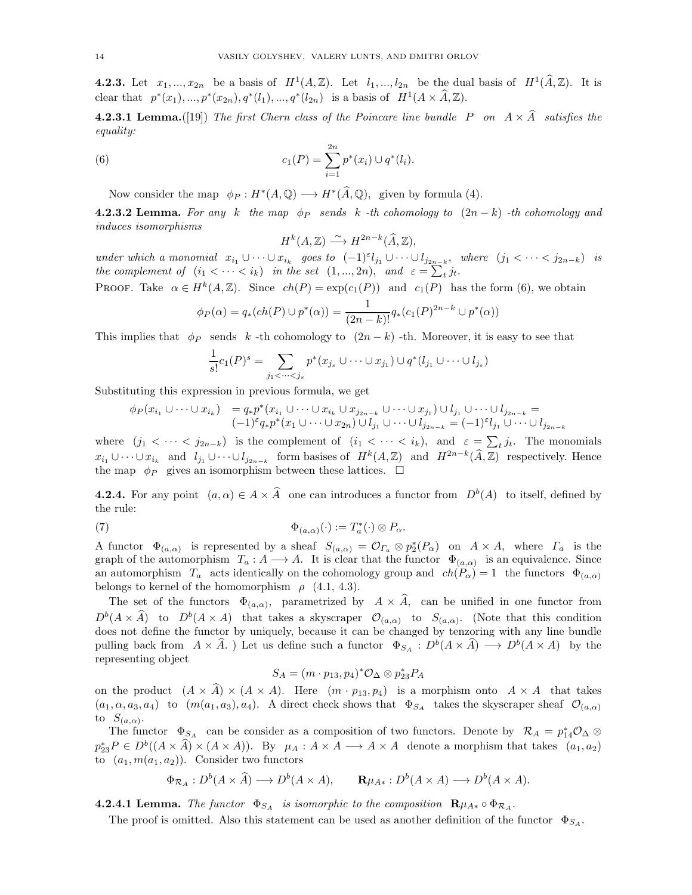**4.2.3.** Let $x_1, ..., x_{2n}$ be a basis of $H^1(A, \mathbb{Z})$. Let $l_1, ..., l_{2n}$ be the dual basis of $H^1(\widehat{A}, \mathbb{Z})$. It is clear that $p^*(x_1), ..., p^*(x_{2n}), q^*(l_1), ..., q^*(l_{2n})$ is a basis of $H^1(A \times \widehat{A}, \mathbb{Z})$.

**4.2.3.1 Lemma.**([19]) *The first Chern class of the Poincare line bundle $P$ on $A \times \widehat{A}$ satisfies the equality:*

$$c_1(P) = \sum_{i=1}^{2n} p^*(x_i) \cup q^*(l_i). \tag{6}$$

Now consider the map $\phi_P : H^*(A, \mathbb{Q}) \longrightarrow H^*(\widehat{A}, \mathbb{Q})$, given by formula (4).

**4.2.3.2 Lemma.** *For any $k$ the map $\phi_P$ sends $k$ -th cohomology to $(2n-k)$ -th cohomology and induces isomorphisms*

$$H^k(A, \mathbb{Z}) \xrightarrow{\sim} H^{2n-k}(\widehat{A}, \mathbb{Z}),$$

*under which a monomial $x_{i_1} \cup \cdots \cup x_{i_k}$ goes to $(-1)^{\varepsilon} l_{j_1} \cup \cdots \cup l_{j_{2n-k}}$, where $(j_1 < \cdots < j_{2n-k})$ is the complement of $(i_1 < \cdots < i_k)$ in the set $(1, ..., 2n)$, and $\varepsilon = \sum_t j_t$.*

Proof. Take $\alpha \in H^k(A, \mathbb{Z})$. Since $ch(P) = \exp(c_1(P))$ and $c_1(P)$ has the form (6), we obtain

$$\phi_P(\alpha) = q_*(ch(P) \cup p^*(\alpha)) = \frac{1}{(2n-k)!} q_*(c_1(P)^{2n-k} \cup p^*(\alpha))$$

This implies that $\phi_P$ sends $k$ -th cohomology to $(2n-k)$ -th. Moreover, it is easy to see that

$$\frac{1}{s!} c_1(P)^s = \sum_{j_1 < \cdots < j_s} p^*(x_{j_s} \cup \cdots \cup x_{j_1}) \cup q^*(l_{j_1} \cup \cdots \cup l_{j_s})$$

Substituting this expression in previous formula, we get

$$\begin{aligned}\phi_P(x_{i_1} \cup \cdots \cup x_{i_k}) &= q_* p^*(x_{i_1} \cup \cdots \cup x_{i_k} \cup x_{j_{2n-k}} \cup \cdots \cup x_{j_1}) \cup l_{j_1} \cup \cdots \cup l_{j_{2n-k}} = \\ &(-1)^{\varepsilon} q_* p^*(x_1 \cup \cdots \cup x_{2n}) \cup l_{j_1} \cup \cdots \cup l_{j_{2n-k}} = (-1)^{\varepsilon} l_{j_1} \cup \cdots \cup l_{j_{2n-k}}\end{aligned}$$

where $(j_1 < \cdots < j_{2n-k})$ is the complement of $(i_1 < \cdots < i_k)$, and $\varepsilon = \sum_t j_t$. The monomials $x_{i_1} \cup \cdots \cup x_{i_k}$ and $l_{j_1} \cup \cdots \cup l_{j_{2n-k}}$ form basises of $H^k(A, \mathbb{Z})$ and $H^{2n-k}(\widehat{A}, \mathbb{Z})$ respectively. Hence the map $\phi_P$ gives an isomorphism between these lattices. $\square$

**4.2.4.** For any point $(a, \alpha) \in A \times \widehat{A}$ one can introduces a functor from $D^b(A)$ to itself, defined by the rule:

$$\Phi_{(a,\alpha)}(\cdot) := T_a^*(\cdot) \otimes P_\alpha. \tag{7}$$

A functor $\Phi_{(a,\alpha)}$ is represented by a sheaf $S_{(a,\alpha)} = \mathcal{O}_{\Gamma_a} \otimes p_2^*(P_\alpha)$ on $A \times A$, where $\Gamma_a$ is the graph of the automorphism $T_a : A \longrightarrow A$. It is clear that the functor $\Phi_{(a,\alpha)}$ is an equivalence. Since an automorphism $T_a$ acts identically on the cohomology group and $ch(P_\alpha) = 1$ the functors $\Phi_{(a,\alpha)}$ belongs to kernel of the homomorphism $\rho$ (4.1, 4.3).

The set of the functors $\Phi_{(a,\alpha)}$, parametrized by $A \times \widehat{A}$, can be unified in one functor from $D^b(A \times \widehat{A})$ to $D^b(A \times A)$ that takes a skyscraper $\mathcal{O}_{(a,\alpha)}$ to $S_{(a,\alpha)}$. (Note that this condition does not define the functor by uniquely, because it can be changed by tenzoring with any line bundle pulling back from $A \times \widehat{A}$. ) Let us define such a functor $\Phi_{S_A} : D^b(A \times \widehat{A}) \longrightarrow D^b(A \times A)$ by the representing object

$$S_A = (m \cdot p_{13}, p_4)^* \mathcal{O}_\Delta \otimes p_{23}^* P_A$$

on the product $(A \times \widehat{A}) \times (A \times A)$. Here $(m \cdot p_{13}, p_4)$ is a morphism onto $A \times A$ that takes $(a_1, \alpha, a_3, a_4)$ to $(m(a_1, a_3), a_4)$. A direct check shows that $\Phi_{S_A}$ takes the skyscraper sheaf $\mathcal{O}_{(a,\alpha)}$ to $S_{(a,\alpha)}$.

The functor $\Phi_{S_A}$ can be consider as a composition of two functors. Denote by $\mathcal{R}_A = p_{14}^* \mathcal{O}_\Delta \otimes p_{23}^* P \in D^b((A \times \widehat{A}) \times (A \times A))$. By $\mu_A : A \times A \longrightarrow A \times A$ denote a morphism that takes $(a_1, a_2)$ to $(a_1, m(a_1, a_2))$. Consider two functors

$$\Phi_{\mathcal{R}_A} : D^b(A \times \widehat{A}) \longrightarrow D^b(A \times A), \qquad \mathbf{R}\mu_{A*} : D^b(A \times A) \longrightarrow D^b(A \times A).$$

**4.2.4.1 Lemma.** *The functor $\Phi_{S_A}$ is isomorphic to the composition $\mathbf{R}\mu_{A*} \circ \Phi_{\mathcal{R}_A}$.*

The proof is omitted. Also this statement can be used as another definition of the functor $\Phi_{S_A}$.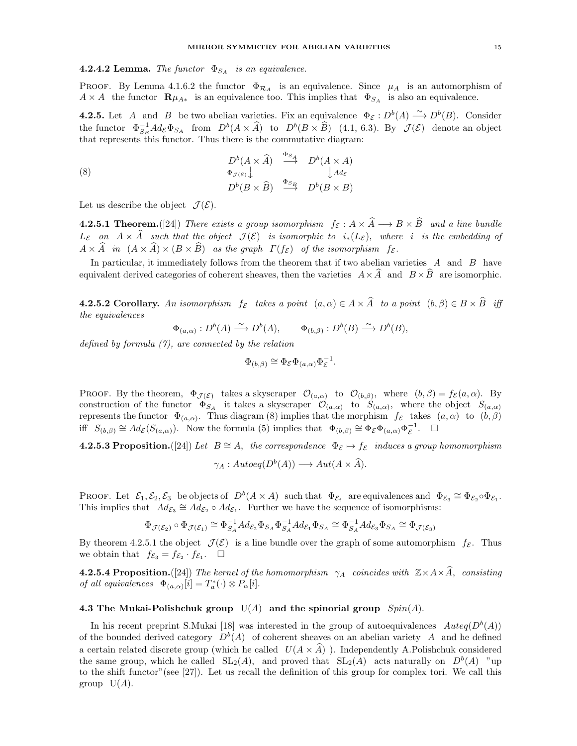**4.2.4.2 Lemma.** *The functor* $\Phi_{S_A}$ *is an equivalence.*

PROOF. By Lemma 4.1.6.2 the functor $\Phi_{\mathcal{R}_A}$ is an equivalence. Since $\mu_A$ is an automorphism of $A\times A$ the functor $\mathbf{R}\mu_{A*}$ is an equivalence too. This implies that $\Phi_{S_A}$ is also an equivalence.

**4.2.5.** Let $A$ and $B$ be two abelian varieties. Fix an equivalence $\Phi_{\mathcal{E}}: D^b(A)\xrightarrow{\sim} D^b(B)$. Consider the functor $\Phi_{S_B}^{-1} Ad_{\mathcal{E}} \Phi_{S_A}$ from $D^b(A\times\widehat{A})$ to $D^b(B\times\widehat{B})$ (4.1, 6.3). By $\mathcal{J}(\mathcal{E})$ denote an object that represents this functor. Thus there is the commutative diagram:

$$
\begin{array}{ccc}
D^b(A\times\widehat{A}) & \xrightarrow{\Phi_{S_A}} & D^b(A\times A)\\
{\scriptstyle \Phi_{\mathcal{J}(\mathcal{E})}}\downarrow & & \downarrow{\scriptstyle Ad_{\mathcal{E}}}\\
D^b(B\times\widehat{B}) & \xrightarrow{\Phi_{S_B}} & D^b(B\times B)
\end{array}
\qquad (8)
$$

Let us describe the object $\mathcal{J}(\mathcal{E})$.

**4.2.5.1 Theorem.**([24]) *There exists a group isomorphism* $f_{\mathcal{E}}: A\times\widehat{A}\longrightarrow B\times\widehat{B}$ *and a line bundle* $L_{\mathcal{E}}$ *on* $A\times\widehat{A}$ *such that the object* $\mathcal{J}(\mathcal{E})$ *is isomorphic to* $i_*(L_{\mathcal{E}})$, *where* $i$ *is the embedding of* $A\times\widehat{A}$ *in* $(A\times\widehat{A})\times(B\times\widehat{B})$ *as the graph* $\Gamma(f_{\mathcal{E}})$ *of the isomorphism* $f_{\mathcal{E}}$.

In particular, it immediately follows from the theorem that if two abelian varieties $A$ and $B$ have equivalent derived categories of coherent sheaves, then the varieties $A\times\widehat{A}$ and $B\times\widehat{B}$ are isomorphic.

**4.2.5.2 Corollary.** *An isomorphism* $f_{\mathcal{E}}$ *takes a point* $(a,\alpha)\in A\times\widehat{A}$ *to a point* $(b,\beta)\in B\times\widehat{B}$ *iff the equivalences*

$$
\Phi_{(a,\alpha)}: D^b(A)\xrightarrow{\sim} D^b(A),\qquad \Phi_{(b,\beta)}: D^b(B)\xrightarrow{\sim} D^b(B),
$$

*defined by formula (7), are connected by the relation*

$$
\Phi_{(b,\beta)}\cong \Phi_{\mathcal{E}}\Phi_{(a,\alpha)}\Phi_{\mathcal{E}}^{-1}.
$$

PROOF. By the theorem, $\Phi_{\mathcal{J}(\mathcal{E})}$ takes a skyscraper $\mathcal{O}_{(a,\alpha)}$ to $\mathcal{O}_{(b,\beta)}$, where $(b,\beta)=f_{\mathcal{E}}(a,\alpha)$. By construction of the functor $\Phi_{S_A}$ it takes a skyscraper $\mathcal{O}_{(a,\alpha)}$ to $S_{(a,\alpha)}$, where the object $S_{(a,\alpha)}$ represents the functor $\Phi_{(a,\alpha)}$. Thus diagram (8) implies that the morphism $f_{\mathcal{E}}$ takes $(a,\alpha)$ to $(b,\beta)$ iff $S_{(b,\beta)}\cong Ad_{\mathcal{E}}(S_{(a,\alpha)})$. Now the formula (5) implies that $\Phi_{(b,\beta)}\cong\Phi_{\mathcal{E}}\Phi_{(a,\alpha)}\Phi_{\mathcal{E}}^{-1}$. □

**4.2.5.3 Proposition.**([24]) *Let* $B\cong A$, *the correspondence* $\Phi_{\mathcal{E}}\mapsto f_{\mathcal{E}}$ *induces a group homomorphism*

$$
\gamma_A: Autoeq(D^b(A))\longrightarrow Aut(A\times\widehat{A}).
$$

PROOF. Let $\mathcal{E}_1,\mathcal{E}_2,\mathcal{E}_3$ be objects of $D^b(A\times A)$ such that $\Phi_{\mathcal{E}_i}$ are equivalences and $\Phi_{\mathcal{E}_3}\cong\Phi_{\mathcal{E}_2}\circ\Phi_{\mathcal{E}_1}$. This implies that $Ad_{\mathcal{E}_3}\cong Ad_{\mathcal{E}_2}\circ Ad_{\mathcal{E}_1}$. Further we have the sequence of isomorphisms:

$$
\Phi_{\mathcal{J}(\mathcal{E}_2)}\circ\Phi_{\mathcal{J}(\mathcal{E}_1)}\cong\Phi_{S_A}^{-1}Ad_{\mathcal{E}_2}\Phi_{S_A}\Phi_{S_A}^{-1}Ad_{\mathcal{E}_1}\Phi_{S_A}\cong\Phi_{S_A}^{-1}Ad_{\mathcal{E}_3}\Phi_{S_A}\cong\Phi_{\mathcal{J}(\mathcal{E}_3)}
$$

By theorem 4.2.5.1 the object $\mathcal{J}(\mathcal{E})$ is a line bundle over the graph of some automorphism $f_{\mathcal{E}}$. Thus we obtain that $f_{\mathcal{E}_3}=f_{\mathcal{E}_2}\cdot f_{\mathcal{E}_1}$. □

**4.2.5.4 Proposition.**([24]) *The kernel of the homomorphism* $\gamma_A$ *coincides with* $\mathbb{Z}\times A\times\widehat{A}$, *consisting of all equivalences* $\Phi_{(a,\alpha)}[i]=T_a^*(\cdot)\otimes P_\alpha[i]$.

### 4.3 The Mukai-Polishchuk group $\mathrm{U}(A)$ and the spinorial group $Spin(A)$.

In his recent preprint S.Mukai [18] was interested in the group of autoequivalences $Auteq(D^b(A))$ of the bounded derived category $D^b(A)$ of coherent sheaves on an abelian variety $A$ and he defined a certain related discrete group (which he called $U(A\times\widehat{A})$ ). Independently A.Polishchuk considered the same group, which he called $\mathrm{SL}_2(A)$, and proved that $\mathrm{SL}_2(A)$ acts naturally on $D^b(A)$ "up to the shift functor"(see [27]). Let us recall the definition of this group for complex tori. We call this group $\mathrm{U}(A)$.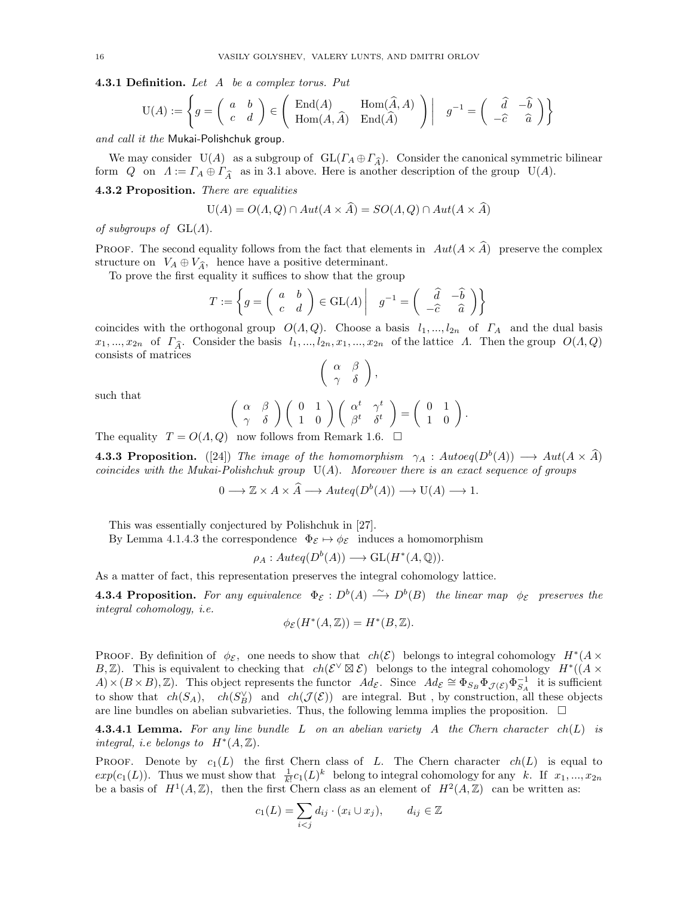**4.3.1 Definition.** *Let $A$ be a complex torus. Put*

$$\mathrm{U}(A) := \left\{ g = \begin{pmatrix} a & b \\ c & d \end{pmatrix} \in \begin{pmatrix} \mathrm{End}(A) & \mathrm{Hom}(\widehat{A}, A) \\ \mathrm{Hom}(A, \widehat{A}) & \mathrm{End}(\widehat{A}) \end{pmatrix} \;\middle|\; g^{-1} = \begin{pmatrix} \widehat{d} & -\widehat{b} \\ -\widehat{c} & \widehat{a} \end{pmatrix} \right\}$$

*and call it the* Mukai-Polishchuk group.

We may consider $\mathrm{U}(A)$ as a subgroup of $\mathrm{GL}(\Gamma_A \oplus \Gamma_{\widehat{A}})$. Consider the canonical symmetric bilinear form $Q$ on $\Lambda := \Gamma_A \oplus \Gamma_{\widehat{A}}$ as in 3.1 above. Here is another description of the group $\mathrm{U}(A)$.

**4.3.2 Proposition.** *There are equalities*

$$\mathrm{U}(A) = O(\Lambda, Q) \cap Aut(A \times \widehat{A}) = SO(\Lambda, Q) \cap Aut(A \times \widehat{A})$$

*of subgroups of* $\mathrm{GL}(\Lambda)$.

Proof. The second equality follows from the fact that elements in $Aut(A \times \widehat{A})$ preserve the complex structure on $V_A \oplus V_{\widehat{A}}$, hence have a positive determinant.

To prove the first equality it suffices to show that the group

$$T := \left\{ g = \begin{pmatrix} a & b \\ c & d \end{pmatrix} \in \mathrm{GL}(\Lambda) \;\middle|\; g^{-1} = \begin{pmatrix} \widehat{d} & -\widehat{b} \\ -\widehat{c} & \widehat{a} \end{pmatrix} \right\}$$

coincides with the orthogonal group $O(\Lambda, Q)$. Choose a basis $l_1, ..., l_{2n}$ of $\Gamma_A$ and the dual basis $x_1, ..., x_{2n}$ of $\Gamma_{\widehat{A}}$. Consider the basis $l_1, ..., l_{2n}, x_1, ..., x_{2n}$ of the lattice $\Lambda$. Then the group $O(\Lambda, Q)$ consists of matrices

$$\begin{pmatrix} \alpha & \beta \\ \gamma & \delta \end{pmatrix},$$

such that

$$\begin{pmatrix} \alpha & \beta \\ \gamma & \delta \end{pmatrix} \begin{pmatrix} 0 & 1 \\ 1 & 0 \end{pmatrix} \begin{pmatrix} \alpha^t & \gamma^t \\ \beta^t & \delta^t \end{pmatrix} = \begin{pmatrix} 0 & 1 \\ 1 & 0 \end{pmatrix}.$$

The equality $T = O(\Lambda, Q)$ now follows from Remark 1.6. $\square$

**4.3.3 Proposition.** ([24]) *The image of the homomorphism $\gamma_A : Autoeq(D^b(A)) \longrightarrow Aut(A \times \widehat{A})$ coincides with the Mukai-Polishchuk group $\mathrm{U}(A)$. Moreover there is an exact sequence of groups*

$$0 \longrightarrow \mathbb{Z} \times A \times \widehat{A} \longrightarrow Auteq(D^b(A)) \longrightarrow \mathrm{U}(A) \longrightarrow 1.$$

This was essentially conjectured by Polishchuk in [27].

By Lemma 4.1.4.3 the correspondence $\Phi_{\mathcal{E}} \mapsto \phi_{\mathcal{E}}$ induces a homomorphism

$$\rho_A : Auteq(D^b(A)) \longrightarrow \mathrm{GL}(H^*(A, \mathbb{Q})).$$

As a matter of fact, this representation preserves the integral cohomology lattice.

**4.3.4 Proposition.** *For any equivalence $\Phi_{\mathcal{E}} : D^b(A) \xrightarrow{\sim} D^b(B)$ the linear map $\phi_{\mathcal{E}}$ preserves the integral cohomology, i.e.*

$$\phi_{\mathcal{E}}(H^*(A, \mathbb{Z})) = H^*(B, \mathbb{Z}).$$

Proof. By definition of $\phi_{\mathcal{E}}$, one needs to show that $ch(\mathcal{E})$ belongs to integral cohomology $H^*(A \times B, \mathbb{Z})$. This is equivalent to checking that $ch(\mathcal{E}^\vee \boxtimes \mathcal{E})$ belongs to the integral cohomology $H^*((A \times A) \times (B \times B), \mathbb{Z})$. This object represents the functor $Ad_{\mathcal{E}}$. Since $Ad_{\mathcal{E}} \cong \Phi_{S_B} \Phi_{\mathcal{J}(\mathcal{E})} \Phi_{S_A}^{-1}$ it is sufficient to show that $ch(S_A)$, $ch(S_B^\vee)$ and $ch(\mathcal{J}(\mathcal{E}))$ are integral. But , by construction, all these objects are line bundles on abelian subvarieties. Thus, the following lemma implies the proposition. $\square$

**4.3.4.1 Lemma.** *For any line bundle $L$ on an abelian variety $A$ the Chern character $ch(L)$ is integral, i.e belongs to $H^*(A, \mathbb{Z})$.*

Proof. Denote by $c_1(L)$ the first Chern class of $L$. The Chern character $ch(L)$ is equal to $exp(c_1(L))$. Thus we must show that $\frac{1}{k!} c_1(L)^k$ belong to integral cohomology for any $k$. If $x_1, ..., x_{2n}$ be a basis of $H^1(A, \mathbb{Z})$, then the first Chern class as an element of $H^2(A, \mathbb{Z})$ can be written as:

$$c_1(L) = \sum_{i<j} d_{ij} \cdot (x_i \cup x_j), \qquad d_{ij} \in \mathbb{Z}$$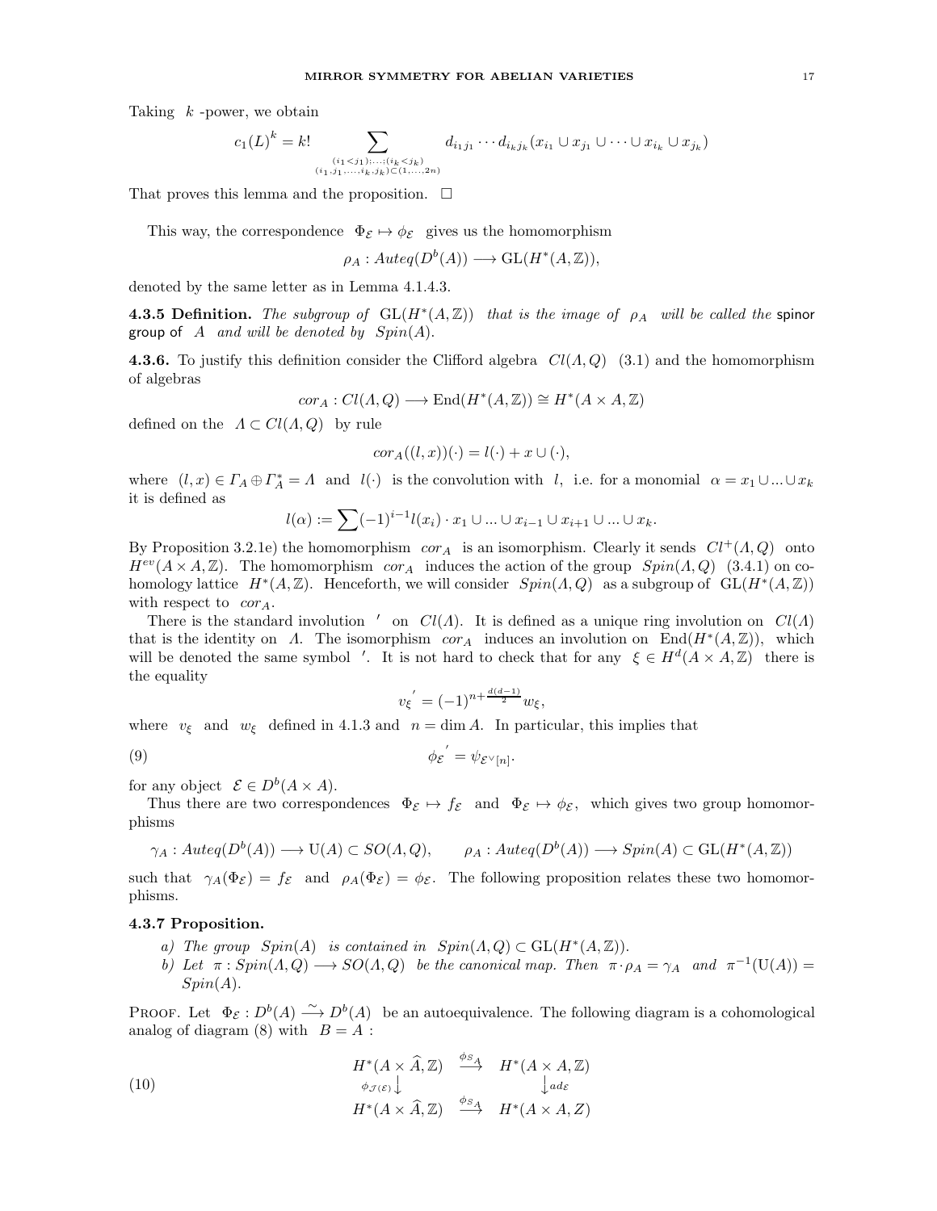Taking $k$ -power, we obtain

$$c_1(L)^k = k! \sum_{\substack{(i_1<j_1);\dots;(i_k<j_k)\\ (i_1,j_1,\dots,i_k,j_k)\subset(1,\dots,2n)}} d_{i_1j_1}\cdots d_{i_kj_k}(x_{i_1}\cup x_{j_1}\cup\cdots\cup x_{i_k}\cup x_{j_k})$$

That proves this lemma and the proposition. $\square$

This way, the correspondence $\Phi_{\mathcal{E}}\mapsto \phi_{\mathcal{E}}$ gives us the homomorphism

$$\rho_A : Auteq(D^b(A)) \longrightarrow \mathrm{GL}(H^*(A,\mathbb{Z})),$$

denoted by the same letter as in Lemma 4.1.4.3.

**4.3.5 Definition.** *The subgroup of* $\mathrm{GL}(H^*(A,\mathbb{Z}))$ *that is the image of* $\rho_A$ *will be called the* spinor group of $A$ *and will be denoted by* $Spin(A)$.

**4.3.6.** To justify this definition consider the Clifford algebra $Cl(\Lambda,Q)$ (3.1) and the homomorphism of algebras

$$cor_A : Cl(\Lambda,Q)\longrightarrow \mathrm{End}(H^*(A,\mathbb{Z}))\cong H^*(A\times A,\mathbb{Z})$$

defined on the $\Lambda\subset Cl(\Lambda,Q)$ by rule

$$cor_A((l,x))(\cdot) = l(\cdot) + x\cup(\cdot),$$

where $(l,x)\in\Gamma_A\oplus\Gamma_A^*=\Lambda$ and $l(\cdot)$ is the convolution with $l$, i.e. for a monomial $\alpha = x_1\cup\ldots\cup x_k$ it is defined as

$$l(\alpha) := \sum(-1)^{i-1}l(x_i)\cdot x_1\cup\ldots\cup x_{i-1}\cup x_{i+1}\cup\ldots\cup x_k.$$

By Proposition 3.2.1e) the homomorphism $cor_A$ is an isomorphism. Clearly it sends $Cl^+(\Lambda,Q)$ onto $H^{ev}(A\times A,\mathbb{Z})$. The homomorphism $cor_A$ induces the action of the group $Spin(\Lambda,Q)$ (3.4.1) on cohomology lattice $H^*(A,\mathbb{Z})$. Henceforth, we will consider $Spin(\Lambda,Q)$ as a subgroup of $\mathrm{GL}(H^*(A,\mathbb{Z}))$ with respect to $cor_A$.

There is the standard involution $'$ on $Cl(\Lambda)$. It is defined as a unique ring involution on $Cl(\Lambda)$ that is the identity on $\Lambda$. The isomorphism $cor_A$ induces an involution on $\mathrm{End}(H^*(A,\mathbb{Z}))$, which will be denoted the same symbol $'$. It is not hard to check that for any $\xi\in H^d(A\times A,\mathbb{Z})$ there is the equality

$$v_\xi{}' = (-1)^{n+\frac{d(d-1)}{2}}w_\xi,$$

where $v_\xi$ and $w_\xi$ defined in 4.1.3 and $n=\dim A$. In particular, this implies that

$$\phi_{\mathcal{E}}{}' = \psi_{\mathcal{E}^\vee[n]}. \tag{9}$$

for any object $\mathcal{E}\in D^b(A\times A)$.

Thus there are two correspondences $\Phi_{\mathcal{E}}\mapsto f_{\mathcal{E}}$ and $\Phi_{\mathcal{E}}\mapsto\phi_{\mathcal{E}}$, which gives two group homomorphisms

$$\gamma_A : Auteq(D^b(A))\longrightarrow \mathrm{U}(A)\subset SO(\Lambda,Q),\qquad \rho_A : Auteq(D^b(A))\longrightarrow Spin(A)\subset \mathrm{GL}(H^*(A,\mathbb{Z}))$$

such that $\gamma_A(\Phi_{\mathcal{E}}) = f_{\mathcal{E}}$ and $\rho_A(\Phi_{\mathcal{E}})=\phi_{\mathcal{E}}$. The following proposition relates these two homomorphisms.

**4.3.7 Proposition.**

*a) The group* $Spin(A)$ *is contained in* $Spin(\Lambda,Q)\subset\mathrm{GL}(H^*(A,\mathbb{Z}))$.

*b) Let* $\pi: Spin(\Lambda,Q)\longrightarrow SO(\Lambda,Q)$ *be the canonical map. Then* $\pi\cdot\rho_A=\gamma_A$ *and* $\pi^{-1}(\mathrm{U}(A)) = Spin(A)$.

Proof. Let $\Phi_{\mathcal{E}} : D^b(A)\xrightarrow{\sim} D^b(A)$ be an autoequivalence. The following diagram is a cohomological analog of diagram (8) with $B=A$ :

$$\begin{array}{ccc} H^*(A\times\widehat{A},\mathbb{Z}) & \xrightarrow{\phi_{S_A}} & H^*(A\times A,\mathbb{Z})\\ {\scriptstyle\phi_{\mathcal{J}(\mathcal{E})}}\big\downarrow & & \big\downarrow{\scriptstyle ad_{\mathcal{E}}}\\ H^*(A\times\widehat{A},\mathbb{Z}) & \xrightarrow{\phi_{S_A}} & H^*(A\times A,Z)\end{array} \tag{10}$$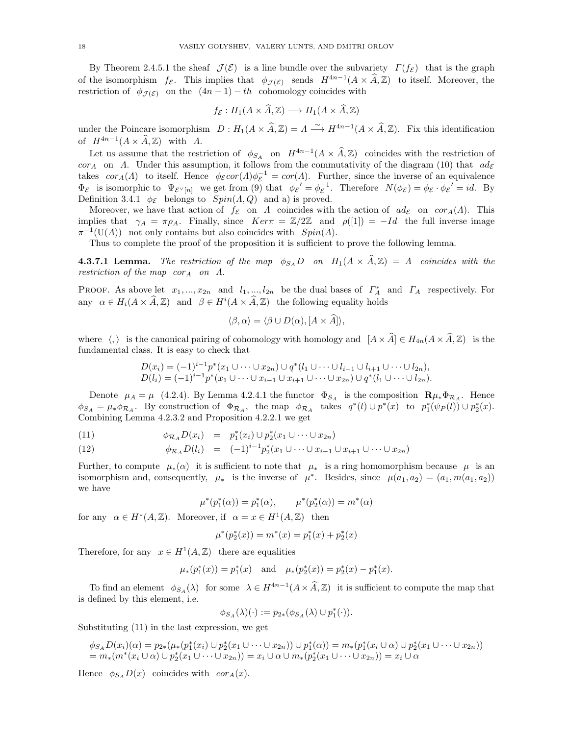By Theorem 2.4.5.1 the sheaf $\mathcal{J}(\mathcal{E})$ is a line bundle over the subvariety $\Gamma(f_{\mathcal{E}})$ that is the graph of the isomorphism $f_{\mathcal{E}}$. This implies that $\phi_{\mathcal{J}(\mathcal{E})}$ sends $H^{4n-1}(A\times\widehat{A},\mathbb{Z})$ to itself. Moreover, the restriction of $\phi_{\mathcal{J}(\mathcal{E})}$ on the $(4n-1)-th$ cohomology coincides with

$$f_{\mathcal{E}}: H_1(A\times\widehat{A},\mathbb{Z})\longrightarrow H_1(A\times\widehat{A},\mathbb{Z})$$

under the Poincare isomorphism $D: H_1(A\times\widehat{A},\mathbb{Z})=\Lambda \xrightarrow{\sim} H^{4n-1}(A\times\widehat{A},\mathbb{Z})$. Fix this identification of $H^{4n-1}(A\times\widehat{A},\mathbb{Z})$ with $\Lambda$.

Let us assume that the restriction of $\phi_{S_A}$ on $H^{4n-1}(A\times\widehat{A},\mathbb{Z})$ coincides with the restriction of $cor_A$ on $\Lambda$. Under this assumption, it follows from the commutativity of the diagram (10) that $ad_{\mathcal{E}}$ takes $cor_A(\Lambda)$ to itself. Hence $\phi_{\mathcal{E}} cor(\Lambda)\phi_{\mathcal{E}}^{-1}=cor(\Lambda)$. Further, since the inverse of an equivalence $\Phi_{\mathcal{E}}$ is isomorphic to $\Psi_{\mathcal{E}^\vee[n]}$ we get from (9) that $\phi_{\mathcal{E}}{}'=\phi_{\mathcal{E}}^{-1}$. Therefore $N(\phi_{\mathcal{E}})=\phi_{\mathcal{E}}\cdot\phi_{\mathcal{E}}{}'=id$. By Definition 3.4.1 $\phi_{\mathcal{E}}$ belongs to $Spin(\Lambda,Q)$ and a) is proved.

Moreover, we have that action of $f_{\mathcal{E}}$ on $\Lambda$ coincides with the action of $ad_{\mathcal{E}}$ on $cor_A(\Lambda)$. This implies that $\gamma_A=\pi\rho_A$. Finally, since $Ker\pi=\mathbb{Z}/2\mathbb{Z}$ and $\rho([1])=-Id$ the full inverse image $\pi^{-1}(\mathrm{U}(A))$ not only contains but also coincides with $Spin(A)$.

Thus to complete the proof of the proposition it is sufficient to prove the following lemma.

**4.3.7.1 Lemma.** *The restriction of the map* $\phi_{S_A}D$ *on* $H_1(A\times\widehat{A},\mathbb{Z})=\Lambda$ *coincides with the restriction of the map* $cor_A$ *on* $\Lambda$.

Proof. As above let $x_1,...,x_{2n}$ and $l_1,...,l_{2n}$ be the dual bases of $\Gamma_A^*$ and $\Gamma_A$ respectively. For any $\alpha\in H_i(A\times\widehat{A},\mathbb{Z})$ and $\beta\in H^i(A\times\widehat{A},\mathbb{Z})$ the following equality holds

$$\langle\beta,\alpha\rangle=\langle\beta\cup D(\alpha),[A\times\widehat{A}]\rangle,$$

where $\langle,\rangle$ is the canonical pairing of cohomology with homology and $[A\times\widehat{A}]\in H_{4n}(A\times\widehat{A},\mathbb{Z})$ is the fundamental class. It is easy to check that

$$\begin{aligned}
D(x_i)&=(-1)^{i-1}p^*(x_1\cup\cdots\cup x_{2n})\cup q^*(l_1\cup\cdots\cup l_{i-1}\cup l_{i+1}\cup\cdots\cup l_{2n}),\\
D(l_i)&=(-1)^{i-1}p^*(x_1\cup\cdots\cup x_{i-1}\cup x_{i+1}\cup\cdots\cup x_{2n})\cup q^*(l_1\cup\cdots\cup l_{2n}).
\end{aligned}$$

Denote $\mu_A=\mu$ (4.2.4). By Lemma 4.2.4.1 the functor $\Phi_{S_A}$ is the composition $\mathbf{R}\mu_*\Phi_{\mathcal{R}_A}$. Hence $\phi_{S_A}=\mu_*\phi_{\mathcal{R}_A}$. By construction of $\Phi_{\mathcal{R}_A}$, the map $\phi_{\mathcal{R}_A}$ takes $q^*(l)\cup p^*(x)$ to $p_1^*(\psi_P(l))\cup p_2^*(x)$. Combining Lemma 4.2.3.2 and Proposition 4.2.2.1 we get

$$\phi_{\mathcal{R}_A}D(x_i) = p_1^*(x_i)\cup p_2^*(x_1\cup\cdots\cup x_{2n}) \tag{11}$$

$$\phi_{\mathcal{R}_A}D(l_i) = (-1)^{i-1}p_2^*(x_1\cup\cdots\cup x_{i-1}\cup x_{i+1}\cup\cdots\cup x_{2n}) \tag{12}$$

Further, to compute $\mu_*(\alpha)$ it is sufficient to note that $\mu_*$ is a ring homomorphism because $\mu$ is an isomorphism and, consequently, $\mu_*$ is the inverse of $\mu^*$. Besides, since $\mu(a_1,a_2)=(a_1,m(a_1,a_2))$ we have

$$\mu^*(p_1^*(\alpha))=p_1^*(\alpha),\qquad \mu^*(p_2^*(\alpha))=m^*(\alpha)$$

for any $\alpha\in H^*(A,\mathbb{Z})$. Moreover, if $\alpha=x\in H^1(A,\mathbb{Z})$ then

$$\mu^*(p_2^*(x))=m^*(x)=p_1^*(x)+p_2^*(x)$$

Therefore, for any $x\in H^1(A,\mathbb{Z})$ there are equalities

$$\mu_*(p_1^*(x))=p_1^*(x)\quad\text{and}\quad \mu_*(p_2^*(x))=p_2^*(x)-p_1^*(x).$$

To find an element $\phi_{S_A}(\lambda)$ for some $\lambda\in H^{4n-1}(A\times\widehat{A},\mathbb{Z})$ it is sufficient to compute the map that is defined by this element, i.e.

$$\phi_{S_A}(\lambda)(\cdot):=p_{2*}(\phi_{S_A}(\lambda)\cup p_1^*(\cdot)).$$

Substituting (11) in the last expression, we get

$$\begin{aligned}
&\phi_{S_A}D(x_i)(\alpha)=p_{2*}(\mu_*(p_1^*(x_i)\cup p_2^*(x_1\cup\cdots\cup x_{2n}))\cup p_1^*(\alpha))=m_*(p_1^*(x_i\cup\alpha)\cup p_2^*(x_1\cup\cdots\cup x_{2n}))\\
&=m_*(m^*(x_i\cup\alpha)\cup p_2^*(x_1\cup\cdots\cup x_{2n}))=x_i\cup\alpha\cup m_*(p_2^*(x_1\cup\cdots\cup x_{2n}))=x_i\cup\alpha
\end{aligned}$$

Hence $\phi_{S_A}D(x)$ coincides with $cor_A(x)$.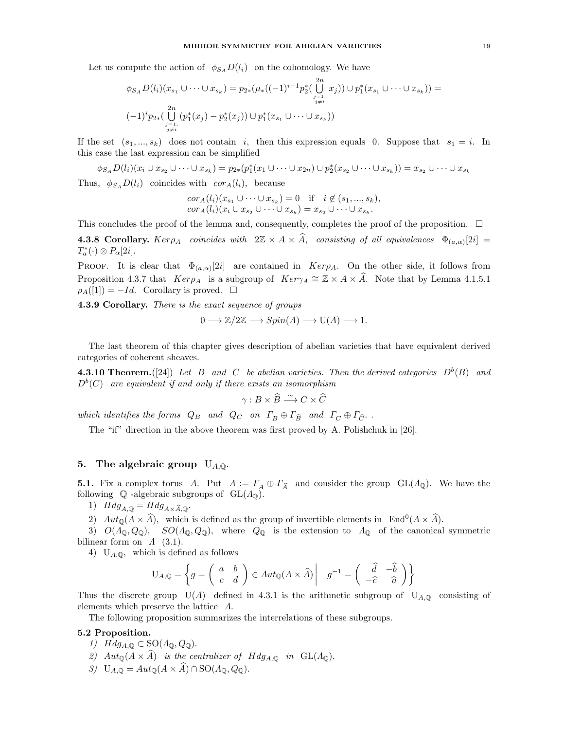Let us compute the action of $\phi_{S_A} D(l_i)$ on the cohomology. We have

$$\phi_{S_A} D(l_i)(x_{s_1} \cup \cdots \cup x_{s_k}) = p_{2*}(\mu_*((-1)^{i-1} p_2^*(\bigcup_{\substack{j=1,\\ j\neq i}}^{2n} x_j)) \cup p_1^*(x_{s_1} \cup \cdots \cup x_{s_k})) =$$

$$(-1)^i p_{2*}(\bigcup_{\substack{j=1,\\ j\neq i}}^{2n} (p_1^*(x_j) - p_2^*(x_j)) \cup p_1^*(x_{s_1} \cup \cdots \cup x_{s_k}))$$

If the set $(s_1, ..., s_k)$ does not contain $i$, then this expression equals $0$. Suppose that $s_1 = i$. In this case the last expression can be simplified

$$\phi_{S_A} D(l_i)(x_i \cup x_{s_2} \cup \cdots \cup x_{s_k}) = p_{2*}(p_1^*(x_1 \cup \cdots \cup x_{2n}) \cup p_2^*(x_{s_2} \cup \cdots \cup x_{s_k})) = x_{s_2} \cup \cdots \cup x_{s_k}$$

Thus, $\phi_{S_A} D(l_i)$ coincides with $cor_A(l_i)$, because

$$cor_A(l_i)(x_{s_1} \cup \cdots \cup x_{s_k}) = 0 \quad \text{if} \quad i \notin (s_1, ..., s_k),$$
$$cor_A(l_i)(x_i \cup x_{s_2} \cup \cdots \cup x_{s_k}) = x_{s_2} \cup \cdots \cup x_{s_k}.$$

This concludes the proof of the lemma and, consequently, completes the proof of the proposition. □

**4.3.8 Corollary.** *$Ker \rho_A$ coincides with $2\mathbb{Z} \times A \times \widehat{A}$, consisting of all equivalences $\Phi_{(a,\alpha)}[2i] = T_a^*(\cdot) \otimes P_\alpha[2i]$.*

Proof. It is clear that $\Phi_{(a,\alpha)}[2i]$ are contained in $Ker \rho_A$. On the other side, it follows from Proposition 4.3.7 that $Ker \rho_A$ is a subgroup of $Ker \gamma_A \cong \mathbb{Z} \times A \times \widehat{A}$. Note that by Lemma 4.1.5.1 $\rho_A([1]) = -Id$. Corollary is proved. □

**4.3.9 Corollary.** *There is the exact sequence of groups*

$$0 \longrightarrow \mathbb{Z}/2\mathbb{Z} \longrightarrow Spin(A) \longrightarrow \mathrm{U}(A) \longrightarrow 1.$$

The last theorem of this chapter gives description of abelian varieties that have equivalent derived categories of coherent sheaves.

**4.3.10 Theorem.**([24]) *Let $B$ and $C$ be abelian varieties. Then the derived categories $D^b(B)$ and $D^b(C)$ are equivalent if and only if there exists an isomorphism*

$$\gamma : B \times \widehat{B} \xrightarrow{\sim} C \times \widehat{C}$$

*which identifies the forms $Q_B$ and $Q_C$ on $\Gamma_B \oplus \Gamma_{\widehat{B}}$ and $\Gamma_C \oplus \Gamma_{\widehat{C}}$. .*

The "if" direction in the above theorem was first proved by A. Polishchuk in [26].

## 5. The algebraic group $\mathrm{U}_{A,\mathbb{Q}}$.

**5.1.** Fix a complex torus $A$. Put $\Lambda := \Gamma_A \oplus \Gamma_{\widehat{A}}$ and consider the group $\mathrm{GL}(\Lambda_{\mathbb{Q}})$. We have the following $\mathbb{Q}$ -algebraic subgroups of $\mathrm{GL}(\Lambda_{\mathbb{Q}})$.

1) $Hdg_{A,\mathbb{Q}} = Hdg_{A \times \widehat{A},\mathbb{Q}}$.

2) $Aut_{\mathbb{Q}}(A \times \widehat{A})$, which is defined as the group of invertible elements in $\mathrm{End}^0(A \times \widehat{A})$.

3) $O(\Lambda_{\mathbb{Q}}, Q_{\mathbb{Q}})$, $SO(\Lambda_{\mathbb{Q}}, Q_{\mathbb{Q}})$, where $Q_{\mathbb{Q}}$ is the extension to $\Lambda_{\mathbb{Q}}$ of the canonical symmetric bilinear form on $\Lambda$ (3.1).

4) $\mathrm{U}_{A,\mathbb{Q}}$, which is defined as follows

$$\mathrm{U}_{A,\mathbb{Q}} = \left\{ g = \begin{pmatrix} a & b \\ c & d \end{pmatrix} \in Aut_{\mathbb{Q}}(A \times \widehat{A}) \middle| \quad g^{-1} = \begin{pmatrix} \widehat{d} & -\widehat{b} \\ -\widehat{c} & \widehat{a} \end{pmatrix} \right\}$$

Thus the discrete group $\mathrm{U}(A)$ defined in 4.3.1 is the arithmetic subgroup of $\mathrm{U}_{A,\mathbb{Q}}$ consisting of elements which preserve the lattice $\Lambda$.

The following proposition summarizes the interrelations of these subgroups.

**5.2 Proposition.**

*1) $Hdg_{A,\mathbb{Q}} \subset \mathrm{SO}(\Lambda_{\mathbb{Q}}, Q_{\mathbb{Q}})$.*

*2) $Aut_{\mathbb{Q}}(A \times \widehat{A})$ is the centralizer of $Hdg_{A,\mathbb{Q}}$ in $\mathrm{GL}(\Lambda_{\mathbb{Q}})$.*

*3) $\mathrm{U}_{A,\mathbb{Q}} = Aut_{\mathbb{Q}}(A \times \widehat{A}) \cap \mathrm{SO}(\Lambda_{\mathbb{Q}}, Q_{\mathbb{Q}})$.*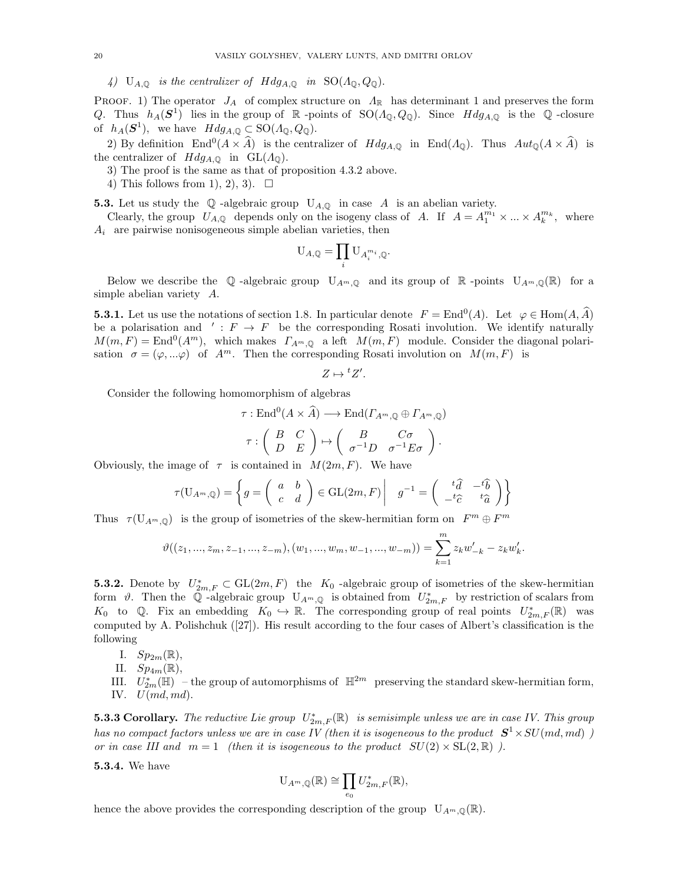*4)* $\mathrm{U}_{A,\mathbb{Q}}$ *is the centralizer of* $Hdg_{A,\mathbb{Q}}$ *in* $\mathrm{SO}(\Lambda_{\mathbb{Q}}, Q_{\mathbb{Q}})$.

PROOF. 1) The operator $J_A$ of complex structure on $\Lambda_{\mathbb{R}}$ has determinant 1 and preserves the form $Q$. Thus $h_A(\boldsymbol{S}^1)$ lies in the group of $\mathbb{R}$ -points of $\mathrm{SO}(\Lambda_{\mathbb{Q}}, Q_{\mathbb{Q}})$. Since $Hdg_{A,\mathbb{Q}}$ is the $\mathbb{Q}$ -closure of $h_A(\boldsymbol{S}^1)$, we have $Hdg_{A,\mathbb{Q}} \subset \mathrm{SO}(\Lambda_{\mathbb{Q}}, Q_{\mathbb{Q}})$.

2) By definition $\mathrm{End}^0(A \times \widehat{A})$ is the centralizer of $Hdg_{A,\mathbb{Q}}$ in $\mathrm{End}(\Lambda_{\mathbb{Q}})$. Thus $Aut_{\mathbb{Q}}(A \times \widehat{A})$ is the centralizer of $Hdg_{A,\mathbb{Q}}$ in $\mathrm{GL}(\Lambda_{\mathbb{Q}})$.

3) The proof is the same as that of proposition 4.3.2 above.

4) This follows from 1), 2), 3). $\square$

**5.3.** Let us study the $\mathbb{Q}$ -algebraic group $\mathrm{U}_{A,\mathbb{Q}}$ in case $A$ is an abelian variety.

Clearly, the group $U_{A,\mathbb{Q}}$ depends only on the isogeny class of $A$. If $A = A_1^{m_1} \times ... \times A_k^{m_k}$, where $A_i$ are pairwise nonisogeneous simple abelian varieties, then

$$\mathrm{U}_{A,\mathbb{Q}} = \prod_i \mathrm{U}_{A_i^{m_i},\mathbb{Q}}.$$

Below we describe the $\mathbb{Q}$ -algebraic group $\mathrm{U}_{A^m,\mathbb{Q}}$ and its group of $\mathbb{R}$ -points $\mathrm{U}_{A^m,\mathbb{Q}}(\mathbb{R})$ for a simple abelian variety $A$.

**5.3.1.** Let us use the notations of section 1.8. In particular denote $F = \mathrm{End}^0(A)$. Let $\varphi \in \mathrm{Hom}(A, \widehat{A})$ be a polarisation and $' : F \to F$ be the corresponding Rosati involution. We identify naturally $M(m, F) = \mathrm{End}^0(A^m)$, which makes $\Gamma_{A^m,\mathbb{Q}}$ a left $M(m, F)$ module. Consider the diagonal polarisation $\sigma = (\varphi, ...\varphi)$ of $A^m$. Then the corresponding Rosati involution on $M(m, F)$ is

$$Z \mapsto {}^t Z'.$$

Consider the following homomorphism of algebras

$$\tau : \mathrm{End}^0(A \times \widehat{A}) \longrightarrow \mathrm{End}(\Gamma_{A^m,\mathbb{Q}} \oplus \Gamma_{A^m,\mathbb{Q}})$$

$$\tau : \begin{pmatrix} B & C \\ D & E \end{pmatrix} \mapsto \begin{pmatrix} B & C\sigma \\ \sigma^{-1} D & \sigma^{-1} E \sigma \end{pmatrix}.$$

Obviously, the image of $\tau$ is contained in $M(2m, F)$. We have

$$\tau(\mathrm{U}_{A^m,\mathbb{Q}}) = \left\{ g = \begin{pmatrix} a & b \\ c & d \end{pmatrix} \in \mathrm{GL}(2m, F) \middle| \quad g^{-1} = \begin{pmatrix} {}^t\widehat{d} & -{}^t\widehat{b} \\ -{}^t\widehat{c} & {}^t\widehat{a} \end{pmatrix} \right\}$$

Thus $\tau(\mathrm{U}_{A^m,\mathbb{Q}})$ is the group of isometries of the skew-hermitian form on $F^m \oplus F^m$

$$\vartheta((z_1, ..., z_m, z_{-1}, ..., z_{-m}), (w_1, ..., w_m, w_{-1}, ..., w_{-m})) = \sum_{k=1}^{m} z_k w'_{-k} - z_k w'_k.$$

**5.3.2.** Denote by $U^*_{2m,F} \subset \mathrm{GL}(2m, F)$ the $K_0$ -algebraic group of isometries of the skew-hermitian form $\vartheta$. Then the $\mathbb{Q}$ -algebraic group $\mathrm{U}_{A^m,\mathbb{Q}}$ is obtained from $U^*_{2m,F}$ by restriction of scalars from $K_0$ to $\mathbb{Q}$. Fix an embedding $K_0 \hookrightarrow \mathbb{R}$. The corresponding group of real points $U^*_{2m,F}(\mathbb{R})$ was computed by A. Polishchuk ([27]). His result according to the four cases of Albert's classification is the following

I. $Sp_{2m}(\mathbb{R})$,
II. $Sp_{4m}(\mathbb{R})$,
III. $U^*_{2m}(\mathbb{H})$ – the group of automorphisms of $\mathbb{H}^{2m}$ preserving the standard skew-hermitian form,
IV. $U(md, md)$.

**5.3.3 Corollary.** *The reductive Lie group* $U^*_{2m,F}(\mathbb{R})$ *is semisimple unless we are in case IV. This group has no compact factors unless we are in case IV (then it is isogeneous to the product* $\boldsymbol{S}^1 \times SU(md, md)$ *) or in case III and* $m = 1$ *(then it is isogeneous to the product* $SU(2) \times \mathrm{SL}(2, \mathbb{R})$ *).*

**5.3.4.** We have

$$\mathrm{U}_{A^m,\mathbb{Q}}(\mathbb{R}) \cong \prod_{e_0} U^*_{2m,F}(\mathbb{R}),$$

hence the above provides the corresponding description of the group $\mathrm{U}_{A^m,\mathbb{Q}}(\mathbb{R})$.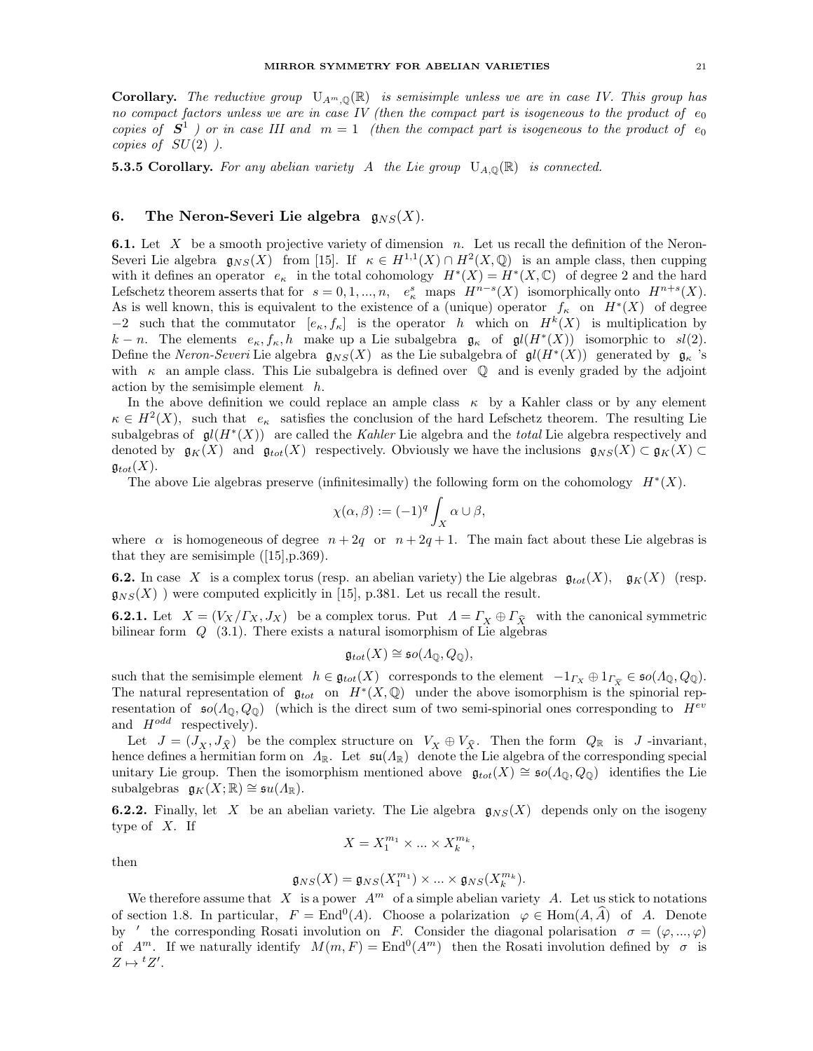**Corollary.** *The reductive group* $\mathrm{U}_{A^m,\mathbb{Q}}(\mathbb{R})$ *is semisimple unless we are in case IV. This group has no compact factors unless we are in case IV (then the compact part is isogeneous to the product of* $e_0$ *copies of* $\boldsymbol{S}^1$ *) or in case III and* $m=1$ *(then the compact part is isogeneous to the product of* $e_0$ *copies of* $SU(2)$ *).*

**5.3.5 Corollary.** *For any abelian variety* $A$ *the Lie group* $\mathrm{U}_{A,\mathbb{Q}}(\mathbb{R})$ *is connected.*

## 6. The Neron-Severi Lie algebra $\mathfrak{g}_{NS}(X)$.

**6.1.** Let $X$ be a smooth projective variety of dimension $n$. Let us recall the definition of the Neron-Severi Lie algebra $\mathfrak{g}_{NS}(X)$ from [15]. If $\kappa \in H^{1,1}(X)\cap H^2(X,\mathbb{Q})$ is an ample class, then cupping with it defines an operator $e_\kappa$ in the total cohomology $H^*(X)=H^*(X,\mathbb{C})$ of degree 2 and the hard Lefschetz theorem asserts that for $s=0,1,...,n,$ $e_\kappa^s$ maps $H^{n-s}(X)$ isomorphically onto $H^{n+s}(X)$. As is well known, this is equivalent to the existence of a (unique) operator $f_\kappa$ on $H^*(X)$ of degree $-2$ such that the commutator $[e_\kappa,f_\kappa]$ is the operator $h$ which on $H^k(X)$ is multiplication by $k-n$. The elements $e_\kappa,f_\kappa,h$ make up a Lie subalgebra $\mathfrak{g}_\kappa$ of $\mathfrak{gl}(H^*(X))$ isomorphic to $sl(2)$. Define the *Neron-Severi* Lie algebra $\mathfrak{g}_{NS}(X)$ as the Lie subalgebra of $\mathfrak{gl}(H^*(X))$ generated by $\mathfrak{g}_\kappa$ 's with $\kappa$ an ample class. This Lie subalgebra is defined over $\mathbb{Q}$ and is evenly graded by the adjoint action by the semisimple element $h$.

In the above definition we could replace an ample class $\kappa$ by a Kahler class or by any element $\kappa\in H^2(X),$ such that $e_\kappa$ satisfies the conclusion of the hard Lefschetz theorem. The resulting Lie subalgebras of $\mathfrak{gl}(H^*(X))$ are called the *Kahler* Lie algebra and the *total* Lie algebra respectively and denoted by $\mathfrak{g}_K(X)$ and $\mathfrak{g}_{tot}(X)$ respectively. Obviously we have the inclusions $\mathfrak{g}_{NS}(X)\subset\mathfrak{g}_K(X)\subset\mathfrak{g}_{tot}(X)$.

The above Lie algebras preserve (infinitesimally) the following form on the cohomology $H^*(X)$.

$$\chi(\alpha,\beta):=(-1)^q\int_X\alpha\cup\beta,$$

where $\alpha$ is homogeneous of degree $n+2q$ or $n+2q+1$. The main fact about these Lie algebras is that they are semisimple ([15],p.369).

**6.2.** In case $X$ is a complex torus (resp. an abelian variety) the Lie algebras $\mathfrak{g}_{tot}(X),$ $\mathfrak{g}_K(X)$ (resp. $\mathfrak{g}_{NS}(X)$ ) were computed explicitly in [15], p.381. Let us recall the result.

**6.2.1.** Let $X=(V_X/\Gamma_X,J_X)$ be a complex torus. Put $\Lambda=\Gamma_X\oplus\Gamma_{\widehat{X}}$ with the canonical symmetric bilinear form $Q$ (3.1). There exists a natural isomorphism of Lie algebras

$$\mathfrak{g}_{tot}(X)\cong\mathfrak{so}(\Lambda_\mathbb{Q},Q_\mathbb{Q}),$$

such that the semisimple element $h\in\mathfrak{g}_{tot}(X)$ corresponds to the element $-1_{\Gamma_X}\oplus 1_{\Gamma_{\widehat{X}}}\in\mathfrak{so}(\Lambda_\mathbb{Q},Q_\mathbb{Q})$. The natural representation of $\mathfrak{g}_{tot}$ on $H^*(X,\mathbb{Q})$ under the above isomorphism is the spinorial representation of $\mathfrak{so}(\Lambda_\mathbb{Q},Q_\mathbb{Q})$ (which is the direct sum of two semi-spinorial ones corresponding to $H^{ev}$ and $H^{odd}$ respectively).

Let $J=(J_X,J_{\widehat{X}})$ be the complex structure on $V_X\oplus V_{\widehat{X}}$. Then the form $Q_\mathbb{R}$ is $J$ -invariant, hence defines a hermitian form on $\Lambda_\mathbb{R}$. Let $\mathfrak{su}(\Lambda_\mathbb{R})$ denote the Lie algebra of the corresponding special unitary Lie group. Then the isomorphism mentioned above $\mathfrak{g}_{tot}(X)\cong\mathfrak{so}(\Lambda_\mathbb{Q},Q_\mathbb{Q})$ identifies the Lie subalgebras $\mathfrak{g}_K(X;\mathbb{R})\cong\mathfrak{su}(\Lambda_\mathbb{R})$.

**6.2.2.** Finally, let $X$ be an abelian variety. The Lie algebra $\mathfrak{g}_{NS}(X)$ depends only on the isogeny type of $X$. If

$$X=X_1^{m_1}\times...\times X_k^{m_k},$$

then

$$\mathfrak{g}_{NS}(X)=\mathfrak{g}_{NS}(X_1^{m_1})\times...\times\mathfrak{g}_{NS}(X_k^{m_k}).$$

We therefore assume that $X$ is a power $A^m$ of a simple abelian variety $A$. Let us stick to notations of section 1.8. In particular, $F=\mathrm{End}^0(A)$. Choose a polarization $\varphi\in\mathrm{Hom}(A,\widehat{A})$ of $A$. Denote by $'$ the corresponding Rosati involution on $F$. Consider the diagonal polarisation $\sigma=(\varphi,...,\varphi)$ of $A^m$. If we naturally identify $M(m,F)=\mathrm{End}^0(A^m)$ then the Rosati involution defined by $\sigma$ is $Z\mapsto {}^tZ'$.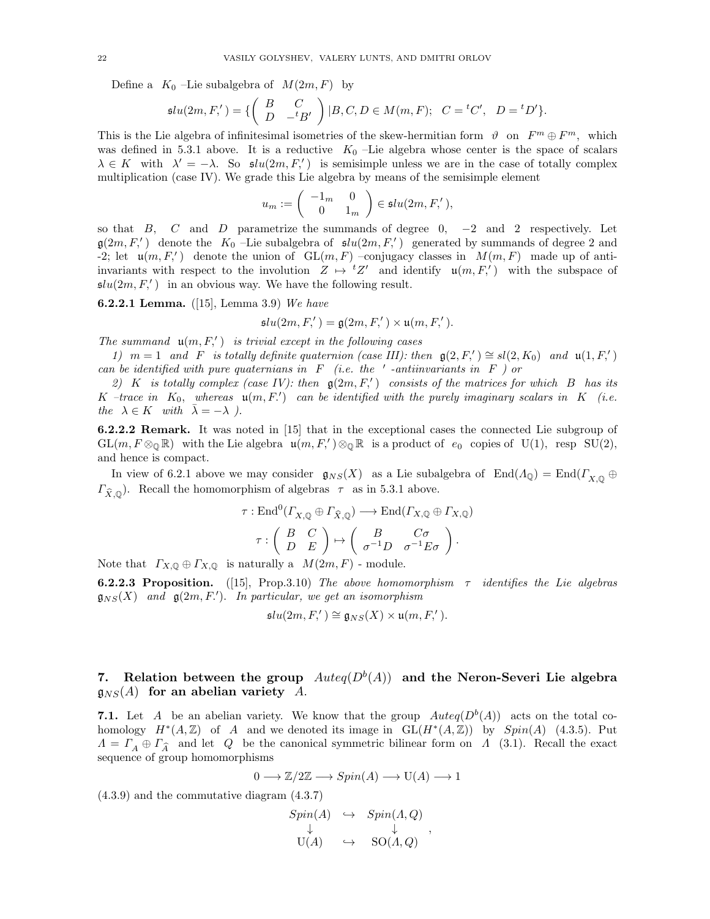Define a $K_0$ –Lie subalgebra of $M(2m,F)$ by

$$\mathfrak{slu}(2m,F,') = \{ \begin{pmatrix} B & C \\ D & -{}^tB' \end{pmatrix} | B,C,D \in M(m,F); \;\; C = {}^tC', \;\; D = {}^tD' \}.$$

This is the Lie algebra of infinitesimal isometries of the skew-hermitian form $\vartheta$ on $F^m \oplus F^m$, which was defined in 5.3.1 above. It is a reductive $K_0$ –Lie algebra whose center is the space of scalars $\lambda \in K$ with $\lambda' = -\lambda$. So $\mathfrak{slu}(2m,F,')$ is semisimple unless we are in the case of totally complex multiplication (case IV). We grade this Lie algebra by means of the semisimple element

$$u_m := \begin{pmatrix} -1_m & 0 \\ 0 & 1_m \end{pmatrix} \in \mathfrak{slu}(2m,F,'),$$

so that $B$, $C$ and $D$ parametrize the summands of degree 0, $-2$ and 2 respectively. Let $\mathfrak{g}(2m,F,')$ denote the $K_0$ –Lie subalgebra of $\mathfrak{slu}(2m,F,')$ generated by summands of degree 2 and -2; let $\mathfrak{u}(m,F,')$ denote the union of $\mathrm{GL}(m,F)$ –conjugacy classes in $M(m,F)$ made up of anti-invariants with respect to the involution $Z \mapsto {}^tZ'$ and identify $\mathfrak{u}(m,F,')$ with the subspace of $\mathfrak{slu}(2m,F,')$ in an obvious way. We have the following result.

**6.2.2.1 Lemma.** ([15], Lemma 3.9) *We have*

$$\mathfrak{slu}(2m,F,') = \mathfrak{g}(2m,F,') \times \mathfrak{u}(m,F,').$$

*The summand* $\mathfrak{u}(m,F,')$ *is trivial except in the following cases*

*1)* $m=1$ *and* $F$ *is totally definite quaternion (case III): then* $\mathfrak{g}(2,F,') \cong sl(2,K_0)$ *and* $\mathfrak{u}(1,F,')$ *can be identified with pure quaternians in* $F$ *(i.e. the* $'$ *-antiinvariants in* $F$ *) or*

*2)* $K$ *is totally complex (case IV): then* $\mathfrak{g}(2m,F,')$ *consists of the matrices for which* $B$ *has its* $K$ *–trace in* $K_0$, *whereas* $\mathfrak{u}(m,F.')$ *can be identified with the purely imaginary scalars in* $K$ *(i.e. the* $\lambda \in K$ *with* $\bar{\lambda} = -\lambda$ *).*

**6.2.2.2 Remark.** It was noted in [15] that in the exceptional cases the connected Lie subgroup of $\mathrm{GL}(m, F\otimes_{\mathbb{Q}}\mathbb{R})$ with the Lie algebra $\mathfrak{u}(m,F,')\otimes_{\mathbb{Q}}\mathbb{R}$ is a product of $e_0$ copies of $\mathrm{U}(1)$, resp $\mathrm{SU}(2)$, and hence is compact.

In view of 6.2.1 above we may consider $\mathfrak{g}_{NS}(X)$ as a Lie subalgebra of $\mathrm{End}(\Lambda_{\mathbb{Q}}) = \mathrm{End}(\Gamma_{X,\mathbb{Q}} \oplus \Gamma_{\widehat{X},\mathbb{Q}})$. Recall the homomorphism of algebras $\tau$ as in 5.3.1 above.

$$\tau : \mathrm{End}^0(\Gamma_{X,\mathbb{Q}} \oplus \Gamma_{\widehat{X},\mathbb{Q}}) \longrightarrow \mathrm{End}(\Gamma_{X,\mathbb{Q}} \oplus \Gamma_{X,\mathbb{Q}})$$

$$\tau : \begin{pmatrix} B & C \\ D & E \end{pmatrix} \mapsto \begin{pmatrix} B & C\sigma \\ \sigma^{-1}D & \sigma^{-1}E\sigma \end{pmatrix}.$$

Note that $\Gamma_{X,\mathbb{Q}} \oplus \Gamma_{X,\mathbb{Q}}$ is naturally a $M(2m,F)$ - module.

**6.2.2.3 Proposition.** ([15], Prop.3.10) *The above homomorphism* $\tau$ *identifies the Lie algebras* $\mathfrak{g}_{NS}(X)$ *and* $\mathfrak{g}(2m,F.')$. *In particular, we get an isomorphism*

$$\mathfrak{slu}(2m,F,') \cong \mathfrak{g}_{NS}(X) \times \mathfrak{u}(m,F,').$$

## 7. Relation between the group $Auteq(D^b(A))$ and the Neron-Severi Lie algebra $\mathfrak{g}_{NS}(A)$ for an abelian variety $A$.

**7.1.** Let $A$ be an abelian variety. We know that the group $Auteq(D^b(A))$ acts on the total cohomology $H^*(A,\mathbb{Z})$ of $A$ and we denoted its image in $\mathrm{GL}(H^*(A,\mathbb{Z}))$ by $Spin(A)$ (4.3.5). Put $\Lambda = \Gamma_A \oplus \Gamma_{\widehat{A}}$ and let $Q$ be the canonical symmetric bilinear form on $\Lambda$ (3.1). Recall the exact sequence of group homomorphisms

$$0 \longrightarrow \mathbb{Z}/2\mathbb{Z} \longrightarrow Spin(A) \longrightarrow \mathrm{U}(A) \longrightarrow 1$$

(4.3.9) and the commutative diagram (4.3.7)

$$\begin{array}{ccc} Spin(A) & \hookrightarrow & Spin(\Lambda,Q) \\ \downarrow & & \downarrow \\ \mathrm{U}(A) & \hookrightarrow & \mathrm{SO}(\Lambda,Q) \end{array},$$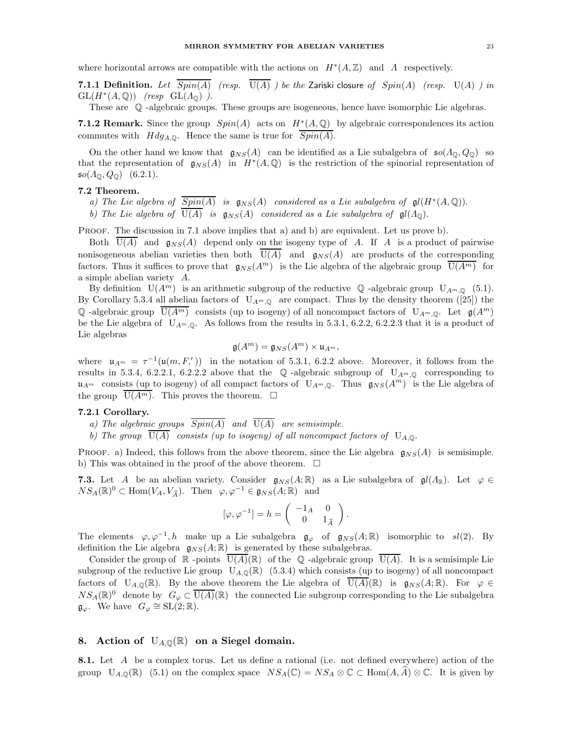where horizontal arrows are compatible with the actions on $H^*(A,\mathbb{Z})$ and $\Lambda$ respectively.

**7.1.1 Definition.** *Let* $\overline{Spin(A)}$ *(resp.* $\overline{\mathrm{U}(A)}$ *) be the* Zariski closure *of* $Spin(A)$ *(resp.* $\mathrm{U}(A)$ *) in* $\mathrm{GL}(H^*(A,\mathbb{Q}))$ *(resp* $\mathrm{GL}(\Lambda_{\mathbb{Q}})$ *).*

These are $\mathbb{Q}$-algebraic groups. These groups are isogeneous, hence have isomorphic Lie algebras.

**7.1.2 Remark.** Since the group $Spin(A)$ acts on $H^*(A,\mathbb{Q})$ by algebraic correspondences its action commutes with $Hdg_{A,\mathbb{Q}}$. Hence the same is true for $\overline{Spin(A)}$.

On the other hand we know that $\mathfrak{g}_{NS}(A)$ can be identified as a Lie subalgebra of $\mathfrak{so}(\Lambda_{\mathbb{Q}},Q_{\mathbb{Q}})$ so that the representation of $\mathfrak{g}_{NS}(A)$ in $H^*(A,\mathbb{Q})$ is the restriction of the spinorial representation of $\mathfrak{so}(\Lambda_{\mathbb{Q}},Q_{\mathbb{Q}})$ (6.2.1).

**7.2 Theorem.**

*a) The Lie algebra of* $\overline{Spin(A)}$ *is* $\mathfrak{g}_{NS}(A)$ *considered as a Lie subalgebra of* $\mathfrak{gl}(H^*(A,\mathbb{Q}))$.

*b) The Lie algebra of* $\overline{\mathrm{U}(A)}$ *is* $\mathfrak{g}_{NS}(A)$ *considered as a Lie subalgebra of* $\mathfrak{gl}(\Lambda_{\mathbb{Q}})$.

Proof. The discussion in 7.1 above implies that a) and b) are equivalent. Let us prove b).

Both $\overline{\mathrm{U}(A)}$ and $\mathfrak{g}_{NS}(A)$ depend only on the isogeny type of $A$. If $A$ is a product of pairwise nonisogeneous abelian varieties then both $\overline{\mathrm{U}(A)}$ and $\mathfrak{g}_{NS}(A)$ are products of the corresponding factors. Thus it suffices to prove that $\mathfrak{g}_{NS}(A^m)$ is the Lie algebra of the algebraic group $\overline{\mathrm{U}(A^m)}$ for a simple abelian variety $A$.

By definition $\mathrm{U}(A^m)$ is an arithmetic subgroup of the reductive $\mathbb{Q}$-algebraic group $\mathrm{U}_{A^m,\mathbb{Q}}$ (5.1). By Corollary 5.3.4 all abelian factors of $\mathrm{U}_{A^m,\mathbb{Q}}$ are compact. Thus by the density theorem ([25]) the $\mathbb{Q}$-algebraic group $\overline{\mathrm{U}(A^m)}$ consists (up to isogeny) of all noncompact factors of $\mathrm{U}_{A^m,\mathbb{Q}}$. Let $\mathfrak{g}(A^m)$ be the Lie algebra of $\mathrm{U}_{A^m,\mathbb{Q}}$. As follows from the results in 5.3.1, 6.2.2, 6.2.2.3 that it is a product of Lie algebras

$$\mathfrak{g}(A^m) = \mathfrak{g}_{NS}(A^m) \times \mathfrak{u}_{A^m},$$

where $\mathfrak{u}_{A^m} = \tau^{-1}(\mathfrak{u}(m,F,'))$ in the notation of 5.3.1, 6.2.2 above. Moreover, it follows from the results in 5.3.4, 6.2.2.1, 6.2.2.2 above that the $\mathbb{Q}$-algebraic subgroup of $\mathrm{U}_{A^m,\mathbb{Q}}$ corresponding to $\mathfrak{u}_{A^m}$ consists (up to isogeny) of all compact factors of $\mathrm{U}_{A^m,\mathbb{Q}}$. Thus $\mathfrak{g}_{NS}(A^m)$ is the Lie algebra of the group $\overline{\mathrm{U}(A^m)}$. This proves the theorem. $\square$

**7.2.1 Corollary.**

*a) The algebraic groups* $\overline{Spin(A)}$ *and* $\overline{\mathrm{U}(A)}$ *are semisimple.*

*b) The group* $\overline{\mathrm{U}(A)}$ *consists (up to isogeny) of all noncompact factors of* $\mathrm{U}_{A,\mathbb{Q}}$.

Proof. a) Indeed, this follows from the above theorem, since the Lie algebra $\mathfrak{g}_{NS}(A)$ is semisimple. b) This was obtained in the proof of the above theorem. $\square$

**7.3.** Let $A$ be an abelian variety. Consider $\mathfrak{g}_{NS}(A;\mathbb{R})$ as a Lie subalgebra of $\mathfrak{gl}(\Lambda_{\mathbb{R}})$. Let $\varphi \in NS_A(\mathbb{R})^0 \subset \mathrm{Hom}(V_A, V_{\widehat{A}})$. Then $\varphi, \varphi^{-1} \in \mathfrak{g}_{NS}(A;\mathbb{R})$ and

$$[\varphi,\varphi^{-1}] = h = \begin{pmatrix} -1_A & 0 \\ 0 & 1_{\widehat{A}} \end{pmatrix}.$$

The elements $\varphi, \varphi^{-1}, h$ make up a Lie subalgebra $\mathfrak{g}_\varphi$ of $\mathfrak{g}_{NS}(A;\mathbb{R})$ isomorphic to $sl(2)$. By definition the Lie algebra $\mathfrak{g}_{NS}(A;\mathbb{R})$ is generated by these subalgebras.

Consider the group of $\mathbb{R}$-points $\overline{\mathrm{U}(A)}(\mathbb{R})$ of the $\mathbb{Q}$-algebraic group $\overline{\mathrm{U}(A)}$. It is a semisimple Lie subgroup of the reductive Lie group $\mathrm{U}_{A,\mathbb{Q}}(\mathbb{R})$ (5.3.4) which consists (up to isogeny) of all noncompact factors of $\mathrm{U}_{A,\mathbb{Q}}(\mathbb{R})$. By the above theorem the Lie algebra of $\overline{\mathrm{U}(A)}(\mathbb{R})$ is $\mathfrak{g}_{NS}(A;\mathbb{R})$. For $\varphi \in NS_A(\mathbb{R})^0$ denote by $G_\varphi \subset \overline{\mathrm{U}(A)}(\mathbb{R})$ the connected Lie subgroup corresponding to the Lie subalgebra $\mathfrak{g}_\varphi$. We have $G_\varphi \cong \mathrm{SL}(2;\mathbb{R})$.

## 8. Action of $\mathrm{U}_{A,\mathbb{Q}}(\mathbb{R})$ on a Siegel domain.

**8.1.** Let $A$ be a complex torus. Let us define a rational (i.e. not defined everywhere) action of the group $\mathrm{U}_{A,\mathbb{Q}}(\mathbb{R})$ (5.1) on the complex space $NS_A(\mathbb{C}) = NS_A \otimes \mathbb{C} \subset \mathrm{Hom}(A,\widehat{A}) \otimes \mathbb{C}$. It is given by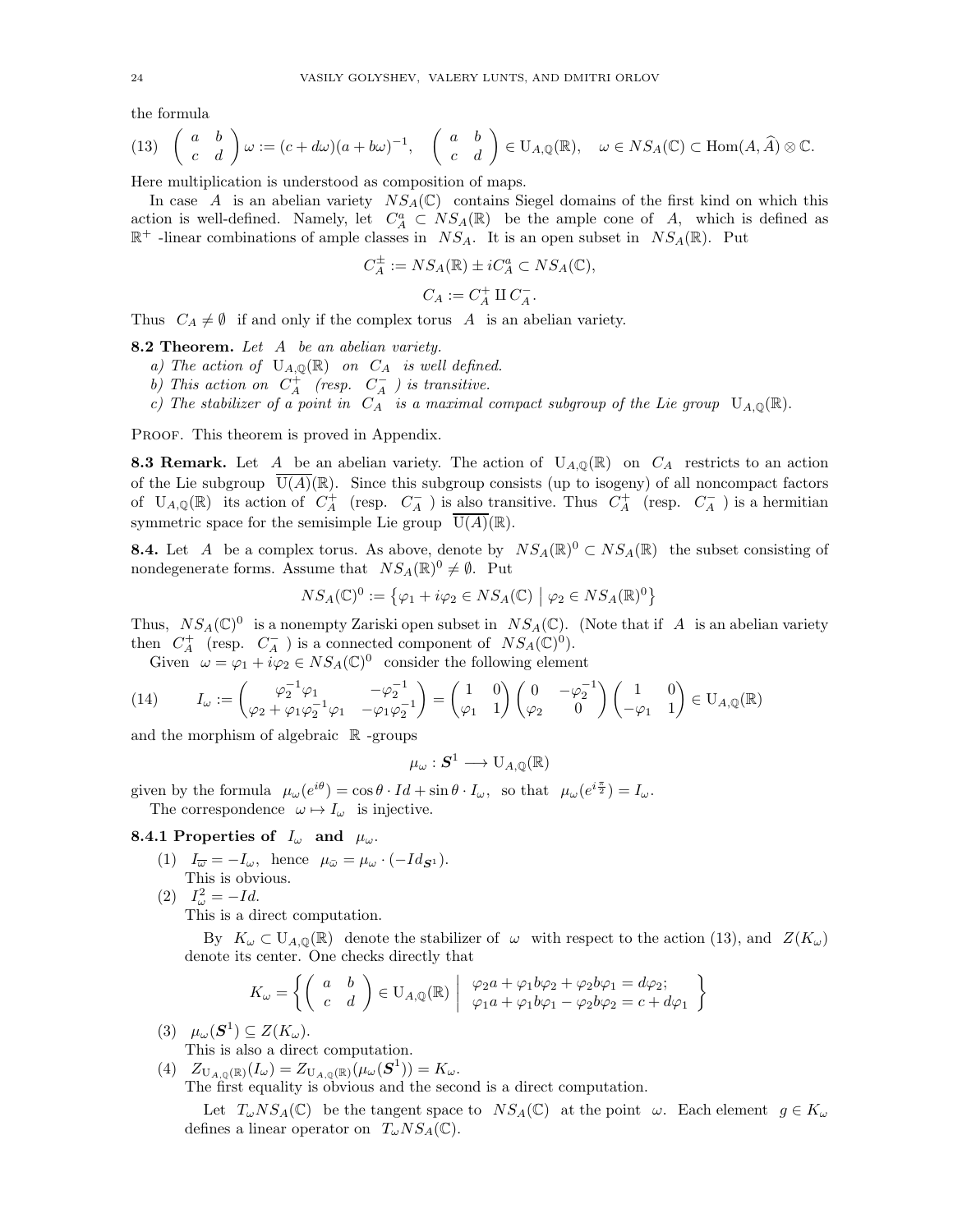the formula

$$(13)\quad \begin{pmatrix} a & b \\ c & d \end{pmatrix} \omega := (c + d\omega)(a + b\omega)^{-1}, \quad \begin{pmatrix} a & b \\ c & d \end{pmatrix} \in \mathrm{U}_{A,\mathbb{Q}}(\mathbb{R}), \quad \omega \in NS_A(\mathbb{C}) \subset \mathrm{Hom}(A, \widehat{A}) \otimes \mathbb{C}.$$

Here multiplication is understood as composition of maps.

In case $A$ is an abelian variety $NS_A(\mathbb{C})$ contains Siegel domains of the first kind on which this action is well-defined. Namely, let $C_A^a \subset NS_A(\mathbb{R})$ be the ample cone of $A$, which is defined as $\mathbb{R}^+$ -linear combinations of ample classes in $NS_A$. It is an open subset in $NS_A(\mathbb{R})$. Put

$$C_A^{\pm} := NS_A(\mathbb{R}) \pm iC_A^a \subset NS_A(\mathbb{C}),$$

$$C_A := C_A^+ \amalg C_A^-.$$

Thus $C_A \neq \emptyset$ if and only if the complex torus $A$ is an abelian variety.

**8.2 Theorem.** *Let $A$ be an abelian variety.*

*a) The action of $\mathrm{U}_{A,\mathbb{Q}}(\mathbb{R})$ on $C_A$ is well defined.*

*b) This action on $C_A^+$ (resp. $C_A^-$ ) is transitive.*

*c) The stabilizer of a point in $C_A$ is a maximal compact subgroup of the Lie group $\mathrm{U}_{A,\mathbb{Q}}(\mathbb{R})$.*

Proof. This theorem is proved in Appendix.

**8.3 Remark.** Let $A$ be an abelian variety. The action of $\mathrm{U}_{A,\mathbb{Q}}(\mathbb{R})$ on $C_A$ restricts to an action of the Lie subgroup $\overline{\mathrm{U}(A)}(\mathbb{R})$. Since this subgroup consists (up to isogeny) of all noncompact factors of $\mathrm{U}_{A,\mathbb{Q}}(\mathbb{R})$ its action of $C_A^+$ (resp. $C_A^-$ ) is also transitive. Thus $C_A^+$ (resp. $C_A^-$ ) is a hermitian symmetric space for the semisimple Lie group $\overline{\mathrm{U}(A)}(\mathbb{R})$.

**8.4.** Let $A$ be a complex torus. As above, denote by $NS_A(\mathbb{R})^0 \subset NS_A(\mathbb{R})$ the subset consisting of nondegenerate forms. Assume that $NS_A(\mathbb{R})^0 \neq \emptyset$. Put

$$NS_A(\mathbb{C})^0 := \left\{ \varphi_1 + i\varphi_2 \in NS_A(\mathbb{C}) \;\middle|\; \varphi_2 \in NS_A(\mathbb{R})^0 \right\}$$

Thus, $NS_A(\mathbb{C})^0$ is a nonempty Zariski open subset in $NS_A(\mathbb{C})$. (Note that if $A$ is an abelian variety then $C_A^+$ (resp. $C_A^-$ ) is a connected component of $NS_A(\mathbb{C})^0$).

Given $\omega = \varphi_1 + i\varphi_2 \in NS_A(\mathbb{C})^0$ consider the following element

$$(14)\qquad I_\omega := \begin{pmatrix} \varphi_2^{-1}\varphi_1 & -\varphi_2^{-1} \\ \varphi_2 + \varphi_1\varphi_2^{-1}\varphi_1 & -\varphi_1\varphi_2^{-1} \end{pmatrix} = \begin{pmatrix} 1 & 0 \\ \varphi_1 & 1 \end{pmatrix} \begin{pmatrix} 0 & -\varphi_2^{-1} \\ \varphi_2 & 0 \end{pmatrix} \begin{pmatrix} 1 & 0 \\ -\varphi_1 & 1 \end{pmatrix} \in \mathrm{U}_{A,\mathbb{Q}}(\mathbb{R})$$

and the morphism of algebraic $\mathbb{R}$ -groups

$$\mu_\omega : \boldsymbol{S}^1 \longrightarrow \mathrm{U}_{A,\mathbb{Q}}(\mathbb{R})$$

given by the formula $\mu_\omega(e^{i\theta}) = \cos\theta \cdot Id + \sin\theta \cdot I_\omega$, so that $\mu_\omega(e^{i\frac{\pi}{2}}) = I_\omega$.

The correspondence $\omega \mapsto I_\omega$ is injective.

**8.4.1 Properties of $I_\omega$ and $\mu_\omega$.**

(1) $I_{\overline{\omega}} = -I_\omega$, hence $\mu_{\bar{\omega}} = \mu_\omega \cdot (-Id_{\boldsymbol{S}^1})$.
This is obvious.

(2) $I_\omega^2 = -Id$.
This is a direct computation.

By $K_\omega \subset \mathrm{U}_{A,\mathbb{Q}}(\mathbb{R})$ denote the stabilizer of $\omega$ with respect to the action (13), and $Z(K_\omega)$ denote its center. One checks directly that

$$K_\omega = \left\{ \begin{pmatrix} a & b \\ c & d \end{pmatrix} \in \mathrm{U}_{A,\mathbb{Q}}(\mathbb{R}) \;\middle|\; \begin{array}{l} \varphi_2 a + \varphi_1 b\varphi_2 + \varphi_2 b\varphi_1 = d\varphi_2; \\ \varphi_1 a + \varphi_1 b\varphi_1 - \varphi_2 b\varphi_2 = c + d\varphi_1 \end{array} \right\}$$

(3) $\mu_\omega(\boldsymbol{S}^1) \subseteq Z(K_\omega)$.
This is also a direct computation.

(4) $Z_{\mathrm{U}_{A,\mathbb{Q}}(\mathbb{R})}(I_\omega) = Z_{\mathrm{U}_{A,\mathbb{Q}}(\mathbb{R})}(\mu_\omega(\boldsymbol{S}^1)) = K_\omega$.
The first equality is obvious and the second is a direct computation.

Let $T_\omega NS_A(\mathbb{C})$ be the tangent space to $NS_A(\mathbb{C})$ at the point $\omega$. Each element $g \in K_\omega$ defines a linear operator on $T_\omega NS_A(\mathbb{C})$.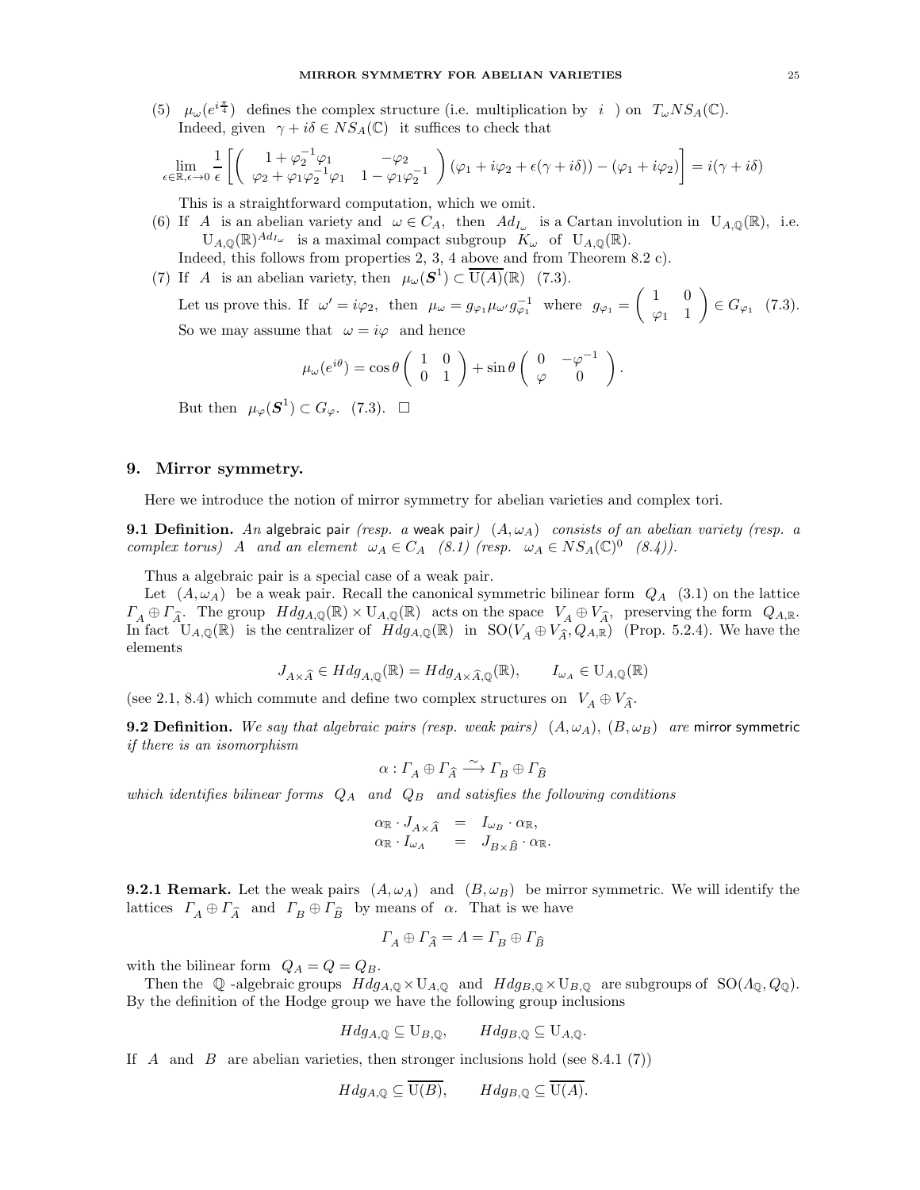(5) $\mu_\omega(e^{i\frac{\pi}{4}})$ defines the complex structure (i.e. multiplication by $i$ ) on $T_\omega NS_A(\mathbb{C})$. Indeed, given $\gamma + i\delta \in NS_A(\mathbb{C})$ it suffices to check that

$$\lim_{\epsilon\in\mathbb{R},\epsilon\to 0} \frac{1}{\epsilon}\left[\begin{pmatrix} 1+\varphi_2^{-1}\varphi_1 & -\varphi_2 \\ \varphi_2+\varphi_1\varphi_2^{-1}\varphi_1 & 1-\varphi_1\varphi_2^{-1}\end{pmatrix}(\varphi_1+i\varphi_2+\epsilon(\gamma+i\delta)) - (\varphi_1+i\varphi_2)\right] = i(\gamma+i\delta)$$

This is a straightforward computation, which we omit.

(6) If $A$ is an abelian variety and $\omega \in C_A$, then $Ad_{I_\omega}$ is a Cartan involution in $\mathrm{U}_{A,\mathbb{Q}}(\mathbb{R})$, i.e. $\mathrm{U}_{A,\mathbb{Q}}(\mathbb{R})^{Ad_{I_\omega}}$ is a maximal compact subgroup $K_\omega$ of $\mathrm{U}_{A,\mathbb{Q}}(\mathbb{R})$.
Indeed, this follows from properties 2, 3, 4 above and from Theorem 8.2 c).

(7) If $A$ is an abelian variety, then $\mu_\omega(\boldsymbol{S}^1) \subset \overline{\mathrm{U}(A)}(\mathbb{R})$ (7.3).
Let us prove this. If $\omega' = i\varphi_2$, then $\mu_\omega = g_{\varphi_1}\mu_{\omega'}g_{\varphi_1}^{-1}$ where $g_{\varphi_1} = \begin{pmatrix} 1 & 0 \\ \varphi_1 & 1\end{pmatrix} \in G_{\varphi_1}$ (7.3).
So we may assume that $\omega = i\varphi$ and hence

$$\mu_\omega(e^{i\theta}) = \cos\theta\begin{pmatrix} 1 & 0 \\ 0 & 1\end{pmatrix} + \sin\theta\begin{pmatrix} 0 & -\varphi^{-1} \\ \varphi & 0\end{pmatrix}.$$

But then $\mu_\varphi(\boldsymbol{S}^1) \subset G_\varphi$. (7.3). $\square$

## 9. Mirror symmetry.

Here we introduce the notion of mirror symmetry for abelian varieties and complex tori.

**9.1 Definition.** *An* algebraic pair *(resp. a* weak pair*)* $(A, \omega_A)$ *consists of an abelian variety (resp. a complex torus)* $A$ *and an element* $\omega_A \in C_A$ *(8.1) (resp.* $\omega_A \in NS_A(\mathbb{C})^0$ *(8.4)).*

Thus a algebraic pair is a special case of a weak pair.

Let $(A, \omega_A)$ be a weak pair. Recall the canonical symmetric bilinear form $Q_A$ (3.1) on the lattice $\Gamma_A \oplus \Gamma_{\widehat{A}}$. The group $Hdg_{A,\mathbb{Q}}(\mathbb{R}) \times \mathrm{U}_{A,\mathbb{Q}}(\mathbb{R})$ acts on the space $V_A \oplus V_{\widehat{A}}$, preserving the form $Q_{A,\mathbb{R}}$. In fact $\mathrm{U}_{A,\mathbb{Q}}(\mathbb{R})$ is the centralizer of $Hdg_{A,\mathbb{Q}}(\mathbb{R})$ in $\mathrm{SO}(V_A \oplus V_{\widehat{A}}, Q_{A,\mathbb{R}})$ (Prop. 5.2.4). We have the elements

$$J_{A\times\widehat{A}} \in Hdg_{A,\mathbb{Q}}(\mathbb{R}) = Hdg_{A\times\widehat{A},\mathbb{Q}}(\mathbb{R}), \qquad I_{\omega_A} \in \mathrm{U}_{A,\mathbb{Q}}(\mathbb{R})$$

(see 2.1, 8.4) which commute and define two complex structures on $V_A \oplus V_{\widehat{A}}$.

**9.2 Definition.** *We say that algebraic pairs (resp. weak pairs)* $(A, \omega_A)$, $(B, \omega_B)$ *are* mirror symmetric *if there is an isomorphism*

$$\alpha : \Gamma_A \oplus \Gamma_{\widehat{A}} \xrightarrow{\sim} \Gamma_B \oplus \Gamma_{\widehat{B}}$$

*which identifies bilinear forms* $Q_A$ *and* $Q_B$ *and satisfies the following conditions*

$$\begin{aligned} \alpha_\mathbb{R} \cdot J_{A\times\widehat{A}} &= I_{\omega_B} \cdot \alpha_\mathbb{R}, \\ \alpha_\mathbb{R} \cdot I_{\omega_A} &= J_{B\times\widehat{B}} \cdot \alpha_\mathbb{R}. \end{aligned}$$

**9.2.1 Remark.** Let the weak pairs $(A, \omega_A)$ and $(B, \omega_B)$ be mirror symmetric. We will identify the lattices $\Gamma_A \oplus \Gamma_{\widehat{A}}$ and $\Gamma_B \oplus \Gamma_{\widehat{B}}$ by means of $\alpha$. That is we have

$$\Gamma_A \oplus \Gamma_{\widehat{A}} = \Lambda = \Gamma_B \oplus \Gamma_{\widehat{B}}$$

with the bilinear form $Q_A = Q = Q_B$.

Then the $\mathbb{Q}$ -algebraic groups $Hdg_{A,\mathbb{Q}} \times \mathrm{U}_{A,\mathbb{Q}}$ and $Hdg_{B,\mathbb{Q}} \times \mathrm{U}_{B,\mathbb{Q}}$ are subgroups of $\mathrm{SO}(\Lambda_\mathbb{Q}, Q_\mathbb{Q})$. By the definition of the Hodge group we have the following group inclusions

$$Hdg_{A,\mathbb{Q}} \subseteq \mathrm{U}_{B,\mathbb{Q}}, \qquad Hdg_{B,\mathbb{Q}} \subseteq \mathrm{U}_{A,\mathbb{Q}}.$$

If $A$ and $B$ are abelian varieties, then stronger inclusions hold (see 8.4.1 (7))

$$Hdg_{A,\mathbb{Q}} \subseteq \overline{\mathrm{U}(B)}, \qquad Hdg_{B,\mathbb{Q}} \subseteq \overline{\mathrm{U}(A)}.$$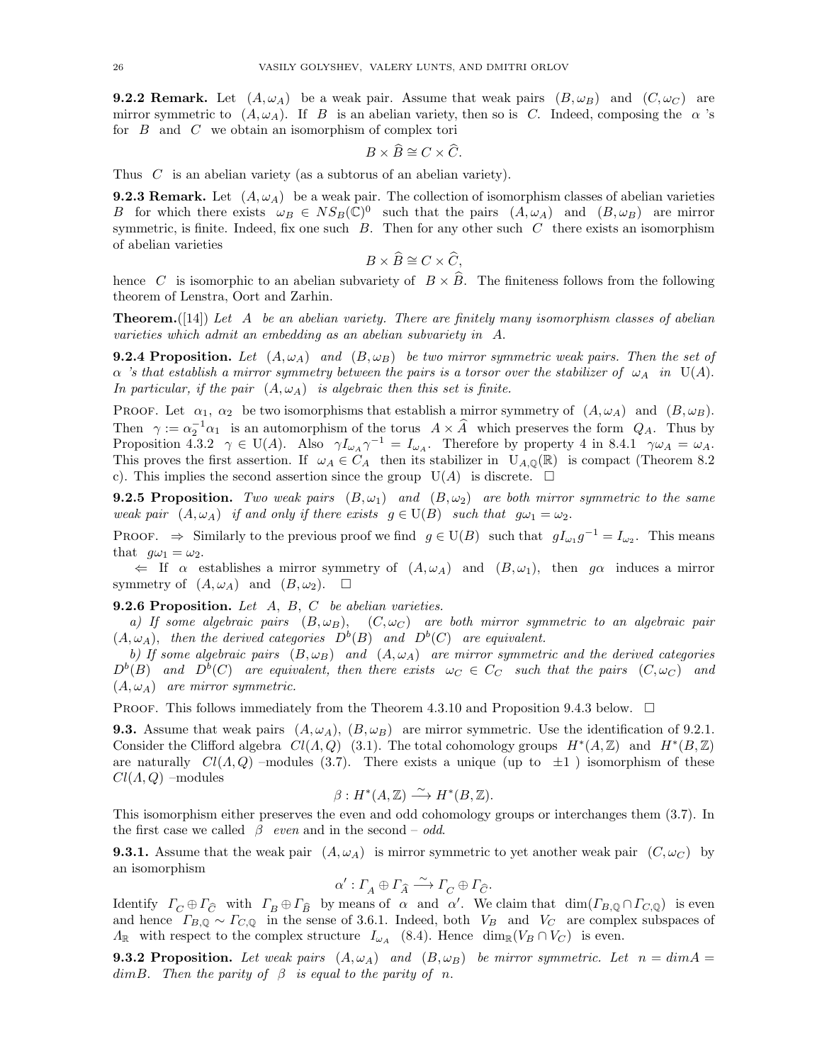**9.2.2 Remark.** Let $(A, \omega_A)$ be a weak pair. Assume that weak pairs $(B, \omega_B)$ and $(C, \omega_C)$ are mirror symmetric to $(A, \omega_A)$. If $B$ is an abelian variety, then so is $C$. Indeed, composing the $\alpha$ 's for $B$ and $C$ we obtain an isomorphism of complex tori

$$B \times \widehat{B} \cong C \times \widehat{C}.$$

Thus $C$ is an abelian variety (as a subtorus of an abelian variety).

**9.2.3 Remark.** Let $(A, \omega_A)$ be a weak pair. The collection of isomorphism classes of abelian varieties $B$ for which there exists $\omega_B \in NS_B(\mathbb{C})^0$ such that the pairs $(A, \omega_A)$ and $(B, \omega_B)$ are mirror symmetric, is finite. Indeed, fix one such $B$. Then for any other such $C$ there exists an isomorphism of abelian varieties

$$B \times \widehat{B} \cong C \times \widehat{C},$$

hence $C$ is isomorphic to an abelian subvariety of $B \times \widehat{B}$. The finiteness follows from the following theorem of Lenstra, Oort and Zarhin.

**Theorem.**([14]) *Let $A$ be an abelian variety. There are finitely many isomorphism classes of abelian varieties which admit an embedding as an abelian subvariety in $A$.*

**9.2.4 Proposition.** *Let $(A, \omega_A)$ and $(B, \omega_B)$ be two mirror symmetric weak pairs. Then the set of $\alpha$ 's that establish a mirror symmetry between the pairs is a torsor over the stabilizer of $\omega_A$ in $\mathrm{U}(A)$. In particular, if the pair $(A, \omega_A)$ is algebraic then this set is finite.*

Proof. Let $\alpha_1$, $\alpha_2$ be two isomorphisms that establish a mirror symmetry of $(A, \omega_A)$ and $(B, \omega_B)$. Then $\gamma := \alpha_2^{-1}\alpha_1$ is an automorphism of the torus $A \times \widehat{A}$ which preserves the form $Q_A$. Thus by Proposition 4.3.2 $\gamma \in \mathrm{U}(A)$. Also $\gamma I_{\omega_A} \gamma^{-1} = I_{\omega_A}$. Therefore by property 4 in 8.4.1 $\gamma\omega_A = \omega_A$. This proves the first assertion. If $\omega_A \in C_A$ then its stabilizer in $\mathrm{U}_{A,\mathbb{Q}}(\mathbb{R})$ is compact (Theorem 8.2 c). This implies the second assertion since the group $\mathrm{U}(A)$ is discrete. $\square$

**9.2.5 Proposition.** *Two weak pairs $(B, \omega_1)$ and $(B, \omega_2)$ are both mirror symmetric to the same weak pair $(A, \omega_A)$ if and only if there exists $g \in \mathrm{U}(B)$ such that $g\omega_1 = \omega_2$.*

Proof. $\Rightarrow$ Similarly to the previous proof we find $g \in \mathrm{U}(B)$ such that $gI_{\omega_1}g^{-1} = I_{\omega_2}$. This means that $g\omega_1 = \omega_2$.

$\Leftarrow$ If $\alpha$ establishes a mirror symmetry of $(A, \omega_A)$ and $(B, \omega_1)$, then $g\alpha$ induces a mirror symmetry of $(A, \omega_A)$ and $(B, \omega_2)$. $\square$

**9.2.6 Proposition.** *Let $A$, $B$, $C$ be abelian varieties.*

*a) If some algebraic pairs $(B, \omega_B)$, $(C, \omega_C)$ are both mirror symmetric to an algebraic pair $(A, \omega_A)$, then the derived categories $D^b(B)$ and $D^b(C)$ are equivalent.*

*b) If some algebraic pairs $(B, \omega_B)$ and $(A, \omega_A)$ are mirror symmetric and the derived categories $D^b(B)$ and $D^b(C)$ are equivalent, then there exists $\omega_C \in C_C$ such that the pairs $(C, \omega_C)$ and $(A, \omega_A)$ are mirror symmetric.*

Proof. This follows immediately from the Theorem 4.3.10 and Proposition 9.4.3 below. $\square$

**9.3.** Assume that weak pairs $(A, \omega_A)$, $(B, \omega_B)$ are mirror symmetric. Use the identification of 9.2.1. Consider the Clifford algebra $Cl(\Lambda, Q)$ (3.1). The total cohomology groups $H^*(A, \mathbb{Z})$ and $H^*(B, \mathbb{Z})$ are naturally $Cl(\Lambda, Q)$ –modules (3.7). There exists a unique (up to $\pm 1$ ) isomorphism of these $Cl(\Lambda, Q)$ –modules

$$\beta : H^*(A, \mathbb{Z}) \xrightarrow{\sim} H^*(B, \mathbb{Z}).$$

This isomorphism either preserves the even and odd cohomology groups or interchanges them (3.7). In the first case we called $\beta$ *even* and in the second – *odd*.

**9.3.1.** Assume that the weak pair $(A, \omega_A)$ is mirror symmetric to yet another weak pair $(C, \omega_C)$ by an isomorphism

$$\alpha' : \Gamma_A \oplus \Gamma_{\widehat{A}} \xrightarrow{\sim} \Gamma_C \oplus \Gamma_{\widehat{C}}.$$

Identify $\Gamma_C \oplus \Gamma_{\widehat{C}}$ with $\Gamma_B \oplus \Gamma_{\widehat{B}}$ by means of $\alpha$ and $\alpha'$. We claim that $\dim(\Gamma_{B,\mathbb{Q}} \cap \Gamma_{C,\mathbb{Q}})$ is even and hence $\Gamma_{B,\mathbb{Q}} \sim \Gamma_{C,\mathbb{Q}}$ in the sense of 3.6.1. Indeed, both $V_B$ and $V_C$ are complex subspaces of $\Lambda_{\mathbb{R}}$ with respect to the complex structure $I_{\omega_A}$ (8.4). Hence $\dim_{\mathbb{R}}(V_B \cap V_C)$ is even.

**9.3.2 Proposition.** *Let weak pairs $(A, \omega_A)$ and $(B, \omega_B)$ be mirror symmetric. Let $n = dim A = dim B$. Then the parity of $\beta$ is equal to the parity of $n$.*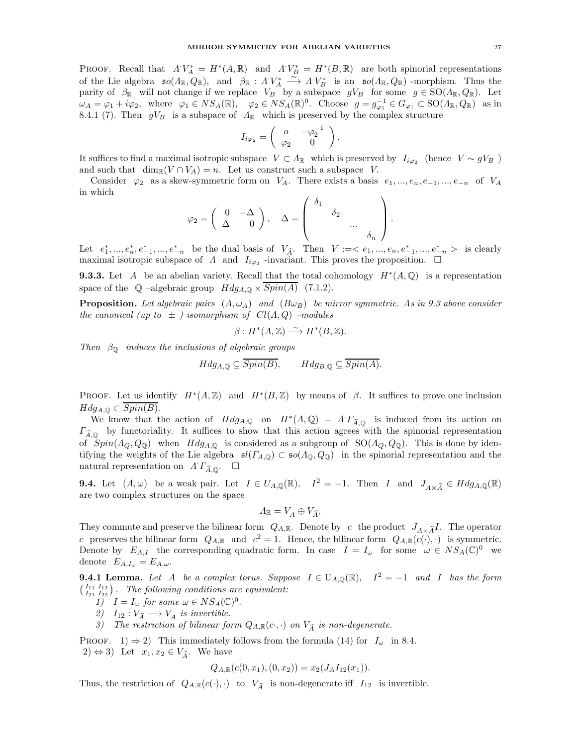PROOF. Recall that $\Lambda^{\cdot} V_A^* = H^*(A,\mathbb{R})$ and $\Lambda^{\cdot} V_B^* = H^*(B,\mathbb{R})$ are both spinorial representations of the Lie algebra $\mathfrak{so}(\Lambda_{\mathbb{R}}, Q_{\mathbb{R}})$, and $\beta_{\mathbb{R}} : \Lambda^{\cdot} V_A^* \overset{\sim}{\longrightarrow} \Lambda^{\cdot} V_B^*$ is an $\mathfrak{so}(\Lambda_{\mathbb{R}}, Q_{\mathbb{R}})$ -morphism. Thus the parity of $\beta_{\mathbb{R}}$ will not change if we replace $V_B$ by a subspace $gV_B$ for some $g \in \mathrm{SO}(\Lambda_{\mathbb{R}}, Q_{\mathbb{R}})$. Let $\omega_A = \varphi_1 + i\varphi_2$, where $\varphi_1 \in NS_A(\mathbb{R})$, $\varphi_2 \in NS_A(\mathbb{R})^0$. Choose $g = g_{\varphi_1}^{-1} \in G_{\varphi_1} \subset \mathrm{SO}(\Lambda_{\mathbb{R}}, Q_{\mathbb{R}})$ as in 8.4.1 (7). Then $gV_B$ is a subspace of $\Lambda_{\mathbb{R}}$ which is preserved by the complex structure

$$I_{i\varphi_2} = \begin{pmatrix} o & -\varphi_2^{-1} \\ \varphi_2 & 0 \end{pmatrix}.$$

It suffices to find a maximal isotropic subspace $V \subset \Lambda_{\mathbb{R}}$ which is preserved by $I_{i\varphi_2}$ (hence $V \sim gV_B$ ) and such that $\dim_{\mathbb{R}}(V \cap V_A) = n$. Let us construct such a subspace $V$.

Consider $\varphi_2$ as a skew-symmetric form on $V_A$. There exists a basis $e_1, ..., e_n, e_{-1}, ..., e_{-n}$ of $V_A$ in which

$$\varphi_2 = \begin{pmatrix} 0 & -\Delta \\ \Delta & 0 \end{pmatrix}, \quad \Delta = \begin{pmatrix} \delta_1 & & & \\ & \delta_2 & & \\ & & ... & \\ & & & \delta_n \end{pmatrix}.$$

Let $e_1^*, ..., e_n^*, e_{-1}^*, ..., e_{-n}^*$ be the dual basis of $V_{\widehat{A}}$. Then $V := < e_1, ..., e_n, e_{-1}^*, ..., e_{-n}^* >$ is clearly maximal isotropic subspace of $\Lambda$ and $I_{i\varphi_2}$ -invariant. This proves the proposition. $\square$

**9.3.3.** Let $A$ be an abelian variety. Recall that the total cohomology $H^*(A,\mathbb{Q})$ is a representation space of the $\mathbb{Q}$ –algebraic group $Hdg_{A,\mathbb{Q}} \times \overline{Spin(A)}$ (7.1.2).

**Proposition.** *Let algebraic pairs $(A,\omega_A)$ and $(B\omega_B)$ be mirror symmetric. As in 9.3 above consider the canonical (up to $\pm$ ) isomorphism of $Cl(\Lambda, Q)$ –modules*

$$\beta : H^*(A,\mathbb{Z}) \overset{\sim}{\longrightarrow} H^*(B,\mathbb{Z}).$$

*Then $\beta_{\mathbb{Q}}$ induces the inclusions of algebraic groups*

$$Hdg_{A,\mathbb{Q}} \subseteq \overline{Spin(B)}, \qquad Hdg_{B,\mathbb{Q}} \subseteq \overline{Spin(A)}.$$

PROOF. Let us identify $H^*(A,\mathbb{Z})$ and $H^*(B,\mathbb{Z})$ by means of $\beta$. It suffices to prove one inclusion $Hdg_{A,\mathbb{Q}} \subset \overline{Spin(B)}$.

We know that the action of $Hdg_{A,\mathbb{Q}}$ on $H^*(A,\mathbb{Q}) = \Lambda^{\cdot} \Gamma_{\widehat{A},\mathbb{Q}}$ is induced from its action on $\Gamma_{\widehat{A},\mathbb{Q}}$ by functoriality. It suffices to show that this action agrees with the spinorial representation of $Spin(\Lambda_Q, Q_{\mathbb{Q}})$ when $Hdg_{A,\mathbb{Q}}$ is considered as a subgroup of $\mathrm{SO}(\Lambda_Q, Q_{\mathbb{Q}})$. This is done by identifying the weights of the Lie algebra $\mathfrak{sl}(\Gamma_{A,\mathbb{Q}}) \subset \mathfrak{so}(\Lambda_{\mathbb{Q}}, Q_{\mathbb{Q}})$ in the spinorial representation and the natural representation on $\Lambda^{\cdot} \Gamma_{\widehat{A},\mathbb{Q}}$. $\square$

**9.4.** Let $(A,\omega)$ be a weak pair. Let $I \in U_{A,\mathbb{Q}}(\mathbb{R})$, $I^2 = -1$. Then $I$ and $J_{A\times\widehat{A}} \in Hdg_{A,\mathbb{Q}}(\mathbb{R})$ are two complex structures on the space

$$\Lambda_{\mathbb{R}} = V_A \oplus V_{\widehat{A}}.$$

They commute and preserve the bilinear form $Q_{A,\mathbb{R}}$. Denote by $c$ the product $J_{A\times\widehat{A}} I$. The operator $c$ preserves the bilinear form $Q_{A,\mathbb{R}}$ and $c^2 = 1$. Hence, the bilinear form $Q_{A,\mathbb{R}}(c(\cdot),\cdot)$ is symmetric. Denote by $E_{A,I}$ the corresponding quadratic form. In case $I = I_\omega$ for some $\omega \in NS_A(\mathbb{C})^0$ we denote $E_{A,I_\omega} = E_{A,\omega}$.

**9.4.1 Lemma.** *Let $A$ be a complex torus. Suppose $I \in \mathrm{U}_{A,\mathbb{Q}}(\mathbb{R})$, $I^2 = -1$ and $I$ has the form $\left(\begin{smallmatrix} I_{11} & I_{12} \\ I_{21} & I_{22} \end{smallmatrix}\right)$. The following conditions are equivalent:*

*1) $I = I_\omega$ for some $\omega \in NS_A(\mathbb{C})^0$.*

*2) $I_{12} : V_{\widehat{A}} \longrightarrow V_A$ is invertible.*

*3) The restriction of bilinear form $Q_{A,\mathbb{R}}(c\cdot,\cdot)$ on $V_{\widehat{A}}$ is non-degenerate.*

PROOF. $1) \Rightarrow 2)$ This immediately follows from the formula (14) for $I_\omega$ in 8.4.
$2) \Leftrightarrow 3)$ Let $x_1, x_2 \in V_{\widehat{A}}$. We have

$$Q_{A,\mathbb{R}}(c(0,x_1),(0,x_2)) = x_2(J_A I_{12}(x_1)).$$

Thus, the restriction of $Q_{A,\mathbb{R}}(c(\cdot),\cdot)$ to $V_{\widehat{A}}$ is non-degenerate iff $I_{12}$ is invertible.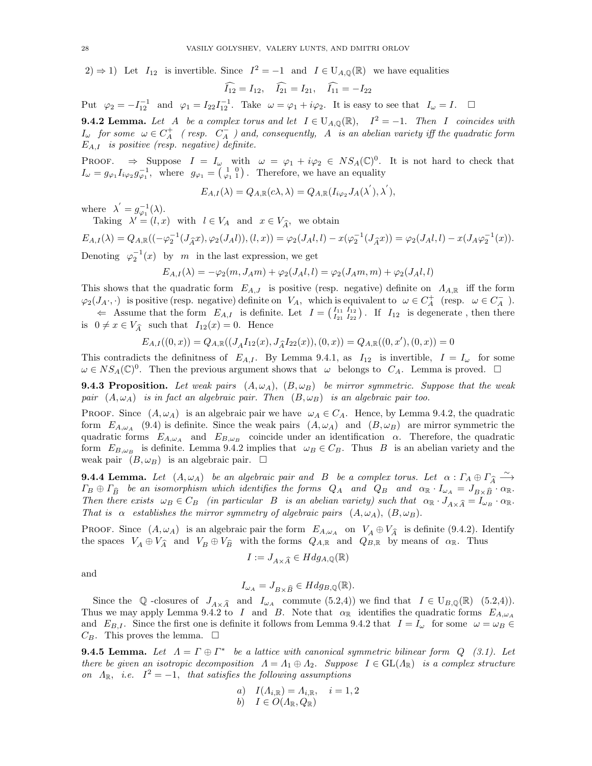2) $\Rightarrow$ 1) Let $I_{12}$ is invertible. Since $I^2 = -1$ and $I \in \mathrm{U}_{A,\mathbb{Q}}(\mathbb{R})$ we have equalities

$$\widehat{I_{12}} = I_{12}, \quad \widehat{I_{21}} = I_{21}, \quad \widehat{I_{11}} = -I_{22}$$

Put $\varphi_2 = -I_{12}^{-1}$ and $\varphi_1 = I_{22}I_{12}^{-1}$. Take $\omega = \varphi_1 + i\varphi_2$. It is easy to see that $I_\omega = I$. $\square$

**9.4.2 Lemma.** *Let $A$ be a complex torus and let $I \in \mathrm{U}_{A,\mathbb{Q}}(\mathbb{R})$, $I^2 = -1$. Then $I$ coincides with $I_\omega$ for some $\omega \in C_A^+$ ( resp. $C_A^-$ ) and, consequently, $A$ is an abelian variety iff the quadratic form $E_{A,I}$ is positive (resp. negative) definite.*

Proof. $\Rightarrow$ Suppose $I = I_\omega$ with $\omega = \varphi_1 + i\varphi_2 \in NS_A(\mathbb{C})^0$. It is not hard to check that $I_\omega = g_{\varphi_1} I_{i\varphi_2} g_{\varphi_1}^{-1}$, where $g_{\varphi_1} = \left(\begin{smallmatrix} 1 & 0 \\ \varphi_1 & 1 \end{smallmatrix}\right)$. Therefore, we have an equality

$$E_{A,I}(\lambda) = Q_{A,\mathbb{R}}(c\lambda, \lambda) = Q_{A,\mathbb{R}}(I_{i\varphi_2} J_A(\lambda^{'}), \lambda^{'}),$$

where $\lambda^{'} = g_{\varphi_1}^{-1}(\lambda)$.

Taking $\lambda^{'} = (l, x)$ with $l \in V_A$ and $x \in V_{\widehat{A}}$, we obtain

$$E_{A,I}(\lambda) = Q_{A,\mathbb{R}}((-\varphi_2^{-1}(J_{\widehat{A}}x), \varphi_2(J_A l)), (l, x)) = \varphi_2(J_A l, l) - x(\varphi_2^{-1}(J_{\widehat{A}}x)) = \varphi_2(J_A l, l) - x(J_A \varphi_2^{-1}(x)).$$

Denoting $\varphi_2^{-1}(x)$ by $m$ in the last expression, we get

$$E_{A,I}(\lambda) = -\varphi_2(m, J_A m) + \varphi_2(J_A l, l) = \varphi_2(J_A m, m) + \varphi_2(J_A l, l)$$

This shows that the quadratic form $E_{A,J}$ is positive (resp. negative) definite on $\Lambda_{A,\mathbb{R}}$ iff the form $\varphi_2(J_A\cdot, \cdot)$ is positive (resp. negative) definite on $V_A$, which is equivalent to $\omega \in C_A^+$ (resp. $\omega \in C_A^-$ ).

$\Leftarrow$ Assume that the form $E_{A,I}$ is definite. Let $I = \left(\begin{smallmatrix} I_{11} & I_{12} \\ I_{21} & I_{22} \end{smallmatrix}\right)$. If $I_{12}$ is degenerate , then there is $0 \neq x \in V_{\widehat{A}}$ such that $I_{12}(x) = 0$. Hence

$$E_{A,I}((0, x)) = Q_{A,\mathbb{R}}((J_A I_{12}(x), J_{\widehat{A}} I_{22}(x)), (0, x)) = Q_{A,\mathbb{R}}((0, x'), (0, x)) = 0$$

This contradicts the definitness of $E_{A,I}$. By Lemma 9.4.1, as $I_{12}$ is invertible, $I = I_\omega$ for some $\omega \in NS_A(\mathbb{C})^0$. Then the previous argument shows that $\omega$ belongs to $C_A$. Lemma is proved. $\square$

**9.4.3 Proposition.** *Let weak pairs $(A, \omega_A)$, $(B, \omega_B)$ be mirror symmetric. Suppose that the weak pair $(A, \omega_A)$ is in fact an algebraic pair. Then $(B, \omega_B)$ is an algebraic pair too.*

Proof. Since $(A, \omega_A)$ is an algebraic pair we have $\omega_A \in C_A$. Hence, by Lemma 9.4.2, the quadratic form $E_{A,\omega_A}$ (9.4) is definite. Since the weak pairs $(A, \omega_A)$ and $(B, \omega_B)$ are mirror symmetric the quadratic forms $E_{A,\omega_A}$ and $E_{B,\omega_B}$ coincide under an identification $\alpha$. Therefore, the quadratic form $E_{B,\omega_B}$ is definite. Lemma 9.4.2 implies that $\omega_B \in C_B$. Thus $B$ is an abelian variety and the weak pair $(B, \omega_B)$ is an algebraic pair. $\square$

**9.4.4 Lemma.** *Let $(A, \omega_A)$ be an algebraic pair and $B$ be a complex torus. Let $\alpha : \Gamma_A \oplus \Gamma_{\widehat{A}} \xrightarrow{\sim} \Gamma_B \oplus \Gamma_{\widehat{B}}$ be an isomorphism which identifies the forms $Q_A$ and $Q_B$ and $\alpha_\mathbb{R} \cdot I_{\omega_A} = J_{B\times\widehat{B}} \cdot \alpha_\mathbb{R}$. Then there exists $\omega_B \in C_B$ (in particular $B$ is an abelian variety) such that $\alpha_\mathbb{R} \cdot J_{A\times\widehat{A}} = I_{\omega_B} \cdot \alpha_\mathbb{R}$. That is $\alpha$ establishes the mirror symmetry of algebraic pairs $(A, \omega_A)$, $(B, \omega_B)$.*

Proof. Since $(A, \omega_A)$ is an algebraic pair the form $E_{A,\omega_A}$ on $V_A \oplus V_{\widehat{A}}$ is definite (9.4.2). Identify the spaces $V_A \oplus V_{\widehat{A}}$ and $V_B \oplus V_{\widehat{B}}$ with the forms $Q_{A,\mathbb{R}}$ and $Q_{B,\mathbb{R}}$ by means of $\alpha_\mathbb{R}$. Thus

$$I := J_{A\times\widehat{A}} \in Hdg_{A,\mathbb{Q}}(\mathbb{R})$$

and

$$I_{\omega_A} = J_{B\times\widehat{B}} \in Hdg_{B,\mathbb{Q}}(\mathbb{R}).$$

Since the $\mathbb{Q}$ -closures of $J_{A\times\widehat{A}}$ and $I_{\omega_A}$ commute (5.2,4)) we find that $I \in \mathrm{U}_{B,\mathbb{Q}}(\mathbb{R})$ (5.2,4)). Thus we may apply Lemma 9.4.2 to $I$ and $B$. Note that $\alpha_\mathbb{R}$ identifies the quadratic forms $E_{A,\omega_A}$ and $E_{B,I}$. Since the first one is definite it follows from Lemma 9.4.2 that $I = I_\omega$ for some $\omega = \omega_B \in C_B$. This proves the lemma. $\square$

**9.4.5 Lemma.** *Let $\Lambda = \Gamma \oplus \Gamma^*$ be a lattice with canonical symmetric bilinear form $Q$ (3.1). Let there be given an isotropic decomposition $\Lambda = \Lambda_1 \oplus \Lambda_2$. Suppose $I \in \mathrm{GL}(\Lambda_\mathbb{R})$ is a complex structure on $\Lambda_\mathbb{R}$, i.e. $I^2 = -1$, that satisfies the following assumptions*

a) $I(\Lambda_{i,\mathbb{R}}) = \Lambda_{i,\mathbb{R}}, \quad i = 1, 2$
b) $I \in O(\Lambda_\mathbb{R}, Q_\mathbb{R})$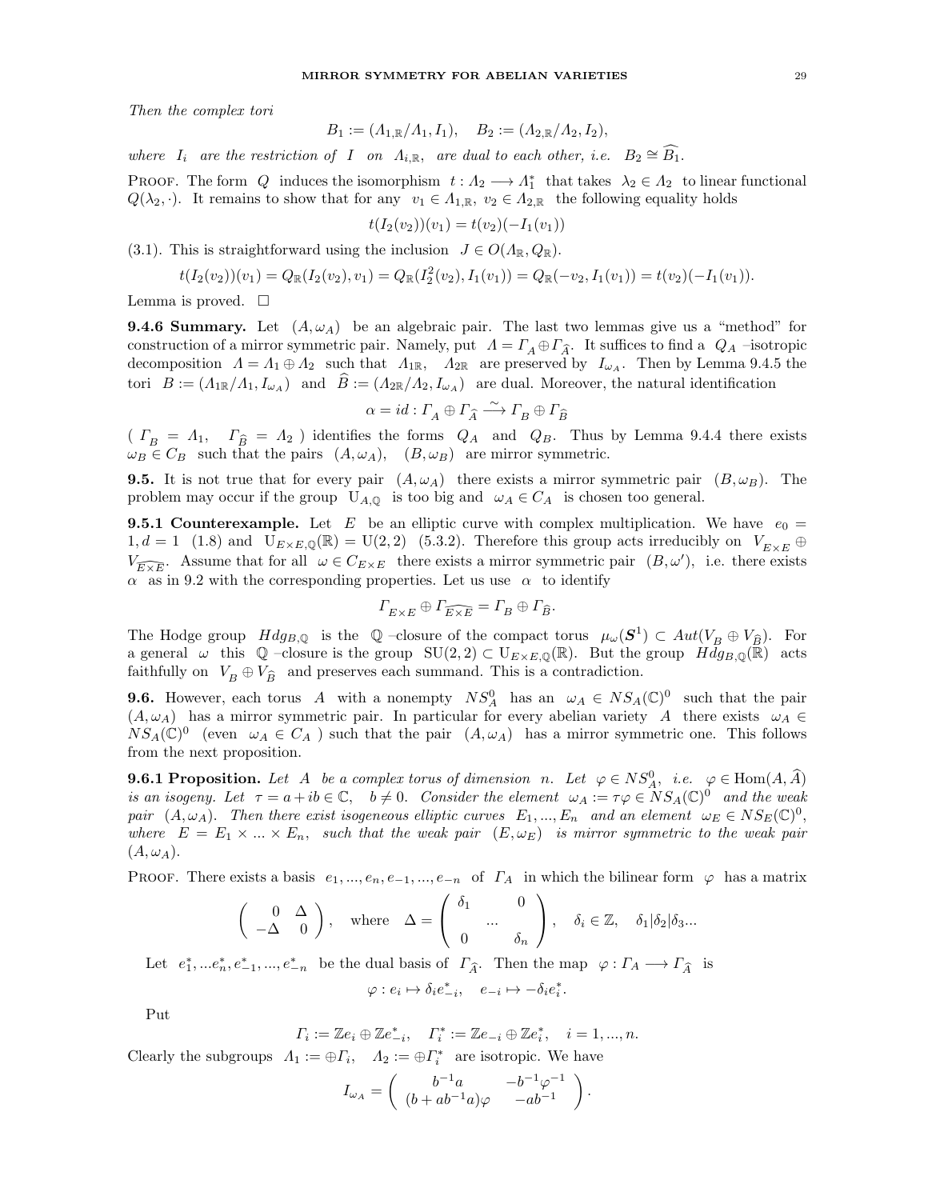*Then the complex tori*

$$B_1 := (\Lambda_{1,\mathbb{R}}/\Lambda_1, I_1), \quad B_2 := (\Lambda_{2,\mathbb{R}}/\Lambda_2, I_2),$$

*where* $I_i$ *are the restriction of* $I$ *on* $\Lambda_{i,\mathbb{R}}$, *are dual to each other, i.e.* $B_2 \cong \widehat{B_1}$.

Proof. The form $Q$ induces the isomorphism $t : \Lambda_2 \longrightarrow \Lambda_1^*$ that takes $\lambda_2 \in \Lambda_2$ to linear functional $Q(\lambda_2, \cdot)$. It remains to show that for any $v_1 \in \Lambda_{1,\mathbb{R}},\ v_2 \in \Lambda_{2,\mathbb{R}}$ the following equality holds

$$t(I_2(v_2))(v_1) = t(v_2)(-I_1(v_1))$$

(3.1). This is straightforward using the inclusion $J \in O(\Lambda_{\mathbb{R}}, Q_{\mathbb{R}})$.

$$t(I_2(v_2))(v_1) = Q_{\mathbb{R}}(I_2(v_2), v_1) = Q_{\mathbb{R}}(I_2^2(v_2), I_1(v_1)) = Q_{\mathbb{R}}(-v_2, I_1(v_1)) = t(v_2)(-I_1(v_1)).$$

Lemma is proved. $\square$

**9.4.6 Summary.** Let $(A, \omega_A)$ be an algebraic pair. The last two lemmas give us a "method" for construction of a mirror symmetric pair. Namely, put $\Lambda = \Gamma_A \oplus \Gamma_{\widehat{A}}$. It suffices to find a $Q_A$ –isotropic decomposition $\Lambda = \Lambda_1 \oplus \Lambda_2$ such that $\Lambda_{1\mathbb{R}}$, $\Lambda_{2\mathbb{R}}$ are preserved by $I_{\omega_A}$. Then by Lemma 9.4.5 the tori $B := (\Lambda_{1\mathbb{R}}/\Lambda_1, I_{\omega_A})$ and $\widehat{B} := (\Lambda_{2\mathbb{R}}/\Lambda_2, I_{\omega_A})$ are dual. Moreover, the natural identification

$$\alpha = id : \Gamma_A \oplus \Gamma_{\widehat{A}} \overset{\sim}{\longrightarrow} \Gamma_B \oplus \Gamma_{\widehat{B}}$$

( $\Gamma_B = \Lambda_1$, $\Gamma_{\widehat{B}} = \Lambda_2$ ) identifies the forms $Q_A$ and $Q_B$. Thus by Lemma 9.4.4 there exists $\omega_B \in C_B$ such that the pairs $(A, \omega_A)$, $(B, \omega_B)$ are mirror symmetric.

**9.5.** It is not true that for every pair $(A, \omega_A)$ there exists a mirror symmetric pair $(B, \omega_B)$. The problem may occur if the group $\mathrm{U}_{A,\mathbb{Q}}$ is too big and $\omega_A \in C_A$ is chosen too general.

**9.5.1 Counterexample.** Let $E$ be an elliptic curve with complex multiplication. We have $e_0 = 1, d = 1$ (1.8) and $\mathrm{U}_{E\times E,\mathbb{Q}}(\mathbb{R}) = \mathrm{U}(2,2)$ (5.3.2). Therefore this group acts irreducibly on $V_{E\times E} \oplus V_{\widehat{E\times E}}$. Assume that for all $\omega \in C_{E\times E}$ there exists a mirror symmetric pair $(B, \omega')$, i.e. there exists $\alpha$ as in 9.2 with the corresponding properties. Let us use $\alpha$ to identify

$$\Gamma_{E\times E} \oplus \Gamma_{\widehat{E\times E}} = \Gamma_B \oplus \Gamma_{\widehat{B}}.$$

The Hodge group $Hdg_{B,\mathbb{Q}}$ is the $\mathbb{Q}$ –closure of the compact torus $\mu_\omega(\boldsymbol{S}^1) \subset Aut(V_B \oplus V_{\widehat{B}})$. For a general $\omega$ this $\mathbb{Q}$ –closure is the group $\mathrm{SU}(2,2) \subset \mathrm{U}_{E\times E,\mathbb{Q}}(\mathbb{R})$. But the group $Hdg_{B,\mathbb{Q}}(\mathbb{R})$ acts faithfully on $V_B \oplus V_{\widehat{B}}$ and preserves each summand. This is a contradiction.

**9.6.** However, each torus $A$ with a nonempty $NS^0_A$ has an $\omega_A \in NS_A(\mathbb{C})^0$ such that the pair $(A, \omega_A)$ has a mirror symmetric pair. In particular for every abelian variety $A$ there exists $\omega_A \in NS_A(\mathbb{C})^0$ (even $\omega_A \in C_A$ ) such that the pair $(A, \omega_A)$ has a mirror symmetric one. This follows from the next proposition.

**9.6.1 Proposition.** *Let* $A$ *be a complex torus of dimension* $n$. *Let* $\varphi \in NS^0_A$, *i.e.* $\varphi \in \mathrm{Hom}(A, \widehat{A})$ *is an isogeny. Let* $\tau = a + ib \in \mathbb{C}$, $b \neq 0$. *Consider the element* $\omega_A := \tau\varphi \in NS_A(\mathbb{C})^0$ *and the weak pair* $(A, \omega_A)$. *Then there exist isogeneous elliptic curves* $E_1, ..., E_n$ *and an element* $\omega_E \in NS_E(\mathbb{C})^0$, *where* $E = E_1 \times ... \times E_n$, *such that the weak pair* $(E, \omega_E)$ *is mirror symmetric to the weak pair* $(A, \omega_A)$.

Proof. There exists a basis $e_1, ..., e_n, e_{-1}, ..., e_{-n}$ of $\Gamma_A$ in which the bilinear form $\varphi$ has a matrix

$$\begin{pmatrix} 0 & \Delta \\ -\Delta & 0 \end{pmatrix}, \quad \text{where} \quad \Delta = \begin{pmatrix} \delta_1 & & 0 \\ & ... & \\ 0 & & \delta_n \end{pmatrix}, \quad \delta_i \in \mathbb{Z}, \quad \delta_1|\delta_2|\delta_3...$$

Let $e_1^*, ... e_n^*, e_{-1}^*, ..., e_{-n}^*$ be the dual basis of $\Gamma_{\widehat{A}}$. Then the map $\varphi : \Gamma_A \longrightarrow \Gamma_{\widehat{A}}$ is

$$\varphi : e_i \mapsto \delta_i e_{-i}^*, \quad e_{-i} \mapsto -\delta_i e_i^*.$$

Put

$$\Gamma_i := \mathbb{Z}e_i \oplus \mathbb{Z}e_{-i}^*, \quad \Gamma_i^* := \mathbb{Z}e_{-i} \oplus \mathbb{Z}e_i^*, \quad i = 1, ..., n.$$

Clearly the subgroups $\Lambda_1 := \oplus \Gamma_i$, $\Lambda_2 := \oplus \Gamma_i^*$ are isotropic. We have

$$I_{\omega_A} = \begin{pmatrix} b^{-1}a & -b^{-1}\varphi^{-1} \\ (b + ab^{-1}a)\varphi & -ab^{-1} \end{pmatrix}.$$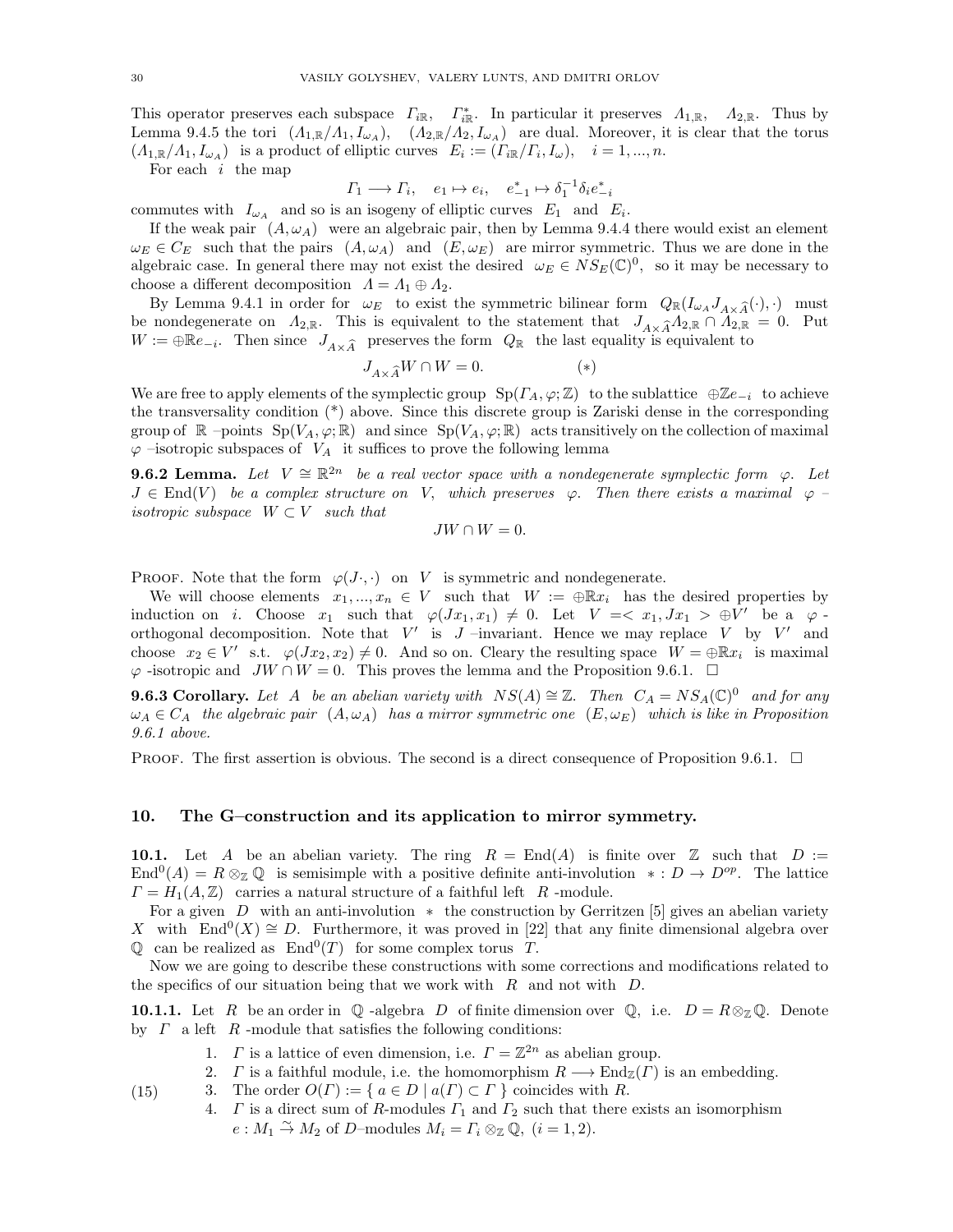This operator preserves each subspace $\Gamma_{i\mathbb{R}}$, $\Gamma^*_{i\mathbb{R}}$. In particular it preserves $\Lambda_{1,\mathbb{R}}$, $\Lambda_{2,\mathbb{R}}$. Thus by Lemma 9.4.5 the tori $(\Lambda_{1,\mathbb{R}}/\Lambda_1, I_{\omega_A})$, $(\Lambda_{2,\mathbb{R}}/\Lambda_2, I_{\omega_A})$ are dual. Moreover, it is clear that the torus $(\Lambda_{1,\mathbb{R}}/\Lambda_1, I_{\omega_A})$ is a product of elliptic curves $E_i := (\Gamma_{i\mathbb{R}}/\Gamma_i, I_\omega)$, $i = 1, ..., n$.

For each $i$ the map

$$\Gamma_1 \longrightarrow \Gamma_i, \quad e_1 \mapsto e_i, \quad e^*_{-1} \mapsto \delta_1^{-1}\delta_i e^*_{-i}$$

commutes with $I_{\omega_A}$ and so is an isogeny of elliptic curves $E_1$ and $E_i$.

If the weak pair $(A, \omega_A)$ were an algebraic pair, then by Lemma 9.4.4 there would exist an element $\omega_E \in C_E$ such that the pairs $(A, \omega_A)$ and $(E, \omega_E)$ are mirror symmetric. Thus we are done in the algebraic case. In general there may not exist the desired $\omega_E \in NS_E(\mathbb{C})^0$, so it may be necessary to choose a different decomposition $\Lambda = \Lambda_1 \oplus \Lambda_2$.

By Lemma 9.4.1 in order for $\omega_E$ to exist the symmetric bilinear form $Q_{\mathbb{R}}(I_{\omega_A} J_{A\times\widehat{A}}(\cdot), \cdot)$ must be nondegenerate on $\Lambda_{2,\mathbb{R}}$. This is equivalent to the statement that $J_{A\times\widehat{A}}\Lambda_{2,\mathbb{R}} \cap \Lambda_{2,\mathbb{R}} = 0$. Put $W := \oplus \mathbb{R}e_{-i}$. Then since $J_{A\times\widehat{A}}$ preserves the form $Q_{\mathbb{R}}$ the last equality is equivalent to

$$J_{A\times\widehat{A}} W \cap W = 0. \qquad (*)$$

We are free to apply elements of the symplectic group $\mathrm{Sp}(\Gamma_A, \varphi; \mathbb{Z})$ to the sublattice $\oplus\mathbb{Z}e_{-i}$ to achieve the transversality condition (\*) above. Since this discrete group is Zariski dense in the corresponding group of $\mathbb{R}$-points $\mathrm{Sp}(V_A, \varphi; \mathbb{R})$ and since $\mathrm{Sp}(V_A, \varphi; \mathbb{R})$ acts transitively on the collection of maximal $\varphi$-isotropic subspaces of $V_A$ it suffices to prove the following lemma

**9.6.2 Lemma.** *Let $V \cong \mathbb{R}^{2n}$ be a real vector space with a nondegenerate symplectic form $\varphi$. Let $J \in \mathrm{End}(V)$ be a complex structure on $V$, which preserves $\varphi$. Then there exists a maximal $\varphi$-isotropic subspace $W \subset V$ such that*

$$JW \cap W = 0.$$

Proof. Note that the form $\varphi(J\cdot, \cdot)$ on $V$ is symmetric and nondegenerate.

We will choose elements $x_1, ..., x_n \in V$ such that $W := \oplus \mathbb{R}x_i$ has the desired properties by induction on $i$. Choose $x_1$ such that $\varphi(Jx_1, x_1) \neq 0$. Let $V = \langle x_1, Jx_1 \rangle \oplus V'$ be a $\varphi$-orthogonal decomposition. Note that $V'$ is $J$-invariant. Hence we may replace $V$ by $V'$ and choose $x_2 \in V'$ s.t. $\varphi(Jx_2, x_2) \neq 0$. And so on. Cleary the resulting space $W = \oplus\mathbb{R}x_i$ is maximal $\varphi$-isotropic and $JW \cap W = 0$. This proves the lemma and the Proposition 9.6.1. $\square$

**9.6.3 Corollary.** *Let $A$ be an abelian variety with $NS(A) \cong \mathbb{Z}$. Then $C_A = NS_A(\mathbb{C})^0$ and for any $\omega_A \in C_A$ the algebraic pair $(A, \omega_A)$ has a mirror symmetric one $(E, \omega_E)$ which is like in Proposition 9.6.1 above.*

Proof. The first assertion is obvious. The second is a direct consequence of Proposition 9.6.1. $\square$

## 10. The G–construction and its application to mirror symmetry.

**10.1.** Let $A$ be an abelian variety. The ring $R = \mathrm{End}(A)$ is finite over $\mathbb{Z}$ such that $D := \mathrm{End}^0(A) = R \otimes_{\mathbb{Z}} \mathbb{Q}$ is semisimple with a positive definite anti-involution $* : D \to D^{op}$. The lattice $\Gamma = H_1(A, \mathbb{Z})$ carries a natural structure of a faithful left $R$-module.

For a given $D$ with an anti-involution $*$ the construction by Gerritzen [5] gives an abelian variety $X$ with $\mathrm{End}^0(X) \cong D$. Furthermore, it was proved in [22] that any finite dimensional algebra over $\mathbb{Q}$ can be realized as $\mathrm{End}^0(T)$ for some complex torus $T$.

Now we are going to describe these constructions with some corrections and modifications related to the specifics of our situation being that we work with $R$ and not with $D$.

**10.1.1.** Let $R$ be an order in $\mathbb{Q}$-algebra $D$ of finite dimension over $\mathbb{Q}$, i.e. $D = R \otimes_{\mathbb{Z}} \mathbb{Q}$. Denote by $\Gamma$ a left $R$-module that satisfies the following conditions:

(15)
1. $\Gamma$ is a lattice of even dimension, i.e. $\Gamma = \mathbb{Z}^{2n}$ as abelian group.
2. $\Gamma$ is a faithful module, i.e. the homomorphism $R \longrightarrow \mathrm{End}_{\mathbb{Z}}(\Gamma)$ is an embedding.
3. The order $O(\Gamma) := \{ a \in D \mid a(\Gamma) \subset \Gamma \}$ coincides with $R$.
4. $\Gamma$ is a direct sum of $R$-modules $\Gamma_1$ and $\Gamma_2$ such that there exists an isomorphism $e : M_1 \xrightarrow{\sim} M_2$ of $D$–modules $M_i = \Gamma_i \otimes_{\mathbb{Z}} \mathbb{Q}$, $(i = 1, 2)$.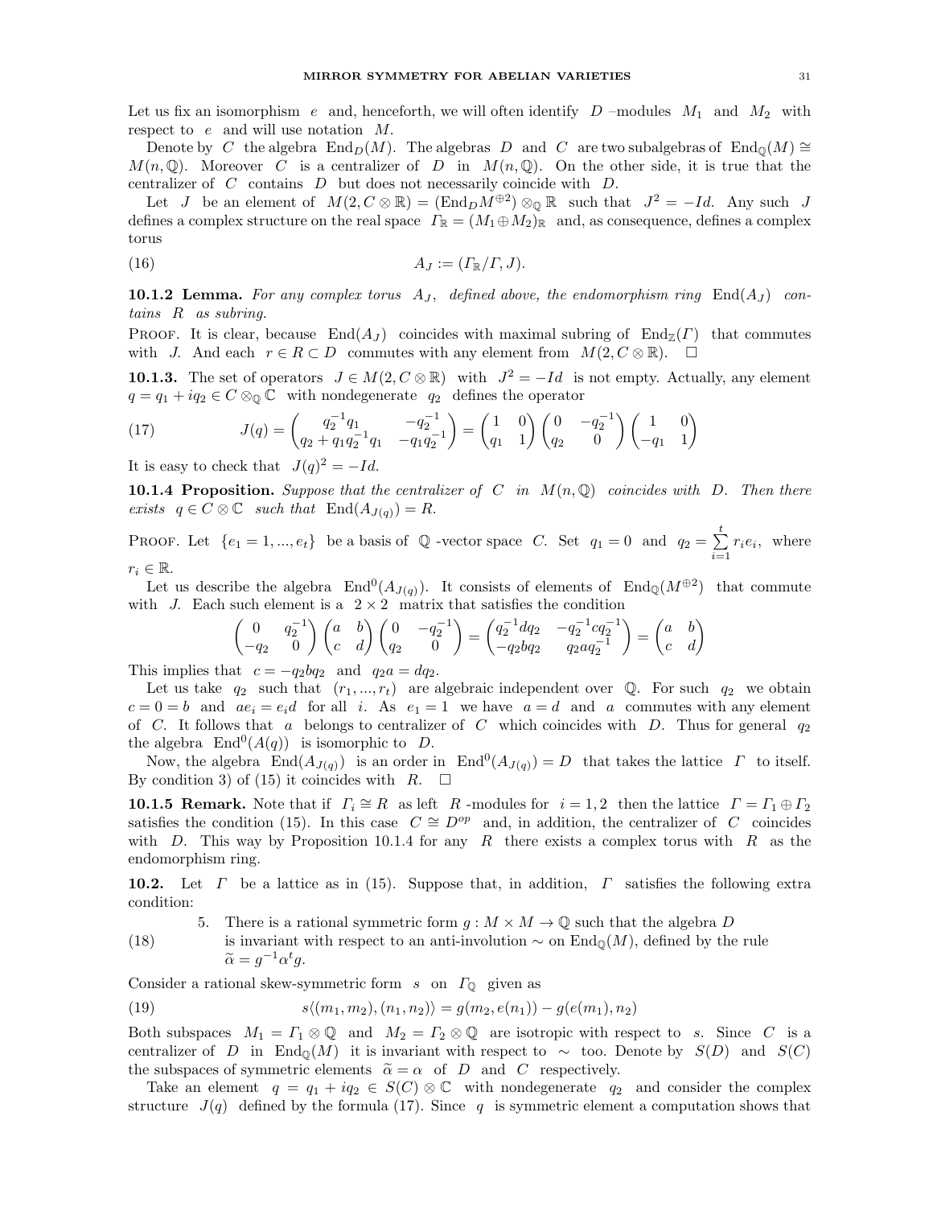Let us fix an isomorphism $e$ and, henceforth, we will often identify $D$ –modules $M_1$ and $M_2$ with respect to $e$ and will use notation $M$.

Denote by $C$ the algebra $\operatorname{End}_D(M)$. The algebras $D$ and $C$ are two subalgebras of $\operatorname{End}_{\mathbb{Q}}(M) \cong M(n, \mathbb{Q})$. Moreover $C$ is a centralizer of $D$ in $M(n, \mathbb{Q})$. On the other side, it is true that the centralizer of $C$ contains $D$ but does not necessarily coincide with $D$.

Let $J$ be an element of $M(2, C\otimes\mathbb{R}) = (\operatorname{End}_D M^{\oplus 2})\otimes_{\mathbb{Q}}\mathbb{R}$ such that $J^2 = -Id$. Any such $J$ defines a complex structure on the real space $\Gamma_{\mathbb{R}} = (M_1\oplus M_2)_{\mathbb{R}}$ and, as consequence, defines a complex torus

$$A_J := (\Gamma_{\mathbb{R}}/\Gamma, J). \tag{16}$$

**10.1.2 Lemma.** *For any complex torus $A_J$, defined above, the endomorphism ring $\operatorname{End}(A_J)$ contains $R$ as subring.*

Proof. It is clear, because $\operatorname{End}(A_J)$ coincides with maximal subring of $\operatorname{End}_{\mathbb{Z}}(\Gamma)$ that commutes with $J$. And each $r\in R\subset D$ commutes with any element from $M(2, C\otimes\mathbb{R})$. $\square$

**10.1.3.** The set of operators $J\in M(2, C\otimes\mathbb{R})$ with $J^2=-Id$ is not empty. Actually, any element $q = q_1 + iq_2 \in C\otimes_{\mathbb{Q}}\mathbb{C}$ with nondegenerate $q_2$ defines the operator

$$J(q) = \begin{pmatrix} q_2^{-1}q_1 & -q_2^{-1} \\ q_2 + q_1 q_2^{-1} q_1 & -q_1 q_2^{-1}\end{pmatrix} = \begin{pmatrix} 1 & 0 \\ q_1 & 1\end{pmatrix}\begin{pmatrix} 0 & -q_2^{-1} \\ q_2 & 0\end{pmatrix}\begin{pmatrix} 1 & 0 \\ -q_1 & 1\end{pmatrix} \tag{17}$$

It is easy to check that $J(q)^2 = -Id$.

**10.1.4 Proposition.** *Suppose that the centralizer of $C$ in $M(n,\mathbb{Q})$ coincides with $D$. Then there exists $q\in C\otimes\mathbb{C}$ such that $\operatorname{End}(A_{J(q)}) = R$.*

Proof. Let $\{e_1 = 1, ..., e_t\}$ be a basis of $\mathbb{Q}$ -vector space $C$. Set $q_1 = 0$ and $q_2 = \sum_{i=1}^{t} r_i e_i$, where $r_i\in\mathbb{R}$.

Let us describe the algebra $\operatorname{End}^0(A_{J(q)})$. It consists of elements of $\operatorname{End}_{\mathbb{Q}}(M^{\oplus 2})$ that commute with $J$. Each such element is a $2\times 2$ matrix that satisfies the condition

$$\begin{pmatrix} 0 & q_2^{-1} \\ -q_2 & 0\end{pmatrix}\begin{pmatrix} a & b \\ c & d\end{pmatrix}\begin{pmatrix} 0 & -q_2^{-1} \\ q_2 & 0\end{pmatrix} = \begin{pmatrix} q_2^{-1}dq_2 & -q_2^{-1}cq_2^{-1} \\ -q_2 b q_2 & q_2 a q_2^{-1}\end{pmatrix} = \begin{pmatrix} a & b \\ c & d\end{pmatrix}$$

This implies that $c = -q_2 b q_2$ and $q_2 a = d q_2$.

Let us take $q_2$ such that $(r_1, ..., r_t)$ are algebraic independent over $\mathbb{Q}$. For such $q_2$ we obtain $c = 0 = b$ and $ae_i = e_i d$ for all $i$. As $e_1 = 1$ we have $a = d$ and $a$ commutes with any element of $C$. It follows that $a$ belongs to centralizer of $C$ which coincides with $D$. Thus for general $q_2$ the algebra $\operatorname{End}^0(A(q))$ is isomorphic to $D$.

Now, the algebra $\operatorname{End}(A_{J(q)})$ is an order in $\operatorname{End}^0(A_{J(q)}) = D$ that takes the lattice $\Gamma$ to itself. By condition 3) of (15) it coincides with $R$. $\square$

**10.1.5 Remark.** Note that if $\Gamma_i\cong R$ as left $R$ -modules for $i=1,2$ then the lattice $\Gamma = \Gamma_1\oplus\Gamma_2$ satisfies the condition (15). In this case $C\cong D^{op}$ and, in addition, the centralizer of $C$ coincides with $D$. This way by Proposition 10.1.4 for any $R$ there exists a complex torus with $R$ as the endomorphism ring.

**10.2.** Let $\Gamma$ be a lattice as in (15). Suppose that, in addition, $\Gamma$ satisfies the following extra condition:

(18) 5. There is a rational symmetric form $g: M\times M\to\mathbb{Q}$ such that the algebra $D$ is invariant with respect to an anti-involution $\sim$ on $\operatorname{End}_{\mathbb{Q}}(M)$, defined by the rule $\widetilde{\alpha} = g^{-1}\alpha^t g$.

Consider a rational skew-symmetric form $s$ on $\Gamma_{\mathbb{Q}}$ given as

$$s\langle (m_1, m_2), (n_1, n_2)\rangle = g(m_2, e(n_1)) - g(e(m_1), n_2) \tag{19}$$

Both subspaces $M_1 = \Gamma_1\otimes\mathbb{Q}$ and $M_2 = \Gamma_2\otimes\mathbb{Q}$ are isotropic with respect to $s$. Since $C$ is a centralizer of $D$ in $\operatorname{End}_{\mathbb{Q}}(M)$ it is invariant with respect to $\sim$ too. Denote by $S(D)$ and $S(C)$ the subspaces of symmetric elements $\widetilde{\alpha} = \alpha$ of $D$ and $C$ respectively.

Take an element $q = q_1 + iq_2 \in S(C)\otimes\mathbb{C}$ with nondegenerate $q_2$ and consider the complex structure $J(q)$ defined by the formula (17). Since $q$ is symmetric element a computation shows that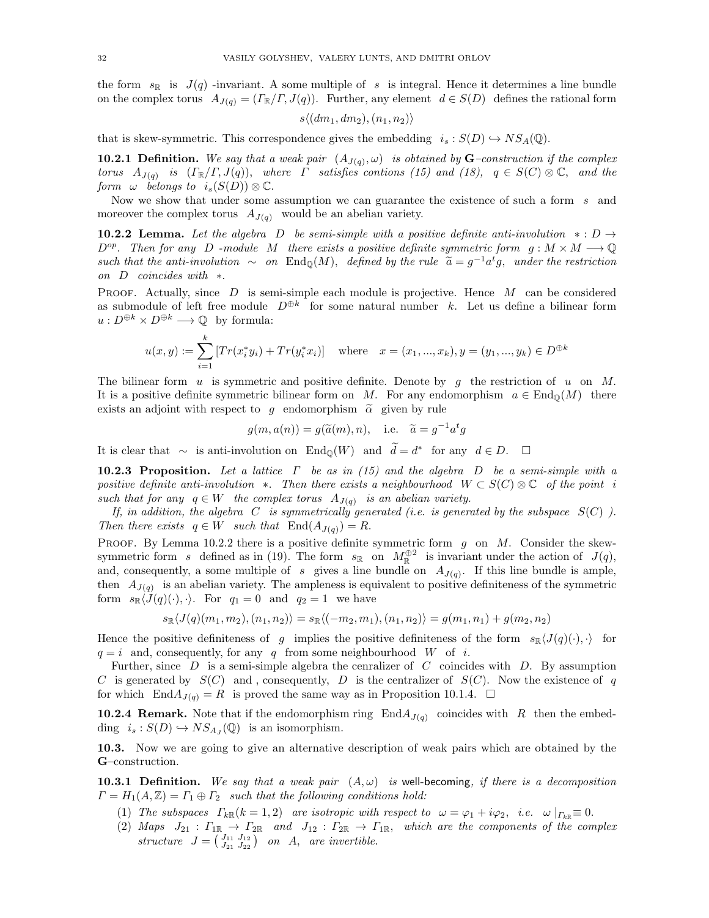the form $s_{\mathbb{R}}$ is $J(q)$ -invariant. A some multiple of $s$ is integral. Hence it determines a line bundle on the complex torus $A_{J(q)} = (\Gamma_{\mathbb{R}}/\Gamma, J(q))$. Further, any element $d \in S(D)$ defines the rational form

$$s\langle (dm_1, dm_2), (n_1, n_2)\rangle$$

that is skew-symmetric. This correspondence gives the embedding $i_s : S(D) \hookrightarrow NS_A(\mathbb{Q})$.

**10.2.1 Definition.** *We say that a weak pair $(A_{J(q)}, \omega)$ is obtained by* **G***–construction if the complex torus $A_{J(q)}$ is $(\Gamma_{\mathbb{R}}/\Gamma, J(q))$, where $\Gamma$ satisfies contions (15) and (18), $q \in S(C) \otimes \mathbb{C}$, and the form $\omega$ belongs to $i_s(S(D)) \otimes \mathbb{C}$.*

Now we show that under some assumption we can guarantee the existence of such a form $s$ and moreover the complex torus $A_{J(q)}$ would be an abelian variety.

**10.2.2 Lemma.** *Let the algebra $D$ be semi-simple with a positive definite anti-involution $* : D \to D^{op}$. Then for any $D$ -module $M$ there exists a positive definite symmetric form $g : M \times M \longrightarrow \mathbb{Q}$ such that the anti-involution $\sim$ on $\mathrm{End}_{\mathbb{Q}}(M)$, defined by the rule $\widetilde{a} = g^{-1}a^t g$, under the restriction on $D$ coincides with $*$.*

Proof. Actually, since $D$ is semi-simple each module is projective. Hence $M$ can be considered as submodule of left free module $D^{\oplus k}$ for some natural number $k$. Let us define a bilinear form $u : D^{\oplus k} \times D^{\oplus k} \longrightarrow \mathbb{Q}$ by formula:

$$u(x,y) := \sum_{i=1}^{k} [Tr(x_i^* y_i) + Tr(y_i^* x_i)] \quad \text{where} \quad x = (x_1, ..., x_k), y = (y_1, ..., y_k) \in D^{\oplus k}$$

The bilinear form $u$ is symmetric and positive definite. Denote by $g$ the restriction of $u$ on $M$. It is a positive definite symmetric bilinear form on $M$. For any endomorphism $a \in \mathrm{End}_{\mathbb{Q}}(M)$ there exists an adjoint with respect to $g$ endomorphism $\widetilde{\alpha}$ given by rule

$$g(m, a(n)) = g(\widetilde{a}(m), n), \quad \text{i.e.} \quad \widetilde{a} = g^{-1}a^t g$$

It is clear that $\sim$ is anti-involution on $\mathrm{End}_{\mathbb{Q}}(W)$ and $\widetilde{d} = d^*$ for any $d \in D$. $\square$

**10.2.3 Proposition.** *Let a lattice $\Gamma$ be as in (15) and the algebra $D$ be a semi-simple with a positive definite anti-involution $*$. Then there exists a neighbourhood $W \subset S(C) \otimes \mathbb{C}$ of the point $i$ such that for any $q \in W$ the complex torus $A_{J(q)}$ is an abelian variety.*

*If, in addition, the algebra $C$ is symmetrically generated (i.e. is generated by the subspace $S(C)$ ). Then there exists $q \in W$ such that $\mathrm{End}(A_{J(q)}) = R$.*

Proof. By Lemma 10.2.2 there is a positive definite symmetric form $g$ on $M$. Consider the skew-symmetric form $s$ defined as in (19). The form $s_{\mathbb{R}}$ on $M_{\mathbb{R}}^{\oplus 2}$ is invariant under the action of $J(q)$, and, consequently, a some multiple of $s$ gives a line bundle on $A_{J(q)}$. If this line bundle is ample, then $A_{J(q)}$ is an abelian variety. The ampleness is equivalent to positive definiteness of the symmetric form $s_{\mathbb{R}}\langle J(q)(\cdot), \cdot\rangle$. For $q_1 = 0$ and $q_2 = 1$ we have

$$s_{\mathbb{R}}\langle J(q)(m_1, m_2), (n_1, n_2)\rangle = s_{\mathbb{R}}\langle (-m_2, m_1), (n_1, n_2)\rangle = g(m_1, n_1) + g(m_2, n_2)$$

Hence the positive definiteness of $g$ implies the positive definiteness of the form $s_{\mathbb{R}}\langle J(q)(\cdot), \cdot\rangle$ for $q = i$ and, consequently, for any $q$ from some neighbourhood $W$ of $i$.

Further, since $D$ is a semi-simple algebra the cenralizer of $C$ coincides with $D$. By assumption $C$ is generated by $S(C)$ and , consequently, $D$ is the centralizer of $S(C)$. Now the existence of $q$ for which $\mathrm{End} A_{J(q)} = R$ is proved the same way as in Proposition 10.1.4. $\square$

**10.2.4 Remark.** Note that if the endomorphism ring $\mathrm{End} A_{J(q)}$ coincides with $R$ then the embedding $i_s : S(D) \hookrightarrow NS_{A_J}(\mathbb{Q})$ is an isomorphism.

**10.3.** Now we are going to give an alternative description of weak pairs which are obtained by the **G**–construction.

**10.3.1 Definition.** *We say that a weak pair $(A, \omega)$ is* well-becoming*, if there is a decomposition $\Gamma = H_1(A, \mathbb{Z}) = \Gamma_1 \oplus \Gamma_2$ such that the following conditions hold:*

1. *The subspaces $\Gamma_{k\mathbb{R}} (k = 1, 2)$ are isotropic with respect to $\omega = \varphi_1 + i\varphi_2$, i.e. $\omega \mid_{\Gamma_{k\mathbb{R}}} \equiv 0$.*
2. *Maps $J_{21} : \Gamma_{1\mathbb{R}} \to \Gamma_{2\mathbb{R}}$ and $J_{12} : \Gamma_{2\mathbb{R}} \to \Gamma_{1\mathbb{R}}$, which are the components of the complex structure $J = \begin{pmatrix} J_{11} & J_{12} \\ J_{21} & J_{22} \end{pmatrix}$ on $A$, are invertible.*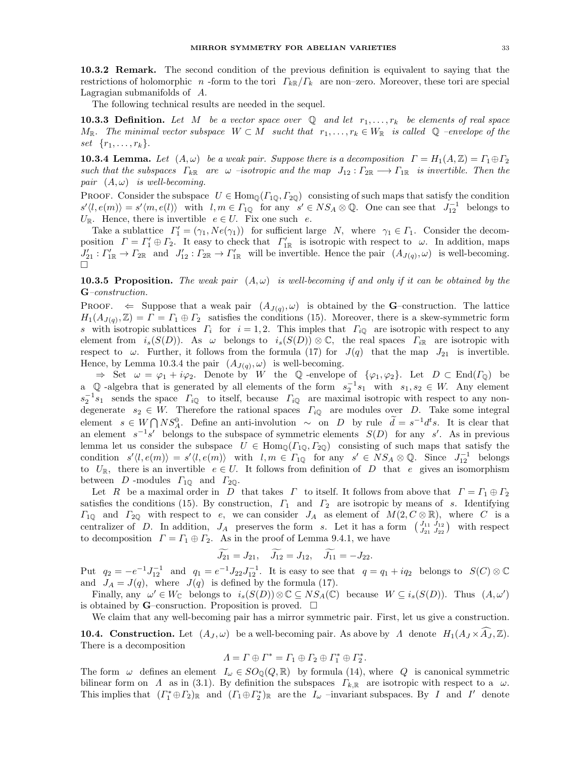**10.3.2 Remark.** The second condition of the previous definition is equivalent to saying that the restrictions of holomorphic $n$-form to the tori $\Gamma_{k\mathbb{R}}/\Gamma_k$ are non–zero. Moreover, these tori are special Lagragian submanifolds of $A$.

The following technical results are needed in the sequel.

**10.3.3 Definition.** *Let $M$ be a vector space over $\mathbb{Q}$ and let $r_1, \dots, r_k$ be elements of real space $M_{\mathbb{R}}$. The minimal vector subspace $W \subset M$ sucht that $r_1, \dots, r_k \in W_{\mathbb{R}}$ is called $\mathbb{Q}$–envelope of the set $\{r_1, \dots, r_k\}$.*

**10.3.4 Lemma.** *Let $(A, \omega)$ be a weak pair. Suppose there is a decomposition $\Gamma = H_1(A, \mathbb{Z}) = \Gamma_1 \oplus \Gamma_2$ such that the subspaces $\Gamma_{k\mathbb{R}}$ are $\omega$–isotropic and the map $J_{12} : \Gamma_{2\mathbb{R}} \longrightarrow \Gamma_{1\mathbb{R}}$ is invertible. Then the pair $(A, \omega)$ is well-becoming.*

Proof. Consider the subspace $U \in \mathrm{Hom}_{\mathbb{Q}}(\Gamma_{1\mathbb{Q}}, \Gamma_{2\mathbb{Q}})$ consisting of such maps that satisfy the condition $s'\langle l, e(m)\rangle = s'\langle m, e(l)\rangle$ with $l, m \in \Gamma_{1\mathbb{Q}}$ for any $s' \in NS_A \otimes \mathbb{Q}$. One can see that $J_{12}^{-1}$ belongs to $U_{\mathbb{R}}$. Hence, there is invertible $e \in U$. Fix one such $e$.

Take a sublattice $\Gamma_1' = (\gamma_1, Ne(\gamma_1))$ for sufficient large $N$, where $\gamma_1 \in \Gamma_1$. Consider the decomposition $\Gamma = \Gamma_1' \oplus \Gamma_2$. It easy to check that $\Gamma_{1\mathbb{R}}'$ is isotropic with respect to $\omega$. In addition, maps $J_{21}' : \Gamma_{1\mathbb{R}}' \to \Gamma_{2\mathbb{R}}$ and $J_{12}' : \Gamma_{2\mathbb{R}} \to \Gamma_{1\mathbb{R}}'$ will be invertible. Hence the pair $(A_{J(q)}, \omega)$ is well-becoming. $\Box$

**10.3.5 Proposition.** *The weak pair $(A, \omega)$ is well-becoming if and only if it can be obtained by the* **G***–construction.*

Proof. $\Leftarrow$ Suppose that a weak pair $(A_{J(q)}, \omega)$ is obtained by the **G**–construction. The lattice $H_1(A_{J(q)}, \mathbb{Z}) = \Gamma = \Gamma_1 \oplus \Gamma_2$ satisfies the conditions (15). Moreover, there is a skew-symmetric form $s$ with isotropic sublattices $\Gamma_i$ for $i = 1, 2$. This imples that $\Gamma_{i\mathbb{Q}}$ are isotropic with respect to any element from $i_s(S(D))$. As $\omega$ belongs to $i_s(S(D)) \otimes \mathbb{C}$, the real spaces $\Gamma_{i\mathbb{R}}$ are isotropic with respect to $\omega$. Further, it follows from the formula (17) for $J(q)$ that the map $J_{21}$ is invertible. Hence, by Lemma 10.3.4 the pair $(A_{J(q)}, \omega)$ is well-becoming.

$\Rightarrow$ Set $\omega = \varphi_1 + i\varphi_2$. Denote by $W$ the $\mathbb{Q}$-envelope of $\{\varphi_1, \varphi_2\}$. Let $D \subset \mathrm{End}(\Gamma_{\mathbb{Q}})$ be a $\mathbb{Q}$-algebra that is generated by all elements of the form $s_2^{-1}s_1$ with $s_1, s_2 \in W$. Any element $s_2^{-1}s_1$ sends the space $\Gamma_{i\mathbb{Q}}$ to itself, because $\Gamma_{i\mathbb{Q}}$ are maximal isotropic with respect to any non-degenerate $s_2 \in W$. Therefore the rational spaces $\Gamma_{i\mathbb{Q}}$ are modules over $D$. Take some integral element $s \in W \bigcap NS_A^0$. Define an anti-involution $\sim$ on $D$ by rule $\widetilde{d} = s^{-1}d^t s$. It is clear that an element $s^{-1}s'$ belongs to the subspace of symmetric elements $S(D)$ for any $s'$. As in previous lemma let us consider the subspace $U \in \mathrm{Hom}_{\mathbb{Q}}(\Gamma_{1\mathbb{Q}}, \Gamma_{2\mathbb{Q}})$ consisting of such maps that satisfy the condition $s'\langle l, e(m)\rangle = s'\langle l, e(m)\rangle$ with $l, m \in \Gamma_{1\mathbb{Q}}$ for any $s' \in NS_A \otimes \mathbb{Q}$. Since $J_{12}^{-1}$ belongs to $U_{\mathbb{R}}$, there is an invertible $e \in U$. It follows from definition of $D$ that $e$ gives an isomorphism between $D$-modules $\Gamma_{1\mathbb{Q}}$ and $\Gamma_{2\mathbb{Q}}$.

Let $R$ be a maximal order in $D$ that takes $\Gamma$ to itself. It follows from above that $\Gamma = \Gamma_1 \oplus \Gamma_2$ satisfies the conditions (15). By construction, $\Gamma_1$ and $\Gamma_2$ are isotropic by means of $s$. Identifying $\Gamma_{1\mathbb{Q}}$ and $\Gamma_{2\mathbb{Q}}$ with respect to $e$, we can consider $J_A$ as element of $M(2, C \otimes \mathbb{R})$, where $C$ is a centralizer of $D$. In addition, $J_A$ preserves the form $s$. Let it has a form $\begin{pmatrix} J_{11} & J_{12} \\ J_{21} & J_{22} \end{pmatrix}$ with respect to decomposition $\Gamma = \Gamma_1 \oplus \Gamma_2$. As in the proof of Lemma 9.4.1, we have

$$\widetilde{J_{21}} = J_{21}, \quad \widetilde{J_{12}} = J_{12}, \quad \widetilde{J_{11}} = -J_{22}.$$

Put $q_2 = -e^{-1}J_{12}^{-1}$ and $q_1 = e^{-1}J_{22}J_{12}^{-1}$. It is easy to see that $q = q_1 + iq_2$ belongs to $S(C) \otimes \mathbb{C}$ and $J_A = J(q)$, where $J(q)$ is defined by the formula (17).

Finally, any $\omega' \in W_{\mathbb{C}}$ belongs to $i_s(S(D)) \otimes \mathbb{C} \subseteq NS_A(\mathbb{C})$ because $W \subseteq i_s(S(D))$. Thus $(A, \omega')$ is obtained by **G**–consruction. Proposition is proved. $\Box$

We claim that any well-becoming pair has a mirror symmetric pair. First, let us give a construction.

**10.4. Construction.** Let $(A_J, \omega)$ be a well-becoming pair. As above by $\Lambda$ denote $H_1(A_J \times \widehat{A}_J, \mathbb{Z})$. There is a decomposition

$$\Lambda = \Gamma \oplus \Gamma^* = \Gamma_1 \oplus \Gamma_2 \oplus \Gamma_1^* \oplus \Gamma_2^*.$$

The form $\omega$ defines an element $I_\omega \in SO_{\mathbb{Q}}(Q, \mathbb{R})$ by formula (14), where $Q$ is canonical symmetric bilinear form on $\Lambda$ as in (3.1). By definition the subspaces $\Gamma_{k,\mathbb{R}}$ are isotropic with respect to a $\omega$. This implies that $(\Gamma_1^* \oplus \Gamma_2)_{\mathbb{R}}$ and $(\Gamma_1 \oplus \Gamma_2^*)_{\mathbb{R}}$ are the $I_\omega$–invariant subspaces. By $I$ and $I'$ denote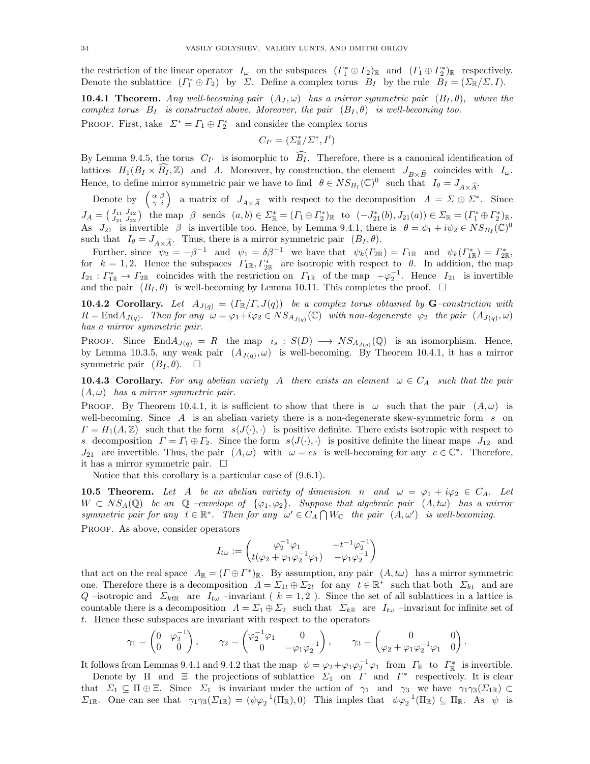the restriction of the linear operator $I_\omega$ on the subspaces $(\Gamma_1^* \oplus \Gamma_2)_{\mathbb{R}}$ and $(\Gamma_1 \oplus \Gamma_2^*)_{\mathbb{R}}$ respectively. Denote the sublattice $(\Gamma_1^* \oplus \Gamma_2)$ by $\Sigma$. Define a complex torus $B_I$ by the rule $B_I = (\Sigma_{\mathbb{R}}/\Sigma, I)$.

**10.4.1 Theorem.** *Any well-becoming pair $(A_J, \omega)$ has a mirror symmetric pair $(B_I, \theta)$, where the complex torus $B_I$ is constructed above. Moreover, the pair $(B_I, \theta)$ is well-becoming too.*

Proof. First, take $\Sigma^* = \Gamma_1 \oplus \Gamma_2^*$ and consider the complex torus

$$C_{I'} = (\Sigma^*_{\mathbb{R}}/\Sigma^*, I')$$

By Lemma 9.4.5, the torus $C_{I'}$ is isomorphic to $\widehat{B_I}$. Therefore, there is a canonical identification of lattices $H_1(B_I \times \widehat{B_I}, \mathbb{Z})$ and $\Lambda$. Moreover, by construction, the element $J_{B\times \widehat{B}}$ coincides with $I_\omega$. Hence, to define mirror symmetric pair we have to find $\theta \in NS_{B_I}(\mathbb{C})^0$ such that $I_\theta = J_{A\times\widehat{A}}$.

Denote by $\begin{pmatrix} \alpha & \beta \\ \gamma & \delta \end{pmatrix}$ a matrix of $J_{A\times\widehat{A}}$ with respect to the decomposition $\Lambda = \Sigma \oplus \Sigma^*$. Since $J_A = \begin{pmatrix} J_{11} & J_{12} \\ J_{21} & J_{22} \end{pmatrix}$ the map $\beta$ sends $(a, b) \in \Sigma^*_{\mathbb{R}} = (\Gamma_1 \oplus \Gamma_2^*)_{\mathbb{R}}$ to $(-J_{21}^*(b), J_{21}(a)) \in \Sigma_{\mathbb{R}} = (\Gamma_1^* \oplus \Gamma_2^*)_{\mathbb{R}}$. As $J_{21}$ is invertible $\beta$ is invertible too. Hence, by Lemma 9.4.1, there is $\theta = \psi_1 + i\psi_2 \in NS_{B_I}(\mathbb{C})^0$ such that $I_\theta = J_{A\times\widehat{A}}$. Thus, there is a mirror symmetric pair $(B_I, \theta)$.

Further, since $\psi_2 = -\beta^{-1}$ and $\psi_1 = \delta\beta^{-1}$ we have that $\psi_k(\Gamma_{2\mathbb{R}}) = \Gamma_{1\mathbb{R}}$ and $\psi_k(\Gamma^*_{1\mathbb{R}}) = \Gamma^*_{2\mathbb{R}}$, for $k = 1, 2$. Hence the subspaces $\Gamma_{1\mathbb{R}}, \Gamma^*_{2\mathbb{R}}$ are isotropic with respect to $\theta$. In addition, the map $I_{21} : \Gamma^*_{1\mathbb{R}} \to \Gamma_{2\mathbb{R}}$ coincides with the restriction on $\Gamma_{1\mathbb{R}}$ of the map $-\varphi_2^{-1}$. Hence $I_{21}$ is invertible and the pair $(B_I, \theta)$ is well-becoming by Lemma 10.11. This completes the proof. $\square$

**10.4.2 Corollary.** *Let $A_{J(q)} = (\Gamma_{\mathbb{R}}/\Gamma, J(q))$ be a complex torus obtained by $\mathbf{G}$–constriction with $R = \mathrm{End}A_{J(q)}$. Then for any $\omega = \varphi_1 + i\varphi_2 \in NS_{A_{J(q)}}(\mathbb{C})$ with non-degenerate $\varphi_2$ the pair $(A_{J(q)}, \omega)$ has a mirror symmetric pair.*

Proof. Since $\mathrm{End}A_{J(q)} = R$ the map $i_s : S(D) \longrightarrow NS_{A_{J(q)}}(\mathbb{Q})$ is an isomorphism. Hence, by Lemma 10.3.5, any weak pair $(A_{J(q)}, \omega)$ is well-becoming. By Theorem 10.4.1, it has a mirror symmetric pair $(B_I, \theta)$. $\square$

**10.4.3 Corollary.** *For any abelian variety $A$ there exists an element $\omega \in C_A$ such that the pair $(A, \omega)$ has a mirror symmetric pair.*

Proof. By Theorem 10.4.1, it is sufficient to show that there is $\omega$ such that the pair $(A, \omega)$ is well-becoming. Since $A$ is an abelian variety there is a non-degenerate skew-symmetric form $s$ on $\Gamma = H_1(A, \mathbb{Z})$ such that the form $s\langle J(\cdot), \cdot\rangle$ is positive definite. There exists isotropic with respect to $s$ decomposition $\Gamma = \Gamma_1 \oplus \Gamma_2$. Since the form $s\langle J(\cdot), \cdot\rangle$ is positive definite the linear maps $J_{12}$ and $J_{21}$ are invertible. Thus, the pair $(A, \omega)$ with $\omega = cs$ is well-becoming for any $c \in \mathbb{C}^*$. Therefore, it has a mirror symmetric pair. $\square$

Notice that this corollary is a particular case of (9.6.1).

**10.5 Theorem.** *Let $A$ be an abelian variety of dimension $n$ and $\omega = \varphi_1 + i\varphi_2 \in C_A$. Let $W \subset NS_A(\mathbb{Q})$ be an $\mathbb{Q}$–envelope of $\{\varphi_1, \varphi_2\}$. Suppose that algebraic pair $(A, t\omega)$ has a mirror symmetric pair for any $t \in \mathbb{R}^*$. Then for any $\omega' \in C_A \bigcap W_{\mathbb{C}}$ the pair $(A, \omega')$ is well-becoming.*

Proof. As above, consider operators

$$I_{t\omega} := \begin{pmatrix} \varphi_2^{-1}\varphi_1 & -t^{-1}\varphi_2^{-1} \\ t(\varphi_2 + \varphi_1\varphi_2^{-1}\varphi_1) & -\varphi_1\varphi_2^{-1} \end{pmatrix}$$

that act on the real space $\Lambda_{\mathbb{R}} = (\Gamma \oplus \Gamma^*)_{\mathbb{R}}$. By assumption, any pair $(A, t\omega)$ has a mirror symmetric one. Therefore there is a decomposition $\Lambda = \Sigma_{1t} \oplus \Sigma_{2t}$ for any $t \in \mathbb{R}^*$ such that both $\Sigma_{kt}$ and are $Q$–isotropic and $\Sigma_{kt\mathbb{R}}$ are $I_{t\omega}$–invariant ( $k = 1, 2$ ). Since the set of all sublattices in a lattice is countable there is a decomposition $\Lambda = \Sigma_1 \oplus \Sigma_2$ such that $\Sigma_{k\mathbb{R}}$ are $I_{t\omega}$–invariant for infinite set of $t$. Hence these subspaces are invariant with respect to the operators

$$\gamma_1 = \begin{pmatrix} 0 & \varphi_2^{-1} \\ 0 & 0 \end{pmatrix}, \qquad \gamma_2 = \begin{pmatrix} \varphi_2^{-1}\varphi_1 & 0 \\ 0 & -\varphi_1\varphi_2^{-1} \end{pmatrix}, \qquad \gamma_3 = \begin{pmatrix} 0 & 0 \\ \varphi_2 + \varphi_1\varphi_2^{-1}\varphi_1 & 0 \end{pmatrix}.$$

It follows from Lemmas 9.4.1 and 9.4.2 that the map $\psi = \varphi_2 + \varphi_1\varphi_2^{-1}\varphi_1$ from $\Gamma_{\mathbb{R}}$ to $\Gamma^*_{\mathbb{R}}$ is invertible.

Denote by $\Pi$ and $\Xi$ the projections of sublattice $\Sigma_1$ on $\Gamma$ and $\Gamma^*$ respectively. It is clear that $\Sigma_1 \subseteq \Pi \oplus \Xi$. Since $\Sigma_1$ is invariant under the action of $\gamma_1$ and $\gamma_3$ we have $\gamma_1\gamma_3(\Sigma_{1\mathbb{R}}) \subset \Sigma_{1\mathbb{R}}$. One can see that $\gamma_1\gamma_3(\Sigma_{1\mathbb{R}}) = (\psi\varphi_2^{-1}(\Pi_{\mathbb{R}}), 0)$ This imples that $\psi\varphi_2^{-1}(\Pi_{\mathbb{R}}) \subseteq \Pi_{\mathbb{R}}$. As $\psi$ is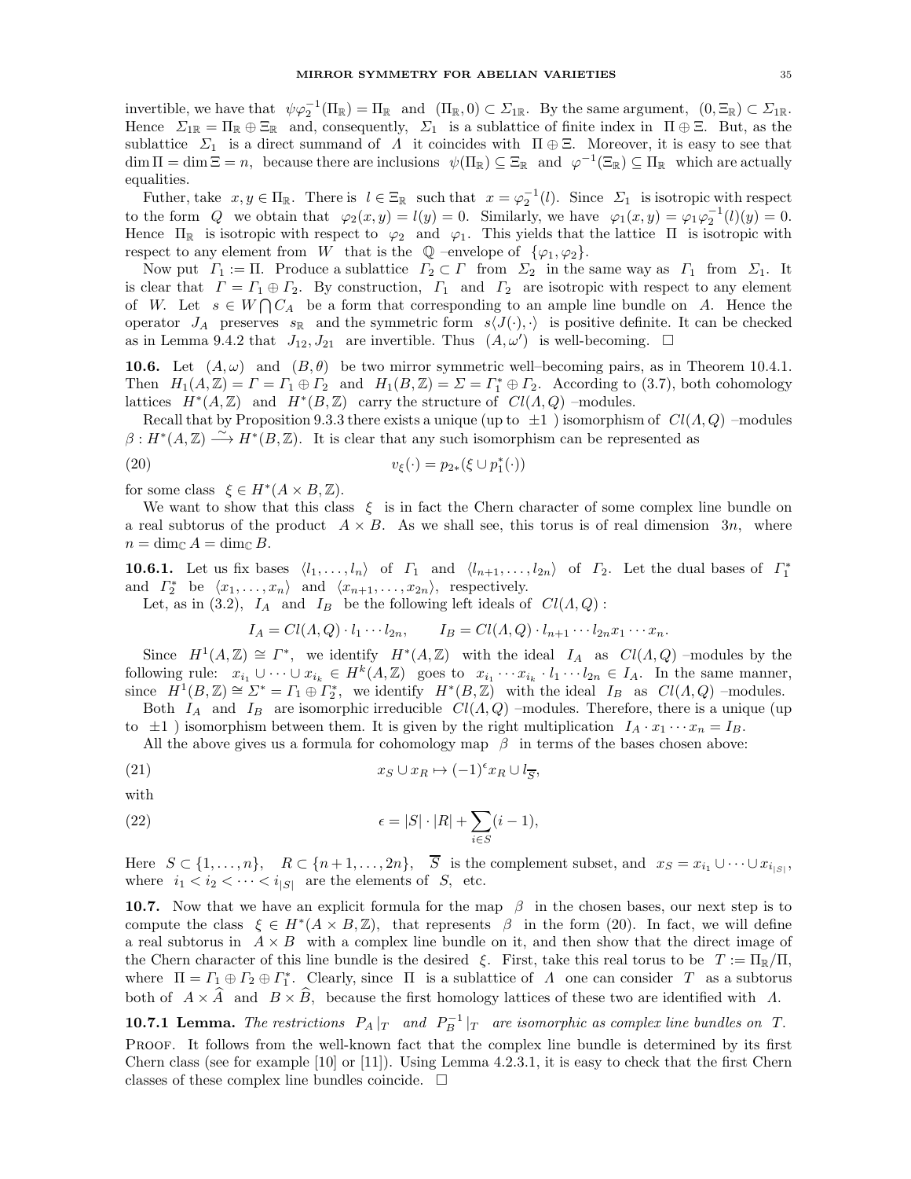invertible, we have that $\psi\varphi_2^{-1}(\Pi_{\mathbb{R}}) = \Pi_{\mathbb{R}}$ and $(\Pi_{\mathbb{R}}, 0) \subset \Sigma_{1\mathbb{R}}$. By the same argument, $(0, \Xi_{\mathbb{R}}) \subset \Sigma_{1\mathbb{R}}$. Hence $\Sigma_{1\mathbb{R}} = \Pi_{\mathbb{R}} \oplus \Xi_{\mathbb{R}}$ and, consequently, $\Sigma_1$ is a sublattice of finite index in $\Pi \oplus \Xi$. But, as the sublattice $\Sigma_1$ is a direct summand of $\Lambda$ it coincides with $\Pi \oplus \Xi$. Moreover, it is easy to see that $\dim \Pi = \dim \Xi = n$, because there are inclusions $\psi(\Pi_{\mathbb{R}}) \subseteq \Xi_{\mathbb{R}}$ and $\varphi^{-1}(\Xi_{\mathbb{R}}) \subseteq \Pi_{\mathbb{R}}$ which are actually equalities.

Futher, take $x, y \in \Pi_{\mathbb{R}}$. There is $l \in \Xi_{\mathbb{R}}$ such that $x = \varphi_2^{-1}(l)$. Since $\Sigma_1$ is isotropic with respect to the form $Q$ we obtain that $\varphi_2(x, y) = l(y) = 0$. Similarly, we have $\varphi_1(x, y) = \varphi_1\varphi_2^{-1}(l)(y) = 0$. Hence $\Pi_{\mathbb{R}}$ is isotropic with respect to $\varphi_2$ and $\varphi_1$. This yields that the lattice $\Pi$ is isotropic with respect to any element from $W$ that is the $\mathbb{Q}$ –envelope of $\{\varphi_1, \varphi_2\}$.

Now put $\Gamma_1 := \Pi$. Produce a sublattice $\Gamma_2 \subset \Gamma$ from $\Sigma_2$ in the same way as $\Gamma_1$ from $\Sigma_1$. It is clear that $\Gamma = \Gamma_1 \oplus \Gamma_2$. By construction, $\Gamma_1$ and $\Gamma_2$ are isotropic with respect to any element of $W$. Let $s \in W \bigcap C_A$ be a form that corresponding to an ample line bundle on $A$. Hence the operator $J_A$ preserves $s_{\mathbb{R}}$ and the symmetric form $s(J(\cdot), \cdot)$ is positive definite. It can be checked as in Lemma 9.4.2 that $J_{12}, J_{21}$ are invertible. Thus $(A, \omega')$ is well-becoming. $\square$

**10.6.** Let $(A, \omega)$ and $(B, \theta)$ be two mirror symmetric well–becoming pairs, as in Theorem 10.4.1. Then $H_1(A, \mathbb{Z}) = \Gamma = \Gamma_1 \oplus \Gamma_2$ and $H_1(B, \mathbb{Z}) = \Sigma = \Gamma_1^* \oplus \Gamma_2$. According to (3.7), both cohomology lattices $H^*(A, \mathbb{Z})$ and $H^*(B, \mathbb{Z})$ carry the structure of $Cl(\Lambda, Q)$ –modules.

Recall that by Proposition 9.3.3 there exists a unique (up to $\pm 1$ ) isomorphism of $Cl(\Lambda, Q)$ –modules $\beta : H^*(A, \mathbb{Z}) \xrightarrow{\sim} H^*(B, \mathbb{Z})$. It is clear that any such isomorphism can be represented as

$$v_\xi(\cdot) = p_{2*}(\xi \cup p_1^*(\cdot)) \tag{20}$$

for some class $\xi \in H^*(A \times B, \mathbb{Z})$.

We want to show that this class $\xi$ is in fact the Chern character of some complex line bundle on a real subtorus of the product $A \times B$. As we shall see, this torus is of real dimension $3n$, where $n = \dim_{\mathbb{C}} A = \dim_{\mathbb{C}} B$.

**10.6.1.** Let us fix bases $\langle l_1, \ldots, l_n \rangle$ of $\Gamma_1$ and $\langle l_{n+1}, \ldots, l_{2n} \rangle$ of $\Gamma_2$. Let the dual bases of $\Gamma_1^*$ and $\Gamma_2^*$ be $\langle x_1, \ldots, x_n \rangle$ and $\langle x_{n+1}, \ldots, x_{2n} \rangle$, respectively.

Let, as in (3.2), $I_A$ and $I_B$ be the following left ideals of $Cl(\Lambda, Q)$ :

$$I_A = Cl(\Lambda, Q) \cdot l_1 \cdots l_{2n}, \qquad I_B = Cl(\Lambda, Q) \cdot l_{n+1} \cdots l_{2n} x_1 \cdots x_n.$$

Since $H^1(A, \mathbb{Z}) \cong \Gamma^*$, we identify $H^*(A, \mathbb{Z})$ with the ideal $I_A$ as $Cl(\Lambda, Q)$ –modules by the following rule: $x_{i_1} \cup \cdots \cup x_{i_k} \in H^k(A, \mathbb{Z})$ goes to $x_{i_1} \cdots x_{i_k} \cdot l_1 \cdots l_{2n} \in I_A$. In the same manner, since $H^1(B, \mathbb{Z}) \cong \Sigma^* = \Gamma_1 \oplus \Gamma_2^*$, we identify $H^*(B, \mathbb{Z})$ with the ideal $I_B$ as $Cl(\Lambda, Q)$ –modules.

Both $I_A$ and $I_B$ are isomorphic irreducible $Cl(\Lambda, Q)$ –modules. Therefore, there is a unique (up to $\pm 1$ ) isomorphism between them. It is given by the right multiplication $I_A \cdot x_1 \cdots x_n = I_B$.

All the above gives us a formula for cohomology map $\beta$ in terms of the bases chosen above:

$$x_S \cup x_R \mapsto (-1)^\epsilon x_R \cup l_{\overline{S}}, \tag{21}$$

with

$$\epsilon = |S| \cdot |R| + \sum_{i \in S} (i - 1), \tag{22}$$

Here $S \subset \{1, \ldots, n\}$, $R \subset \{n+1, \ldots, 2n\}$, $\overline{S}$ is the complement subset, and $x_S = x_{i_1} \cup \cdots \cup x_{i_{|S|}}$, where $i_1 < i_2 < \cdots < i_{|S|}$ are the elements of $S$, etc.

**10.7.** Now that we have an explicit formula for the map $\beta$ in the chosen bases, our next step is to compute the class $\xi \in H^*(A \times B, \mathbb{Z})$, that represents $\beta$ in the form (20). In fact, we will define a real subtorus in $A \times B$ with a complex line bundle on it, and then show that the direct image of the Chern character of this line bundle is the desired $\xi$. First, take this real torus to be $T := \Pi_{\mathbb{R}}/\Pi$, where $\Pi = \Gamma_1 \oplus \Gamma_2 \oplus \Gamma_1^*$. Clearly, since $\Pi$ is a sublattice of $\Lambda$ one can consider $T$ as a subtorus both of $A \times \widehat{A}$ and $B \times \widehat{B}$, because the first homology lattices of these two are identified with $\Lambda$.

**10.7.1 Lemma.** *The restrictions $P_A|_T$ and $P_B^{-1}|_T$ are isomorphic as complex line bundles on $T$.*

Proof. It follows from the well-known fact that the complex line bundle is determined by its first Chern class (see for example [10] or [11]). Using Lemma 4.2.3.1, it is easy to check that the first Chern classes of these complex line bundles coincide. $\square$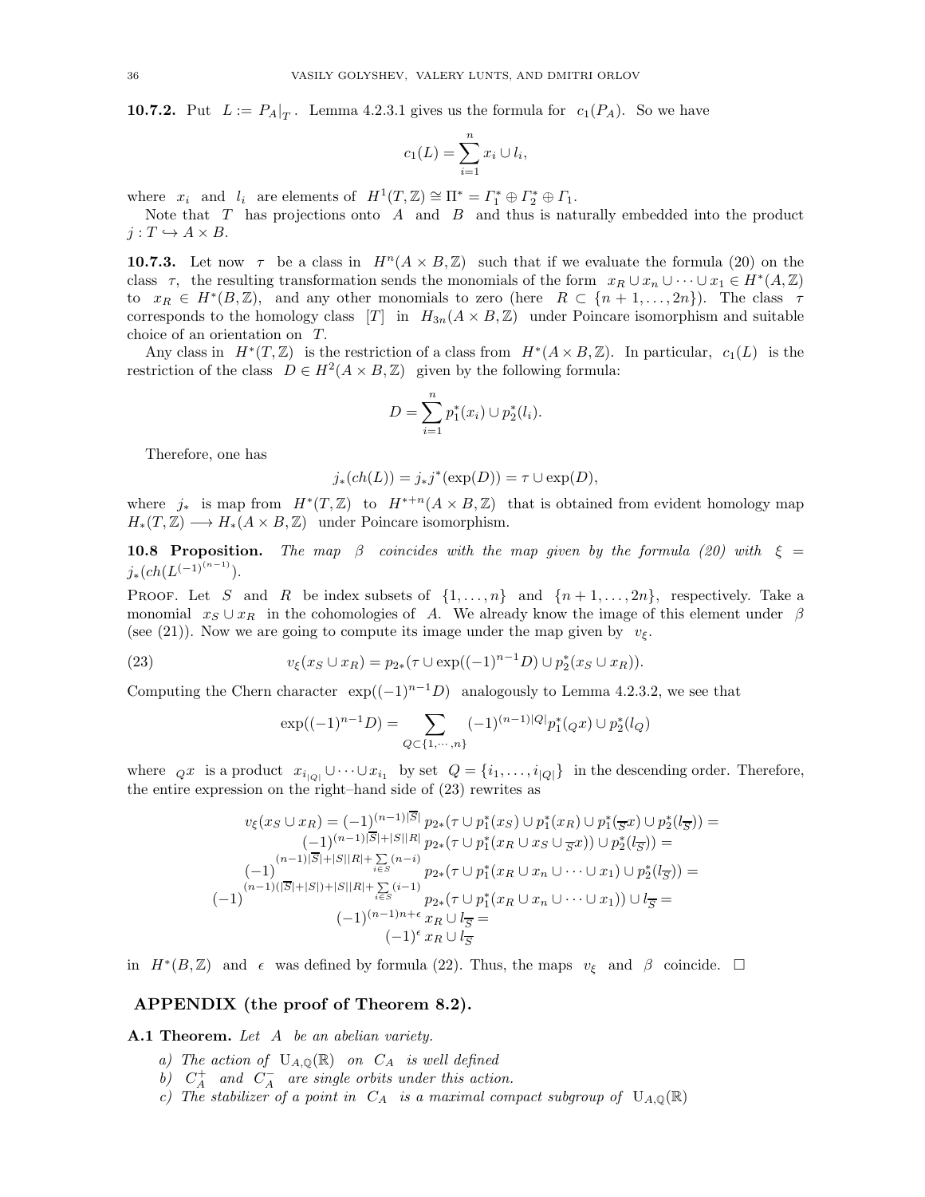**10.7.2.** Put $L := P_A|_T$. Lemma 4.2.3.1 gives us the formula for $c_1(P_A)$. So we have

$$c_1(L) = \sum_{i=1}^{n} x_i \cup l_i,$$

where $x_i$ and $l_i$ are elements of $H^1(T, \mathbb{Z}) \cong \Pi^* = \Gamma_1^* \oplus \Gamma_2^* \oplus \Gamma_1$.

Note that $T$ has projections onto $A$ and $B$ and thus is naturally embedded into the product $j : T \hookrightarrow A \times B$.

**10.7.3.** Let now $\tau$ be a class in $H^n(A \times B, \mathbb{Z})$ such that if we evaluate the formula (20) on the class $\tau$, the resulting transformation sends the monomials of the form $x_R \cup x_n \cup \cdots \cup x_1 \in H^*(A, \mathbb{Z})$ to $x_R \in H^*(B, \mathbb{Z})$, and any other monomials to zero (here $R \subset \{n+1, \ldots, 2n\}$). The class $\tau$ corresponds to the homology class $[T]$ in $H_{3n}(A \times B, \mathbb{Z})$ under Poincare isomorphism and suitable choice of an orientation on $T$.

Any class in $H^*(T, \mathbb{Z})$ is the restriction of a class from $H^*(A \times B, \mathbb{Z})$. In particular, $c_1(L)$ is the restriction of the class $D \in H^2(A \times B, \mathbb{Z})$ given by the following formula:

$$D = \sum_{i=1}^{n} p_1^*(x_i) \cup p_2^*(l_i).$$

Therefore, one has

$$j_*(ch(L)) = j_* j^*(\exp(D)) = \tau \cup \exp(D),$$

where $j_*$ is map from $H^*(T, \mathbb{Z})$ to $H^{*+n}(A \times B, \mathbb{Z})$ that is obtained from evident homology map $H_*(T, \mathbb{Z}) \longrightarrow H_*(A \times B, \mathbb{Z})$ under Poincare isomorphism.

**10.8 Proposition.** *The map $\beta$ coincides with the map given by the formula (20) with $\xi = j_*(ch(L^{(-1)^{(n-1)}})$.*

Proof. Let $S$ and $R$ be index subsets of $\{1, \ldots, n\}$ and $\{n+1, \ldots, 2n\}$, respectively. Take a monomial $x_S \cup x_R$ in the cohomologies of $A$. We already know the image of this element under $\beta$ (see (21)). Now we are going to compute its image under the map given by $v_\xi$.

$$v_\xi(x_S \cup x_R) = p_{2*}(\tau \cup \exp((-1)^{n-1}D) \cup p_2^*(x_S \cup x_R)). \tag{23}$$

Computing the Chern character $\exp((-1)^{n-1}D)$ analogously to Lemma 4.2.3.2, we see that

$$\exp((-1)^{n-1}D) = \sum_{Q \subset \{1, \cdots, n\}} (-1)^{(n-1)|Q|} p_1^*({}_Q x) \cup p_2^*(l_Q)$$

where ${}_Q x$ is a product $x_{i_{|Q|}} \cup \cdots \cup x_{i_1}$ by set $Q = \{i_1, \ldots, i_{|Q|}\}$ in the descending order. Therefore, the entire expression on the right–hand side of (23) rewrites as

$$\begin{gathered} v_\xi(x_S \cup x_R) = (-1)^{(n-1)|\overline{S}|}\, p_{2*}(\tau \cup p_1^*(x_S) \cup p_1^*(x_R) \cup p_1^*({}_{\overline{S}}x) \cup p_2^*(l_{\overline{S}})) = \\ (-1)^{(n-1)|\overline{S}|+|S||R|}\, p_{2*}(\tau \cup p_1^*(x_R \cup x_S \cup {}_{\overline{S}}x)) \cup p_2^*(l_{\overline{S}})) = \\ (-1)^{(n-1)|\overline{S}|+|S||R|+\sum\limits_{i\in S}(n-i)}\, p_{2*}(\tau \cup p_1^*(x_R \cup x_n \cup \cdots \cup x_1) \cup p_2^*(l_{\overline{S}})) = \\ (-1)^{(n-1)(|\overline{S}|+|S|)+|S||R|+\sum\limits_{i\in S}(i-1)}\, p_{2*}(\tau \cup p_1^*(x_R \cup x_n \cup \cdots \cup x_1)) \cup l_{\overline{S}} = \\ (-1)^{(n-1)n+\epsilon}\, x_R \cup l_{\overline{S}} = \\ (-1)^{\epsilon}\, x_R \cup l_{\overline{S}} \end{gathered}$$

in $H^*(B, \mathbb{Z})$ and $\epsilon$ was defined by formula (22). Thus, the maps $v_\xi$ and $\beta$ coincide. $\square$

## APPENDIX (the proof of Theorem 8.2).

**A.1 Theorem.** *Let $A$ be an abelian variety.*

*a) The action of $\mathrm{U}_{A,\mathbb{Q}}(\mathbb{R})$ on $C_A$ is well defined*
*b) $C_A^+$ and $C_A^-$ are single orbits under this action.*
*c) The stabilizer of a point in $C_A$ is a maximal compact subgroup of $\mathrm{U}_{A,\mathbb{Q}}(\mathbb{R})$*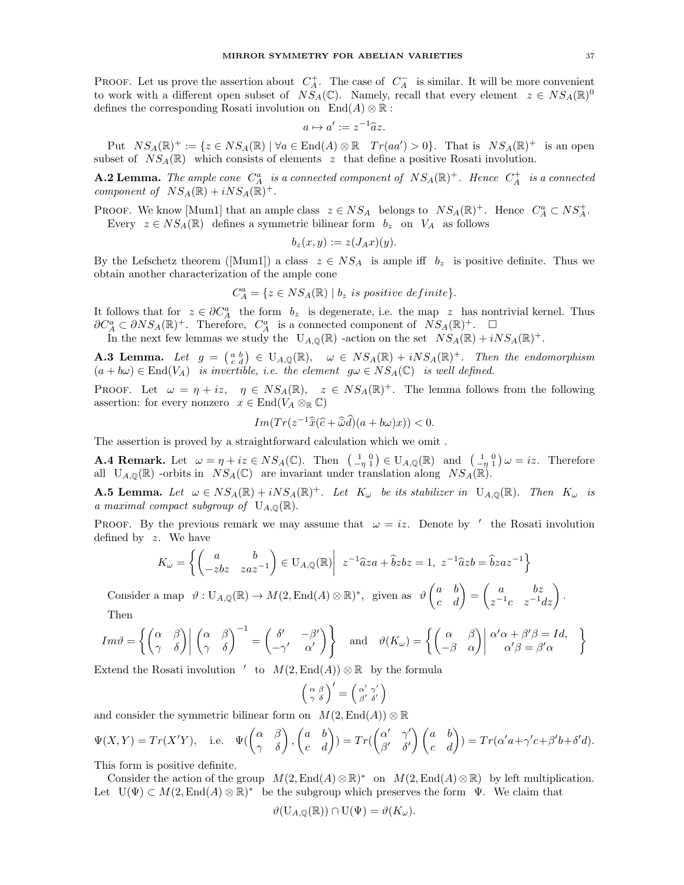PROOF. Let us prove the assertion about $C_A^+$. The case of $C_A^-$ is similar. It will be more convenient to work with a different open subset of $NS_A(\mathbb{C})$. Namely, recall that every element $z \in NS_A(\mathbb{R})^0$ defines the corresponding Rosati involution on $\mathrm{End}(A) \otimes \mathbb{R}$ :

$$a \mapsto a' := z^{-1}\widehat{a}z.$$

Put $NS_A(\mathbb{R})^+ := \{z \in NS_A(\mathbb{R}) \mid \forall a \in \mathrm{End}(A) \otimes \mathbb{R} \quad Tr(aa') > 0\}$. That is $NS_A(\mathbb{R})^+$ is an open subset of $NS_A(\mathbb{R})$ which consists of elements $z$ that define a positive Rosati involution.

**A.2 Lemma.** *The ample cone $C_A^a$ is a connected component of $NS_A(\mathbb{R})^+$. Hence $C_A^+$ is a connected component of $NS_A(\mathbb{R}) + iNS_A(\mathbb{R})^+$.*

PROOF. We know [Mum1] that an ample class $z \in NS_A$ belongs to $NS_A(\mathbb{R})^+$. Hence $C_A^a \subset NS_A^+$.

Every $z \in NS_A(\mathbb{R})$ defines a symmetric bilinear form $b_z$ on $V_A$ as follows

$$b_z(x, y) := z(J_A x)(y).$$

By the Lefschetz theorem ([Mum1]) a class $z \in NS_A$ is ample iff $b_z$ is positive definite. Thus we obtain another characterization of the ample cone

$$C_A^a = \{z \in NS_A(\mathbb{R}) \mid b_z \textit{ is positive definite}\}.$$

It follows that for $z \in \partial C_A^a$ the form $b_z$ is degenerate, i.e. the map $z$ has nontrivial kernel. Thus $\partial C_A^a \subset \partial NS_A(\mathbb{R})^+$. Therefore, $C_A^a$ is a connected component of $NS_A(\mathbb{R})^+$. $\square$

In the next few lemmas we study the $\mathrm{U}_{A,\mathbb{Q}}(\mathbb{R})$ -action on the set $NS_A(\mathbb{R}) + iNS_A(\mathbb{R})^+$.

**A.3 Lemma.** *Let $g = \left(\begin{smallmatrix} a & b \\ c & d \end{smallmatrix}\right) \in \mathrm{U}_{A,\mathbb{Q}}(\mathbb{R})$, $\omega \in NS_A(\mathbb{R}) + iNS_A(\mathbb{R})^+$. Then the endomorphism $(a + b\omega) \in \mathrm{End}(V_A)$ is invertible, i.e. the element $g\omega \in NS_A(\mathbb{C})$ is well defined.*

PROOF. Let $\omega = \eta + iz$, $\eta \in NS_A(\mathbb{R})$, $z \in NS_A(\mathbb{R})^+$. The lemma follows from the following assertion: for every nonzero $x \in \mathrm{End}(V_A \otimes_{\mathbb{R}} \mathbb{C})$

$$Im(Tr(z^{-1}\widehat{x}(\widehat{c} + \widehat{\omega}\widehat{d})(a + b\omega)x)) < 0.$$

The assertion is proved by a straightforward calculation which we omit .

**A.4 Remark.** Let $\omega = \eta + iz \in NS_A(\mathbb{C})$. Then $\left(\begin{smallmatrix} 1 & 0 \\ -\eta & 1 \end{smallmatrix}\right) \in \mathrm{U}_{A,\mathbb{Q}}(\mathbb{R})$ and $\left(\begin{smallmatrix} 1 & 0 \\ -\eta & 1 \end{smallmatrix}\right)\omega = iz$. Therefore all $\mathrm{U}_{A,\mathbb{Q}}(\mathbb{R})$ -orbits in $NS_A(\mathbb{C})$ are invariant under translation along $NS_A(\mathbb{R})$.

**A.5 Lemma.** *Let $\omega \in NS_A(\mathbb{R}) + iNS_A(\mathbb{R})^+$. Let $K_\omega$ be its stabilizer in $\mathrm{U}_{A,\mathbb{Q}}(\mathbb{R})$. Then $K_\omega$ is a maximal compact subgroup of $\mathrm{U}_{A,\mathbb{Q}}(\mathbb{R})$.*

PROOF. By the previous remark we may assume that $\omega = iz$. Denote by $'$ the Rosati involution defined by $z$. We have

$$K_\omega = \left\{ \begin{pmatrix} a & b \\ -zbz & zaz^{-1} \end{pmatrix} \in \mathrm{U}_{A,\mathbb{Q}}(\mathbb{R}) \middle| \; z^{-1}\widehat{a}za + \widehat{b}zbz = 1,\; z^{-1}\widehat{a}zb = \widehat{b}zaz^{-1} \right\}$$

Consider a map $\vartheta : \mathrm{U}_{A,\mathbb{Q}}(\mathbb{R}) \to M(2, \mathrm{End}(A) \otimes \mathbb{R})^*$, given as $\vartheta \begin{pmatrix} a & b \\ c & d \end{pmatrix} = \begin{pmatrix} a & bz \\ z^{-1}c & z^{-1}dz \end{pmatrix}$.

Then

$$Im\vartheta = \left\{ \begin{pmatrix} \alpha & \beta \\ \gamma & \delta \end{pmatrix} \middle| \begin{pmatrix} \alpha & \beta \\ \gamma & \delta \end{pmatrix}^{-1} = \begin{pmatrix} \delta' & -\beta' \\ -\gamma' & \alpha' \end{pmatrix} \right\} \quad \text{and} \quad \vartheta(K_\omega) = \left\{ \begin{pmatrix} \alpha & \beta \\ -\beta & \alpha \end{pmatrix} \middle| \begin{array}{c} \alpha'\alpha + \beta'\beta = Id, \\ \alpha'\beta = \beta'\alpha \end{array} \right\}$$

Extend the Rosati involution $'$ to $M(2, \mathrm{End}(A)) \otimes \mathbb{R}$ by the formula

$$\begin{pmatrix} \alpha & \beta \\ \gamma & \delta \end{pmatrix}' = \begin{pmatrix} \alpha' & \gamma' \\ \beta' & \delta' \end{pmatrix}$$

and consider the symmetric bilinear form on $M(2, \mathrm{End}(A)) \otimes \mathbb{R}$

$$\Psi(X, Y) = Tr(X'Y), \quad \text{i.e.} \quad \Psi(\begin{pmatrix} \alpha & \beta \\ \gamma & \delta \end{pmatrix}, \begin{pmatrix} a & b \\ c & d \end{pmatrix}) = Tr(\begin{pmatrix} \alpha' & \gamma' \\ \beta' & \delta' \end{pmatrix} \begin{pmatrix} a & b \\ c & d \end{pmatrix}) = Tr(\alpha' a + \gamma' c + \beta' b + \delta' d).$$

This form is positive definite.

Consider the action of the group $M(2, \mathrm{End}(A) \otimes \mathbb{R})^*$ on $M(2, \mathrm{End}(A) \otimes \mathbb{R})$ by left multiplication. Let $\mathrm{U}(\Psi) \subset M(2, \mathrm{End}(A) \otimes \mathbb{R})^*$ be the subgroup which preserves the form $\Psi$. We claim that

$$\vartheta(\mathrm{U}_{A,\mathbb{Q}}(\mathbb{R})) \cap \mathrm{U}(\Psi) = \vartheta(K_\omega).$$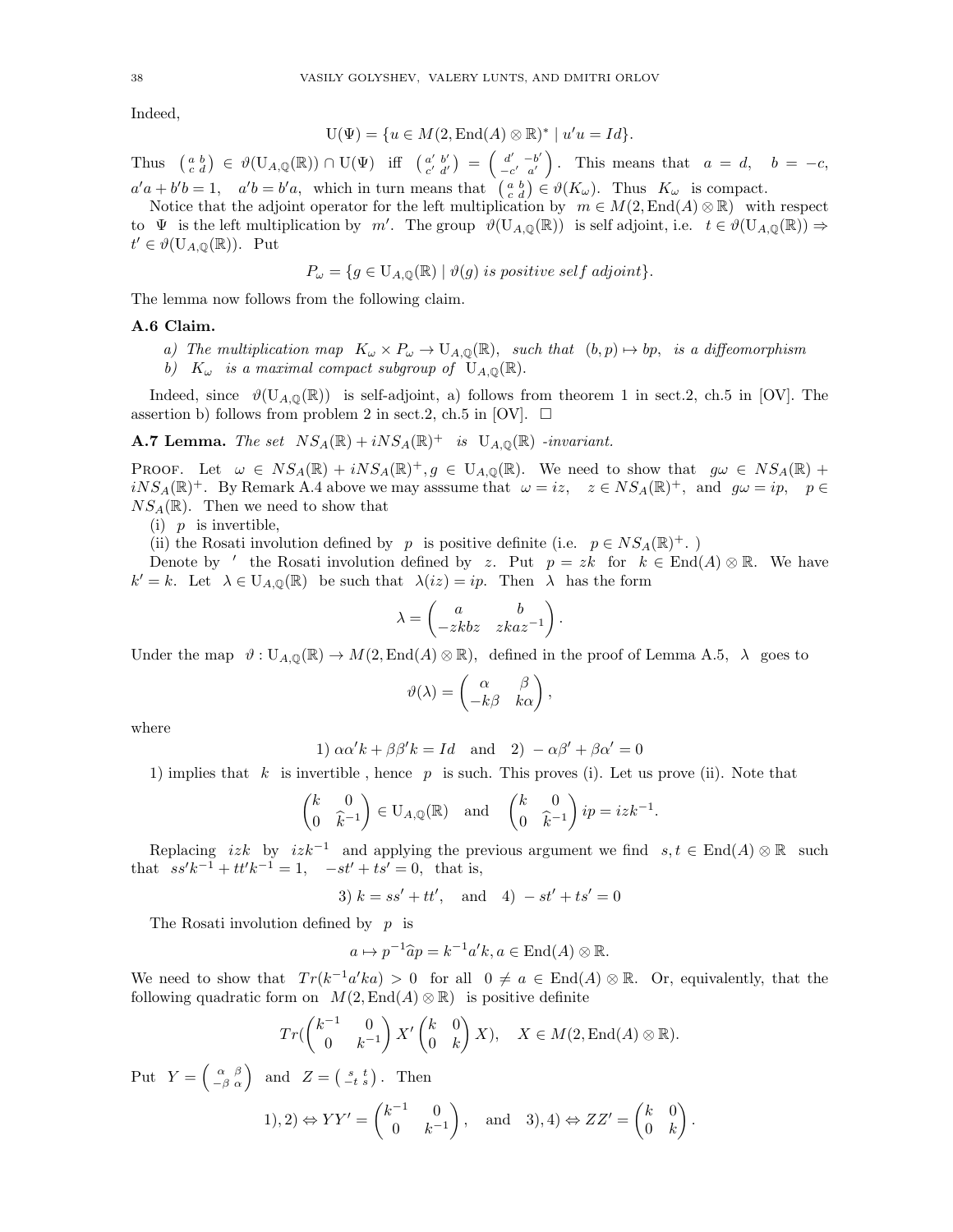Indeed,

$$\mathrm{U}(\Psi) = \{u \in M(2, \mathrm{End}(A) \otimes \mathbb{R})^* \mid u'u = Id\}.$$

Thus $\left(\begin{smallmatrix} a & b \\ c & d \end{smallmatrix}\right) \in \vartheta(\mathrm{U}_{A,\mathbb{Q}}(\mathbb{R})) \cap \mathrm{U}(\Psi)$ iff $\left(\begin{smallmatrix} a' & b' \\ c' & d' \end{smallmatrix}\right) = \left(\begin{smallmatrix} d' & -b' \\ -c' & a' \end{smallmatrix}\right)$. This means that $a = d$, $b = -c$, $a'a + b'b = 1$, $a'b = b'a$, which in turn means that $\left(\begin{smallmatrix} a & b \\ c & d \end{smallmatrix}\right) \in \vartheta(K_\omega)$. Thus $K_\omega$ is compact.

Notice that the adjoint operator for the left multiplication by $m \in M(2, \mathrm{End}(A) \otimes \mathbb{R})$ with respect to $\Psi$ is the left multiplication by $m'$. The group $\vartheta(\mathrm{U}_{A,\mathbb{Q}}(\mathbb{R}))$ is self adjoint, i.e. $t \in \vartheta(\mathrm{U}_{A,\mathbb{Q}}(\mathbb{R})) \Rightarrow t' \in \vartheta(\mathrm{U}_{A,\mathbb{Q}}(\mathbb{R}))$. Put

$$P_\omega = \{g \in \mathrm{U}_{A,\mathbb{Q}}(\mathbb{R}) \mid \vartheta(g) \textit{ is positive self adjoint}\}.$$

The lemma now follows from the following claim.

**A.6 Claim.**

*a) The multiplication map $K_\omega \times P_\omega \to \mathrm{U}_{A,\mathbb{Q}}(\mathbb{R})$, such that $(b,p) \mapsto bp$, is a diffeomorphism*
*b) $K_\omega$ is a maximal compact subgroup of $\mathrm{U}_{A,\mathbb{Q}}(\mathbb{R})$.*

Indeed, since $\vartheta(\mathrm{U}_{A,\mathbb{Q}}(\mathbb{R}))$ is self-adjoint, a) follows from theorem 1 in sect.2, ch.5 in [OV]. The assertion b) follows from problem 2 in sect.2, ch.5 in [OV]. □

**A.7 Lemma.** *The set $NS_A(\mathbb{R}) + iNS_A(\mathbb{R})^+$ is $\mathrm{U}_{A,\mathbb{Q}}(\mathbb{R})$ -invariant.*

Proof. Let $\omega \in NS_A(\mathbb{R}) + iNS_A(\mathbb{R})^+, g \in \mathrm{U}_{A,\mathbb{Q}}(\mathbb{R})$. We need to show that $g\omega \in NS_A(\mathbb{R}) + iNS_A(\mathbb{R})^+$. By Remark A.4 above we may asssume that $\omega = iz$, $z \in NS_A(\mathbb{R})^+$, and $g\omega = ip$, $p \in NS_A(\mathbb{R})$. Then we need to show that

(i) $p$ is invertible,
(ii) the Rosati involution defined by $p$ is positive definite (i.e. $p \in NS_A(\mathbb{R})^+$. )

Denote by $'$ the Rosati involution defined by $z$. Put $p = zk$ for $k \in \mathrm{End}(A) \otimes \mathbb{R}$. We have $k' = k$. Let $\lambda \in \mathrm{U}_{A,\mathbb{Q}}(\mathbb{R})$ be such that $\lambda(iz) = ip$. Then $\lambda$ has the form

$$\lambda = \begin{pmatrix} a & b \\ -zkbz & zkaz^{-1} \end{pmatrix}.$$

Under the map $\vartheta : \mathrm{U}_{A,\mathbb{Q}}(\mathbb{R}) \to M(2, \mathrm{End}(A) \otimes \mathbb{R})$, defined in the proof of Lemma A.5, $\lambda$ goes to

$$\vartheta(\lambda) = \begin{pmatrix} \alpha & \beta \\ -k\beta & k\alpha \end{pmatrix},$$

where

$$1)\ \alpha\alpha'k + \beta\beta'k = Id \quad \text{and} \quad 2)\ -\alpha\beta' + \beta\alpha' = 0$$

1) implies that $k$ is invertible , hence $p$ is such. This proves (i). Let us prove (ii). Note that

$$\begin{pmatrix} k & 0 \\ 0 & \widehat{k}^{-1} \end{pmatrix} \in \mathrm{U}_{A,\mathbb{Q}}(\mathbb{R}) \quad \text{and} \quad \begin{pmatrix} k & 0 \\ 0 & \widehat{k}^{-1} \end{pmatrix} ip = izk^{-1}.$$

Replacing $izk$ by $izk^{-1}$ and applying the previous argument we find $s, t \in \mathrm{End}(A) \otimes \mathbb{R}$ such that $ss'k^{-1} + tt'k^{-1} = 1$, $-st' + ts' = 0$, that is,

$$3)\ k = ss' + tt', \quad \text{and} \quad 4)\ -st' + ts' = 0$$

The Rosati involution defined by $p$ is

$$a \mapsto p^{-1}\widehat{a}p = k^{-1}a'k, a \in \mathrm{End}(A) \otimes \mathbb{R}.$$

We need to show that $Tr(k^{-1}a'ka) > 0$ for all $0 \neq a \in \mathrm{End}(A) \otimes \mathbb{R}$. Or, equivalently, that the following quadratic form on $M(2, \mathrm{End}(A) \otimes \mathbb{R})$ is positive definite

$$Tr(\begin{pmatrix} k^{-1} & 0 \\ 0 & k^{-1} \end{pmatrix} X' \begin{pmatrix} k & 0 \\ 0 & k \end{pmatrix} X), \quad X \in M(2, \mathrm{End}(A) \otimes \mathbb{R}).$$

Put $Y = \left(\begin{smallmatrix} \alpha & \beta \\ -\beta & \alpha \end{smallmatrix}\right)$ and $Z = \left(\begin{smallmatrix} s & t \\ -t & s \end{smallmatrix}\right)$. Then

$$1), 2) \Leftrightarrow YY' = \begin{pmatrix} k^{-1} & 0 \\ 0 & k^{-1} \end{pmatrix}, \quad \text{and} \quad 3), 4) \Leftrightarrow ZZ' = \begin{pmatrix} k & 0 \\ 0 & k \end{pmatrix}.$$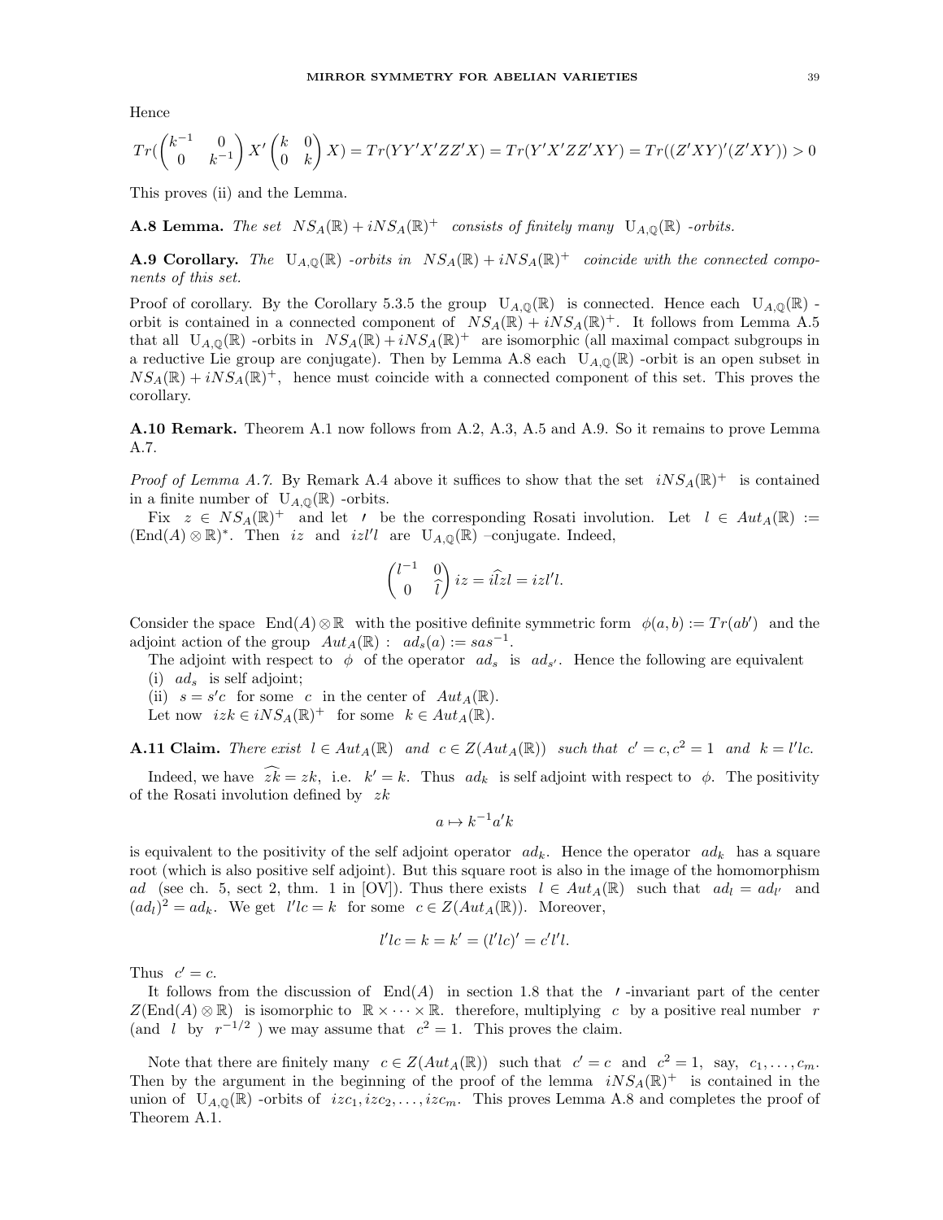Hence

$$Tr(\begin{pmatrix} k^{-1} & 0 \\ 0 & k^{-1} \end{pmatrix} X' \begin{pmatrix} k & 0 \\ 0 & k \end{pmatrix} X) = Tr(YY'X'ZZ'X) = Tr(Y'X'ZZ'XY) = Tr((Z'XY)'(Z'XY)) > 0$$

This proves (ii) and the Lemma.

**A.8 Lemma.** *The set* $NS_A(\mathbb{R}) + iNS_A(\mathbb{R})^+$ *consists of finitely many* $\mathrm{U}_{A,\mathbb{Q}}(\mathbb{R})$ *-orbits.*

**A.9 Corollary.** *The* $\mathrm{U}_{A,\mathbb{Q}}(\mathbb{R})$ *-orbits in* $NS_A(\mathbb{R}) + iNS_A(\mathbb{R})^+$ *coincide with the connected components of this set.*

Proof of corollary. By the Corollary 5.3.5 the group $\mathrm{U}_{A,\mathbb{Q}}(\mathbb{R})$ is connected. Hence each $\mathrm{U}_{A,\mathbb{Q}}(\mathbb{R})$ -orbit is contained in a connected component of $NS_A(\mathbb{R}) + iNS_A(\mathbb{R})^+$. It follows from Lemma A.5 that all $\mathrm{U}_{A,\mathbb{Q}}(\mathbb{R})$ -orbits in $NS_A(\mathbb{R}) + iNS_A(\mathbb{R})^+$ are isomorphic (all maximal compact subgroups in a reductive Lie group are conjugate). Then by Lemma A.8 each $\mathrm{U}_{A,\mathbb{Q}}(\mathbb{R})$ -orbit is an open subset in $NS_A(\mathbb{R}) + iNS_A(\mathbb{R})^+$, hence must coincide with a connected component of this set. This proves the corollary.

**A.10 Remark.** Theorem A.1 now follows from A.2, A.3, A.5 and A.9. So it remains to prove Lemma A.7.

*Proof of Lemma A.7.* By Remark A.4 above it suffices to show that the set $iNS_A(\mathbb{R})^+$ is contained in a finite number of $\mathrm{U}_{A,\mathbb{Q}}(\mathbb{R})$ -orbits.

Fix $z \in NS_A(\mathbb{R})^+$ and let $'$ be the corresponding Rosati involution. Let $l \in Aut_A(\mathbb{R}) := (\mathrm{End}(A) \otimes \mathbb{R})^*$. Then $iz$ and $izl'l$ are $\mathrm{U}_{A,\mathbb{Q}}(\mathbb{R})$ –conjugate. Indeed,

$$\begin{pmatrix} l^{-1} & 0 \\ 0 & \widehat{l} \end{pmatrix} iz = i\widehat{l}zl = izl'l.$$

Consider the space $\mathrm{End}(A) \otimes \mathbb{R}$ with the positive definite symmetric form $\phi(a,b) := Tr(ab')$ and the adjoint action of the group $Aut_A(\mathbb{R})$ : $ad_s(a) := sas^{-1}$.

The adjoint with respect to $\phi$ of the operator $ad_s$ is $ad_{s'}$. Hence the following are equivalent

(i) $ad_s$ is self adjoint;

(ii) $s = s'c$ for some $c$ in the center of $Aut_A(\mathbb{R})$.

Let now $izk \in iNS_A(\mathbb{R})^+$ for some $k \in Aut_A(\mathbb{R})$.

**A.11 Claim.** *There exist* $l \in Aut_A(\mathbb{R})$ *and* $c \in Z(Aut_A(\mathbb{R}))$ *such that* $c' = c, c^2 = 1$ *and* $k = l'lc$.

Indeed, we have $\widehat{zk} = zk$, i.e. $k' = k$. Thus $ad_k$ is self adjoint with respect to $\phi$. The positivity of the Rosati involution defined by $zk$

$$a \mapsto k^{-1}a'k$$

is equivalent to the positivity of the self adjoint operator $ad_k$. Hence the operator $ad_k$ has a square root (which is also positive self adjoint). But this square root is also in the image of the homomorphism $ad$ (see ch. 5, sect 2, thm. 1 in [OV]). Thus there exists $l \in Aut_A(\mathbb{R})$ such that $ad_l = ad_{l'}$ and $(ad_l)^2 = ad_k$. We get $l'lc = k$ for some $c \in Z(Aut_A(\mathbb{R}))$. Moreover,

$$l'lc = k = k' = (l'lc)' = c'l'l.$$

Thus $c' = c$.

It follows from the discussion of $\mathrm{End}(A)$ in section 1.8 that the $'$ -invariant part of the center $Z(\mathrm{End}(A) \otimes \mathbb{R})$ is isomorphic to $\mathbb{R} \times \cdots \times \mathbb{R}$. therefore, multiplying $c$ by a positive real number $r$ (and $l$ by $r^{-1/2}$ ) we may assume that $c^2 = 1$. This proves the claim.

Note that there are finitely many $c \in Z(Aut_A(\mathbb{R}))$ such that $c' = c$ and $c^2 = 1$, say, $c_1, \ldots, c_m$. Then by the argument in the beginning of the proof of the lemma $iNS_A(\mathbb{R})^+$ is contained in the union of $\mathrm{U}_{A,\mathbb{Q}}(\mathbb{R})$ -orbits of $izc_1, izc_2, \ldots, izc_m$. This proves Lemma A.8 and completes the proof of Theorem A.1.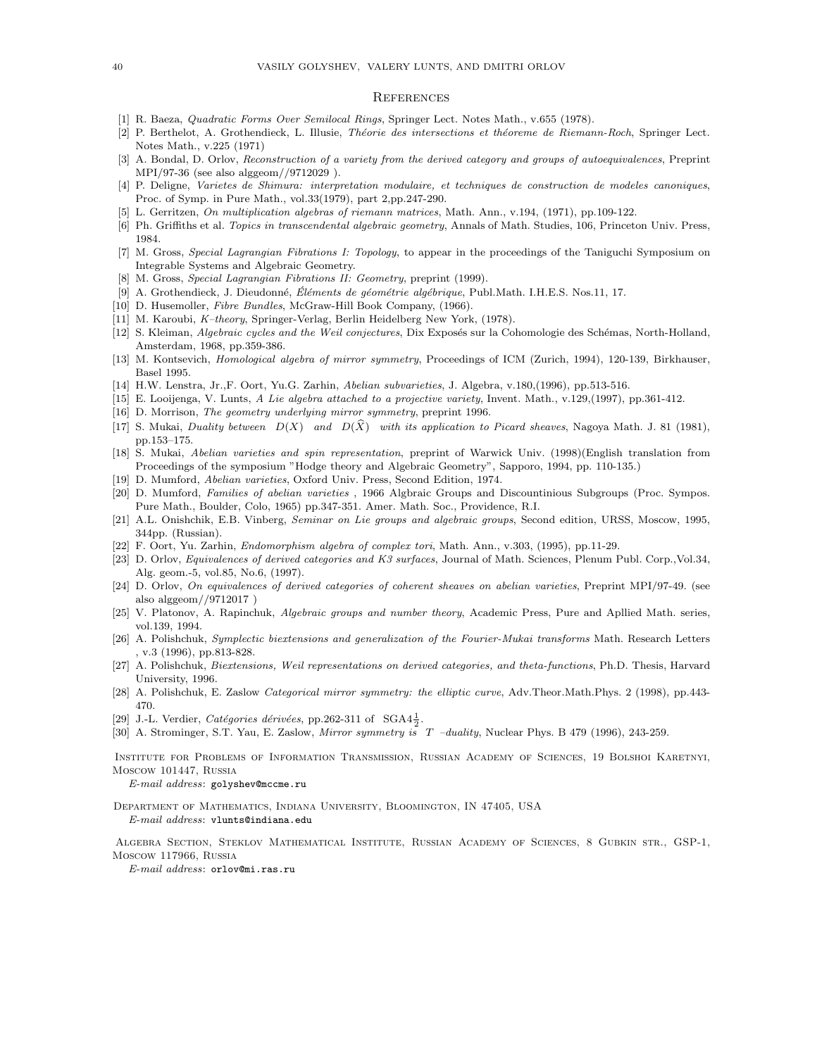## References

[1] R. Baeza, *Quadratic Forms Over Semilocal Rings*, Springer Lect. Notes Math., v.655 (1978).

[2] P. Berthelot, A. Grothendieck, L. Illusie, *Théorie des intersections et théoreme de Riemann-Roch*, Springer Lect. Notes Math., v.225 (1971)

[3] A. Bondal, D. Orlov, *Reconstruction of a variety from the derived category and groups of autoequivalences*, Preprint MPI/97-36 (see also alggeom//9712029 ).

[4] P. Deligne, *Varietes de Shimura: interpretation modulaire, et techniques de construction de modeles canoniques*, Proc. of Symp. in Pure Math., vol.33(1979), part 2,pp.247-290.

[5] L. Gerritzen, *On multiplication algebras of riemann matrices*, Math. Ann., v.194, (1971), pp.109-122.

[6] Ph. Griffiths et al. *Topics in transcendental algebraic geometry*, Annals of Math. Studies, 106, Princeton Univ. Press, 1984.

[7] M. Gross, *Special Lagrangian Fibrations I: Topology*, to appear in the proceedings of the Taniguchi Symposium on Integrable Systems and Algebraic Geometry.

[8] M. Gross, *Special Lagrangian Fibrations II: Geometry*, preprint (1999).

[9] A. Grothendieck, J. Dieudonné, *Éléments de géométrie algébrique*, Publ.Math. I.H.E.S. Nos.11, 17.

[10] D. Husemoller, *Fibre Bundles*, McGraw-Hill Book Company, (1966).

[11] M. Karoubi, *K–theory*, Springer-Verlag, Berlin Heidelberg New York, (1978).

[12] S. Kleiman, *Algebraic cycles and the Weil conjectures*, Dix Exposés sur la Cohomologie des Schémas, North-Holland, Amsterdam, 1968, pp.359-386.

[13] M. Kontsevich, *Homological algebra of mirror symmetry*, Proceedings of ICM (Zurich, 1994), 120-139, Birkhauser, Basel 1995.

[14] H.W. Lenstra, Jr.,F. Oort, Yu.G. Zarhin, *Abelian subvarieties*, J. Algebra, v.180,(1996), pp.513-516.

[15] E. Looijenga, V. Lunts, *A Lie algebra attached to a projective variety*, Invent. Math., v.129,(1997), pp.361-412.

[16] D. Morrison, *The geometry underlying mirror symmetry*, preprint 1996.

[17] S. Mukai, *Duality between* $D(X)$ *and* $D(\widehat{X})$ *with its application to Picard sheaves*, Nagoya Math. J. 81 (1981), pp.153–175.

[18] S. Mukai, *Abelian varieties and spin representation*, preprint of Warwick Univ. (1998)(English translation from Proceedings of the symposium "Hodge theory and Algebraic Geometry", Sapporo, 1994, pp. 110-135.)

[19] D. Mumford, *Abelian varieties*, Oxford Univ. Press, Second Edition, 1974.

[20] D. Mumford, *Families of abelian varieties* , 1966 Algbraic Groups and Discountinious Subgroups (Proc. Sympos. Pure Math., Boulder, Colo, 1965) pp.347-351. Amer. Math. Soc., Providence, R.I.

[21] A.L. Onishchik, E.B. Vinberg, *Seminar on Lie groups and algebraic groups*, Second edition, URSS, Moscow, 1995, 344pp. (Russian).

[22] F. Oort, Yu. Zarhin, *Endomorphism algebra of complex tori*, Math. Ann., v.303, (1995), pp.11-29.

[23] D. Orlov, *Equivalences of derived categories and K3 surfaces*, Journal of Math. Sciences, Plenum Publ. Corp.,Vol.34, Alg. geom.-5, vol.85, No.6, (1997).

[24] D. Orlov, *On equivalences of derived categories of coherent sheaves on abelian varieties*, Preprint MPI/97-49. (see also alggeom//9712017 )

[25] V. Platonov, A. Rapinchuk, *Algebraic groups and number theory*, Academic Press, Pure and Apllied Math. series, vol.139, 1994.

[26] A. Polishchuk, *Symplectic biextensions and generalization of the Fourier-Mukai transforms* Math. Research Letters , v.3 (1996), pp.813-828.

[27] A. Polishchuk, *Biextensions, Weil representations on derived categories, and theta-functions*, Ph.D. Thesis, Harvard University, 1996.

[28] A. Polishchuk, E. Zaslow *Categorical mirror symmetry: the elliptic curve*, Adv.Theor.Math.Phys. 2 (1998), pp.443-470.

[29] J.-L. Verdier, *Catégories dérivées*, pp.262-311 of SGA$4\frac{1}{2}$.

[30] A. Strominger, S.T. Yau, E. Zaslow, *Mirror symmetry is* $T$ *–duality*, Nuclear Phys. B 479 (1996), 243-259.

Institute for Problems of Information Transmission, Russian Academy of Sciences, 19 Bolshoi Karetnyi, Moscow 101447, Russia

*E-mail address*: golyshev@mccme.ru

Department of Mathematics, Indiana University, Bloomington, IN 47405, USA

*E-mail address*: vlunts@indiana.edu

Algebra Section, Steklov Mathematical Institute, Russian Academy of Sciences, 8 Gubkin str., GSP-1, Moscow 117966, Russia

*E-mail address*: orlov@mi.ras.ru